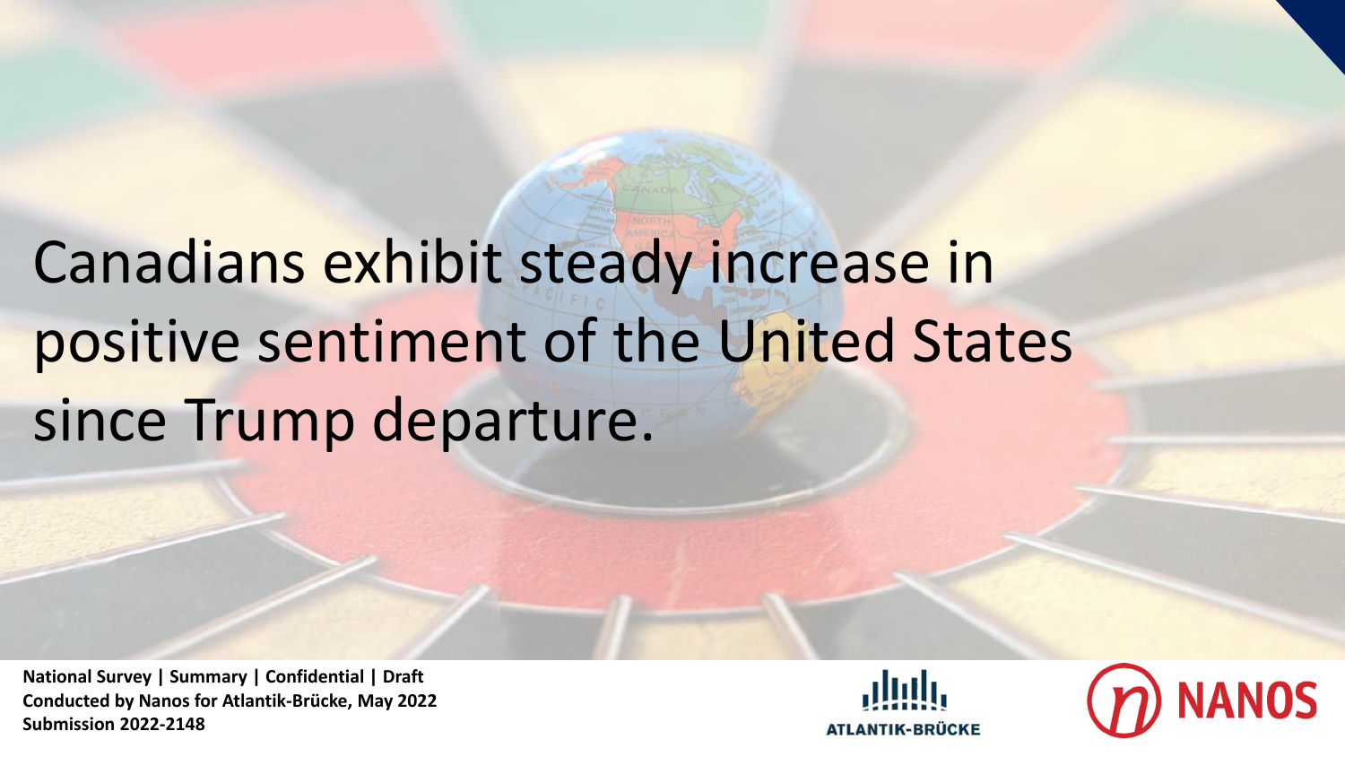# Canadians exhibit steady increase in positive sentiment of the United States since Trump departure.

**National Survey | Summary | Confidential | Draft**
**Conducted by Nanos for Atlantik-Brücke, May 2022**
**Submission 2022-2148**

ATLANTIK-BRÜCKE

NANOS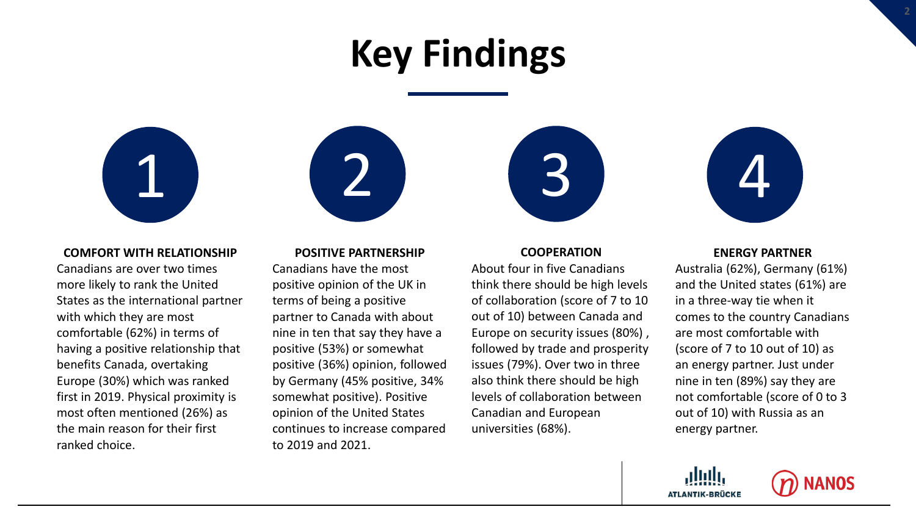# Key Findings

### 1

**COMFORT WITH RELATIONSHIP**

Canadians are over two times more likely to rank the United States as the international partner with which they are most comfortable (62%) in terms of having a positive relationship that benefits Canada, overtaking Europe (30%) which was ranked first in 2019. Physical proximity is most often mentioned (26%) as the main reason for their first ranked choice.

### 2

**POSITIVE PARTNERSHIP**

Canadians have the most positive opinion of the UK in terms of being a positive partner to Canada with about nine in ten that say they have a positive (53%) or somewhat positive (36%) opinion, followed by Germany (45% positive, 34% somewhat positive). Positive opinion of the United States continues to increase compared to 2019 and 2021.

### 3

**COOPERATION**

About four in five Canadians think there should be high levels of collaboration (score of 7 to 10 out of 10) between Canada and Europe on security issues (80%) , followed by trade and prosperity issues (79%). Over two in three also think there should be high levels of collaboration between Canadian and European universities (68%).

### 4

**ENERGY PARTNER**

Australia (62%), Germany (61%) and the United states (61%) are in a three-way tie when it comes to the country Canadians are most comfortable with (score of 7 to 10 out of 10) as an energy partner. Just under nine in ten (89%) say they are not comfortable (score of 0 to 3 out of 10) with Russia as an energy partner.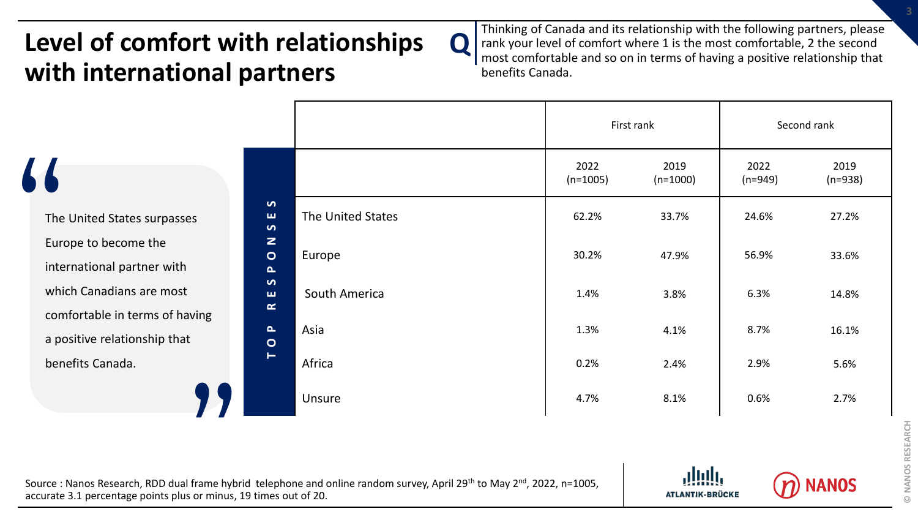# Level of comfort with relationships with international partners

**Q** Thinking of Canada and its relationship with the following partners, please rank your level of comfort where 1 is the most comfortable, 2 the second most comfortable and so on in terms of having a positive relationship that benefits Canada.

> The United States surpasses Europe to become the international partner with which Canadians are most comfortable in terms of having a positive relationship that benefits Canada.

**TOP RESPONSES**

| | First rank | | Second rank | |
|---|---|---|---|---|
| | 2022 (n=1005) | 2019 (n=1000) | 2022 (n=949) | 2019 (n=938) |
| The United States | 62.2% | 33.7% | 24.6% | 27.2% |
| Europe | 30.2% | 47.9% | 56.9% | 33.6% |
| South America | 1.4% | 3.8% | 6.3% | 14.8% |
| Asia | 1.3% | 4.1% | 8.7% | 16.1% |
| Africa | 0.2% | 2.4% | 2.9% | 5.6% |
| Unsure | 4.7% | 8.1% | 0.6% | 2.7% |

Source : Nanos Research, RDD dual frame hybrid telephone and online random survey, April 29th to May 2nd, 2022, n=1005, accurate 3.1 percentage points plus or minus, 19 times out of 20.

ATLANTIK-BRÜCKE

NANOS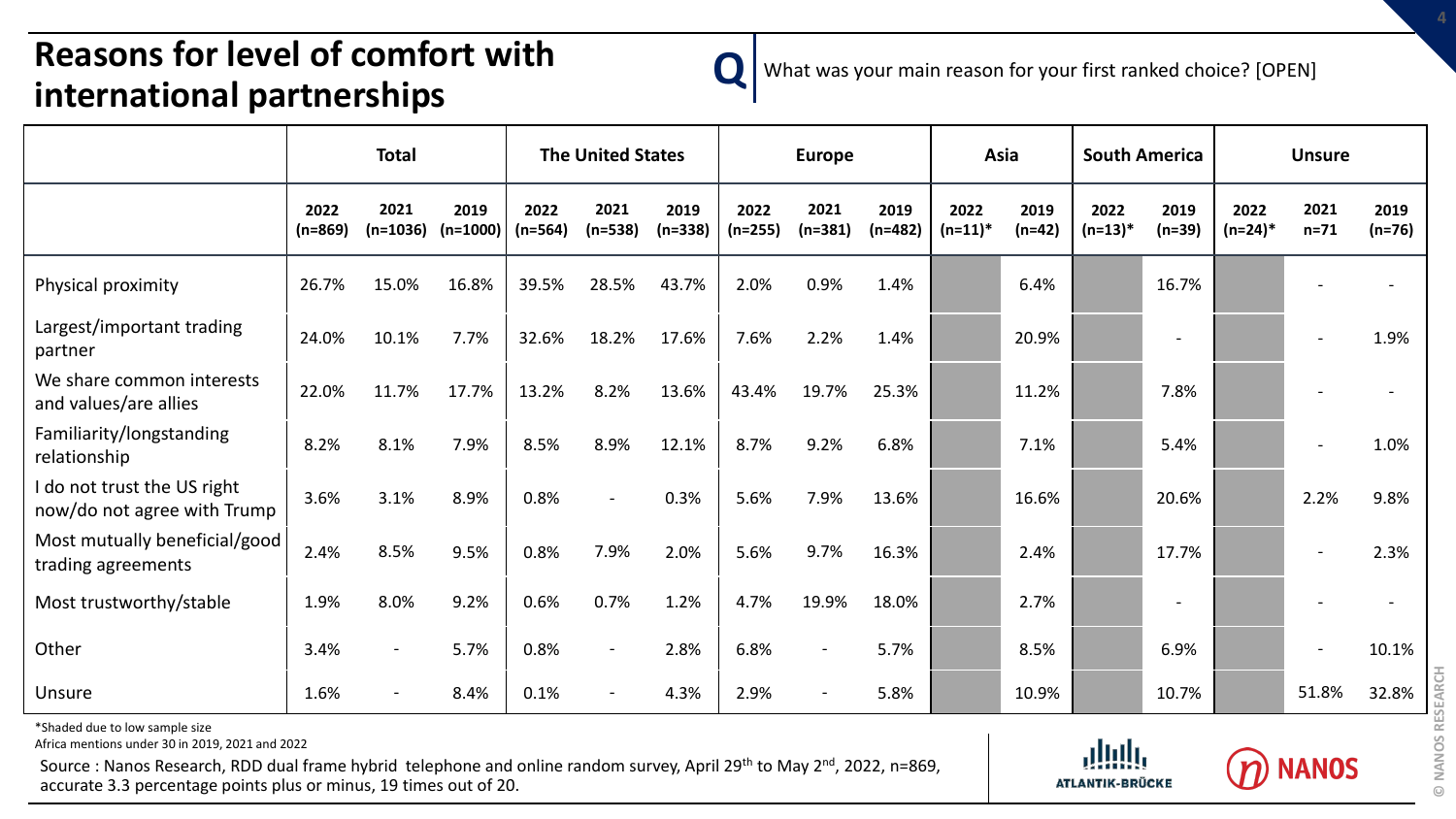# Reasons for level of comfort with international partnerships

**Q** What was your main reason for your first ranked choice? [OPEN]

| | Total | | | The United States | | | Europe | | | Asia | | South America | | Unsure | | |
|---|---|---|---|---|---|---|---|---|---|---|---|---|---|---|---|---|
| | 2022 (n=869) | 2021 (n=1036) | 2019 (n=1000) | 2022 (n=564) | 2021 (n=538) | 2019 (n=338) | 2022 (n=255) | 2021 (n=381) | 2019 (n=482) | 2022 (n=11)* | 2019 (n=42) | 2022 (n=13)* | 2019 (n=39) | 2022 (n=24)* | 2021 n=71 | 2019 (n=76) |
| Physical proximity | 26.7% | 15.0% | 16.8% | 39.5% | 28.5% | 43.7% | 2.0% | 0.9% | 1.4% | | 6.4% | | 16.7% | | - | - |
| Largest/important trading partner | 24.0% | 10.1% | 7.7% | 32.6% | 18.2% | 17.6% | 7.6% | 2.2% | 1.4% | | 20.9% | | - | | - | 1.9% |
| We share common interests and values/are allies | 22.0% | 11.7% | 17.7% | 13.2% | 8.2% | 13.6% | 43.4% | 19.7% | 25.3% | | 11.2% | | 7.8% | | - | - |
| Familiarity/longstanding relationship | 8.2% | 8.1% | 7.9% | 8.5% | 8.9% | 12.1% | 8.7% | 9.2% | 6.8% | | 7.1% | | 5.4% | | - | 1.0% |
| I do not trust the US right now/do not agree with Trump | 3.6% | 3.1% | 8.9% | 0.8% | - | 0.3% | 5.6% | 7.9% | 13.6% | | 16.6% | | 20.6% | | 2.2% | 9.8% |
| Most mutually beneficial/good trading agreements | 2.4% | 8.5% | 9.5% | 0.8% | 7.9% | 2.0% | 5.6% | 9.7% | 16.3% | | 2.4% | | 17.7% | | - | 2.3% |
| Most trustworthy/stable | 1.9% | 8.0% | 9.2% | 0.6% | 0.7% | 1.2% | 4.7% | 19.9% | 18.0% | | 2.7% | | - | | - | - |
| Other | 3.4% | - | 5.7% | 0.8% | - | 2.8% | 6.8% | - | 5.7% | | 8.5% | | 6.9% | | - | 10.1% |
| Unsure | 1.6% | - | 8.4% | 0.1% | - | 4.3% | 2.9% | - | 5.8% | | 10.9% | | 10.7% | | 51.8% | 32.8% |

*Shaded due to low sample size

Africa mentions under 30 in 2019, 2021 and 2022

Source : Nanos Research, RDD dual frame hybrid telephone and online random survey, April 29th to May 2nd, 2022, n=869, accurate 3.3 percentage points plus or minus, 19 times out of 20.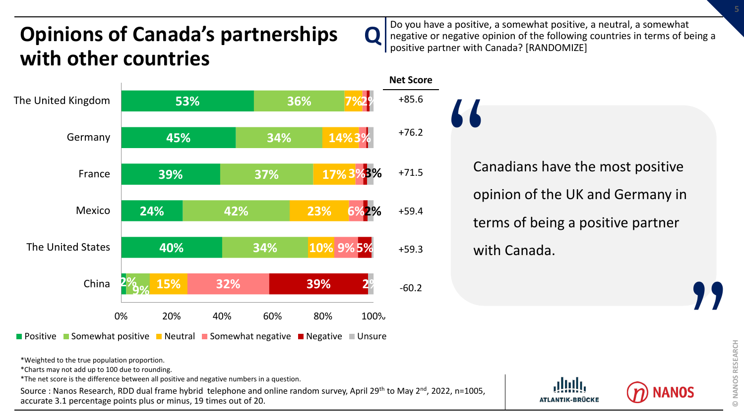# Opinions of Canada's partnerships with other countries

**Q** Do you have a positive, a somewhat positive, a neutral, a somewhat negative or negative opinion of the following countries in terms of being a positive partner with Canada? [RANDOMIZE]

| Country | Positive | Somewhat positive | Neutral | Somewhat negative | Negative | Unsure | Net Score |
|---|---|---|---|---|---|---|---|
| The United Kingdom | 53% | 36% | 7% | 2% | | | +85.6 |
| Germany | 45% | 34% | 14% | 3% | | | +76.2 |
| France | 39% | 37% | 17% | 3% | | 3% | +71.5 |
| Mexico | 24% | 42% | 23% | 6% | | 2% | +59.4 |
| The United States | 40% | 34% | 10% | 9% | 5% | | +59.3 |
| China | 2% | 9% | 15% | 32% | 39% | 2% | -60.2 |

Canadians have the most positive opinion of the UK and Germany in terms of being a positive partner with Canada.

*Weighted to the true population proportion.
*Charts may not add up to 100 due to rounding.
*The net score is the difference between all positive and negative numbers in a question.

Source : Nanos Research, RDD dual frame hybrid telephone and online random survey, April 29th to May 2nd, 2022, n=1005, accurate 3.1 percentage points plus or minus, 19 times out of 20.

ATLANTIK-BRÜCKE

NANOS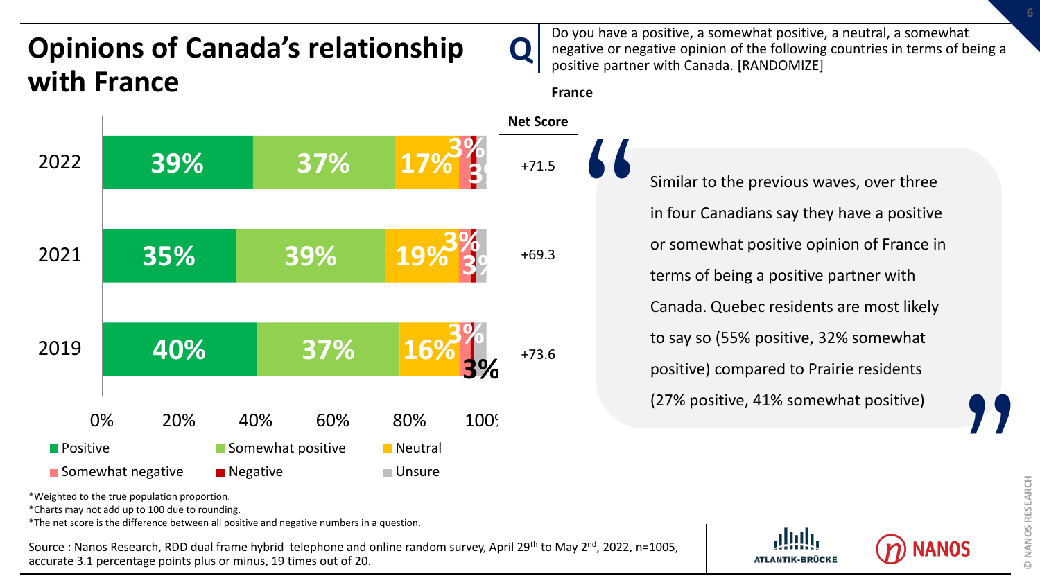# Opinions of Canada's relationship with France

**Q** Do you have a positive, a somewhat positive, a neutral, a somewhat negative or negative opinion of the following countries in terms of being a positive partner with Canada. [RANDOMIZE]

**France**

| Year | Positive | Somewhat positive | Neutral | Somewhat negative | Negative | Unsure | Net Score |
|---|---|---|---|---|---|---|---|
| 2022 | 39% | 37% | 17% | 3% | | 3% | +71.5 |
| 2021 | 35% | 39% | 19% | 3% | | 3% | +69.3 |
| 2019 | 40% | 37% | 16% | 3% | | 3% | +73.6 |

> Similar to the previous waves, over three in four Canadians say they have a positive or somewhat positive opinion of France in terms of being a positive partner with Canada. Quebec residents are most likely to say so (55% positive, 32% somewhat positive) compared to Prairie residents (27% positive, 41% somewhat positive)

*Weighted to the true population proportion.
*Charts may not add up to 100 due to rounding.
*The net score is the difference between all positive and negative numbers in a question.

Source : Nanos Research, RDD dual frame hybrid telephone and online random survey, April 29th to May 2nd, 2022, n=1005, accurate 3.1 percentage points plus or minus, 19 times out of 20.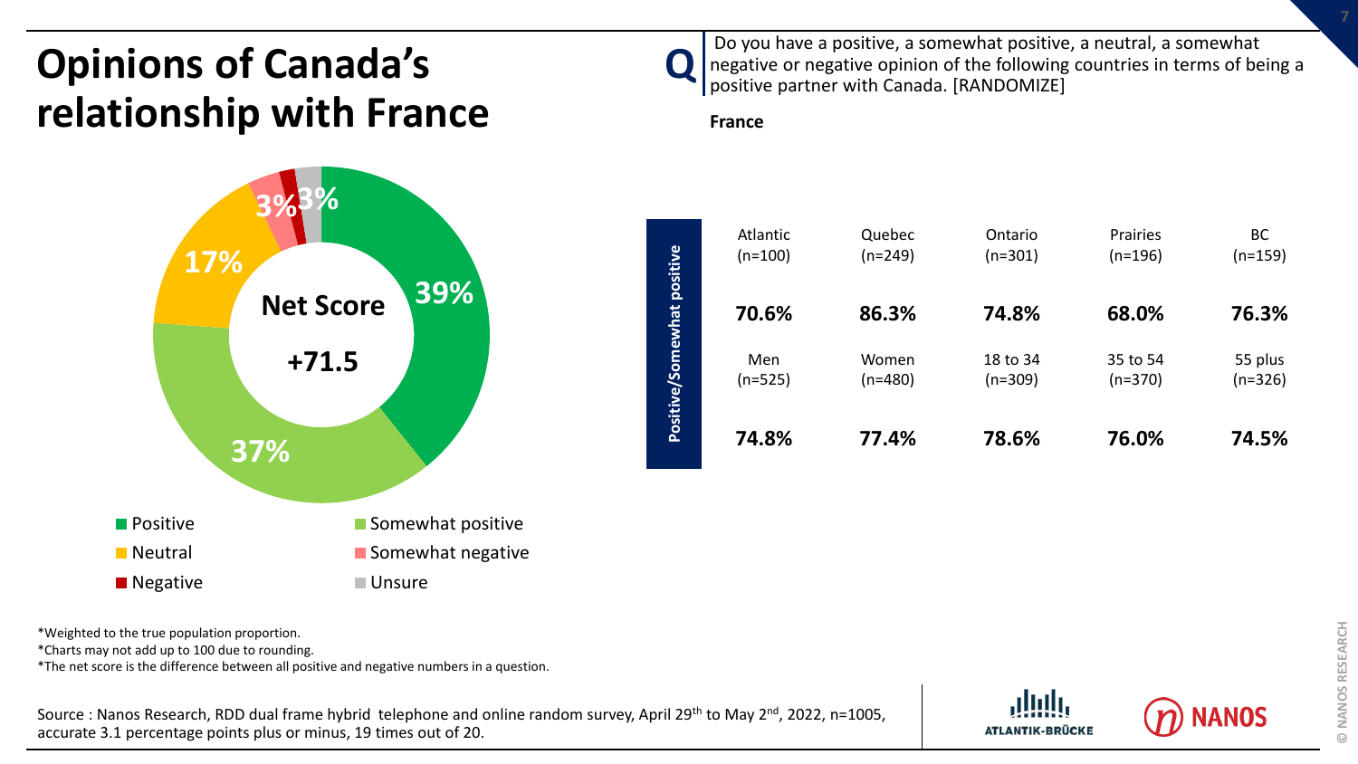# Opinions of Canada's relationship with France

**Q** Do you have a positive, a somewhat positive, a neutral, a somewhat negative or negative opinion of the following countries in terms of being a positive partner with Canada. [RANDOMIZE]

**France**

Net Score **+71.5**

- Positive: 39%
- Somewhat positive: 37%
- Neutral: 17%
- Somewhat negative: 3%
- Negative:
- Unsure: 3%

**Positive/Somewhat positive**

| Atlantic (n=100) | Quebec (n=249) | Ontario (n=301) | Prairies (n=196) | BC (n=159) |
|---|---|---|---|---|
| **70.6%** | **86.3%** | **74.8%** | **68.0%** | **76.3%** |

| Men (n=525) | Women (n=480) | 18 to 34 (n=309) | 35 to 54 (n=370) | 55 plus (n=326) |
|---|---|---|---|---|
| **74.8%** | **77.4%** | **78.6%** | **76.0%** | **74.5%** |

*Weighted to the true population proportion.
*Charts may not add up to 100 due to rounding.
*The net score is the difference between all positive and negative numbers in a question.

Source : Nanos Research, RDD dual frame hybrid telephone and online random survey, April 29th to May 2nd, 2022, n=1005, accurate 3.1 percentage points plus or minus, 19 times out of 20.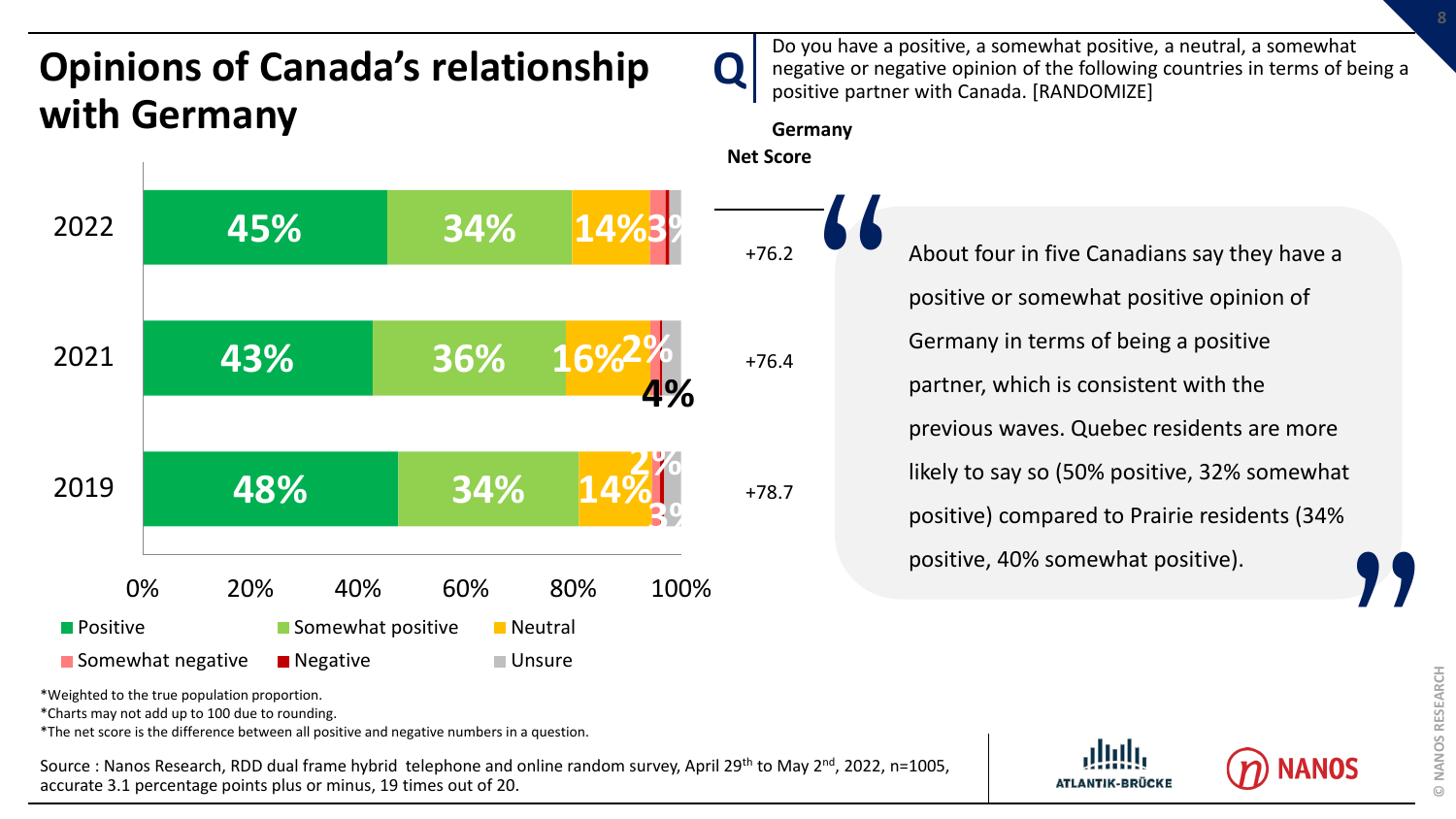# Opinions of Canada's relationship with Germany

**Q** Do you have a positive, a somewhat positive, a neutral, a somewhat negative or negative opinion of the following countries in terms of being a positive partner with Canada. [RANDOMIZE]

**Germany**

| Year | Positive | Somewhat positive | Neutral | Somewhat negative | Negative | Unsure | Net Score |
|---|---|---|---|---|---|---|---|
| 2022 | 45% | 34% | 14% | 3% | | | +76.2 |
| 2021 | 43% | 36% | 16% | 2% | | 4% | +76.4 |
| 2019 | 48% | 34% | 14% | 2% | | 3% | +78.7 |

About four in five Canadians say they have a positive or somewhat positive opinion of Germany in terms of being a positive partner, which is consistent with the previous waves. Quebec residents are more likely to say so (50% positive, 32% somewhat positive) compared to Prairie residents (34% positive, 40% somewhat positive).

*Weighted to the true population proportion.
*Charts may not add up to 100 due to rounding.
*The net score is the difference between all positive and negative numbers in a question.

Source : Nanos Research, RDD dual frame hybrid telephone and online random survey, April 29th to May 2nd, 2022, n=1005, accurate 3.1 percentage points plus or minus, 19 times out of 20.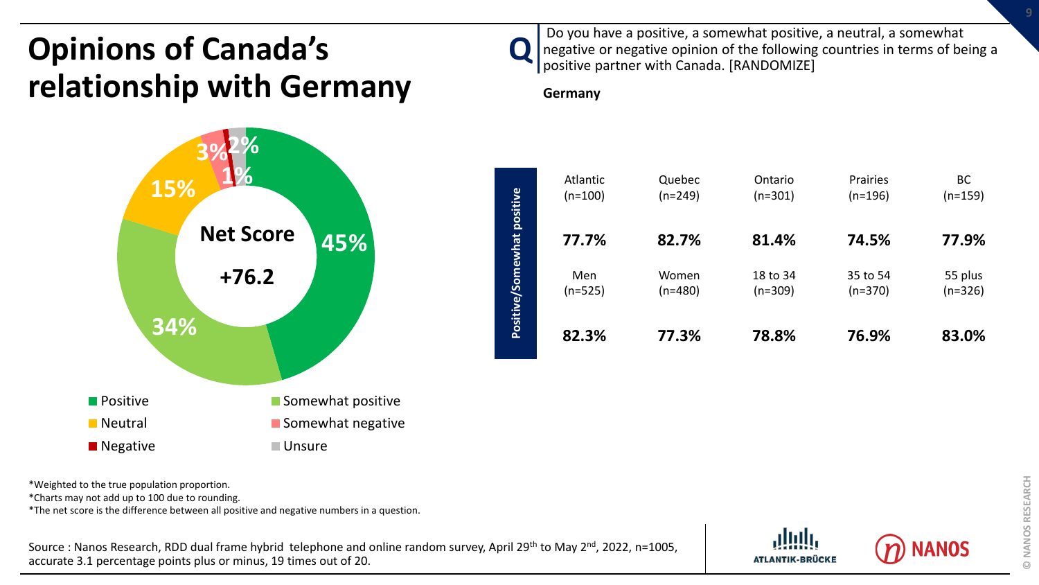# Opinions of Canada's relationship with Germany

**Q** Do you have a positive, a somewhat positive, a neutral, a somewhat negative or negative opinion of the following countries in terms of being a positive partner with Canada. [RANDOMIZE]

**Germany**

**Net Score**

**+76.2**

- Positive: 45%
- Somewhat positive: 34%
- Neutral: 15%
- Somewhat negative: 3%
- Negative: 1%
- Unsure: 2%

**Positive/Somewhat positive**

| Atlantic (n=100) | Quebec (n=249) | Ontario (n=301) | Prairies (n=196) | BC (n=159) |
|---|---|---|---|---|
| **77.7%** | **82.7%** | **81.4%** | **74.5%** | **77.9%** |

| Men (n=525) | Women (n=480) | 18 to 34 (n=309) | 35 to 54 (n=370) | 55 plus (n=326) |
|---|---|---|---|---|
| **82.3%** | **77.3%** | **78.8%** | **76.9%** | **83.0%** |

*Weighted to the true population proportion.
*Charts may not add up to 100 due to rounding.
*The net score is the difference between all positive and negative numbers in a question.

Source : Nanos Research, RDD dual frame hybrid telephone and online random survey, April 29th to May 2nd, 2022, n=1005, accurate 3.1 percentage points plus or minus, 19 times out of 20.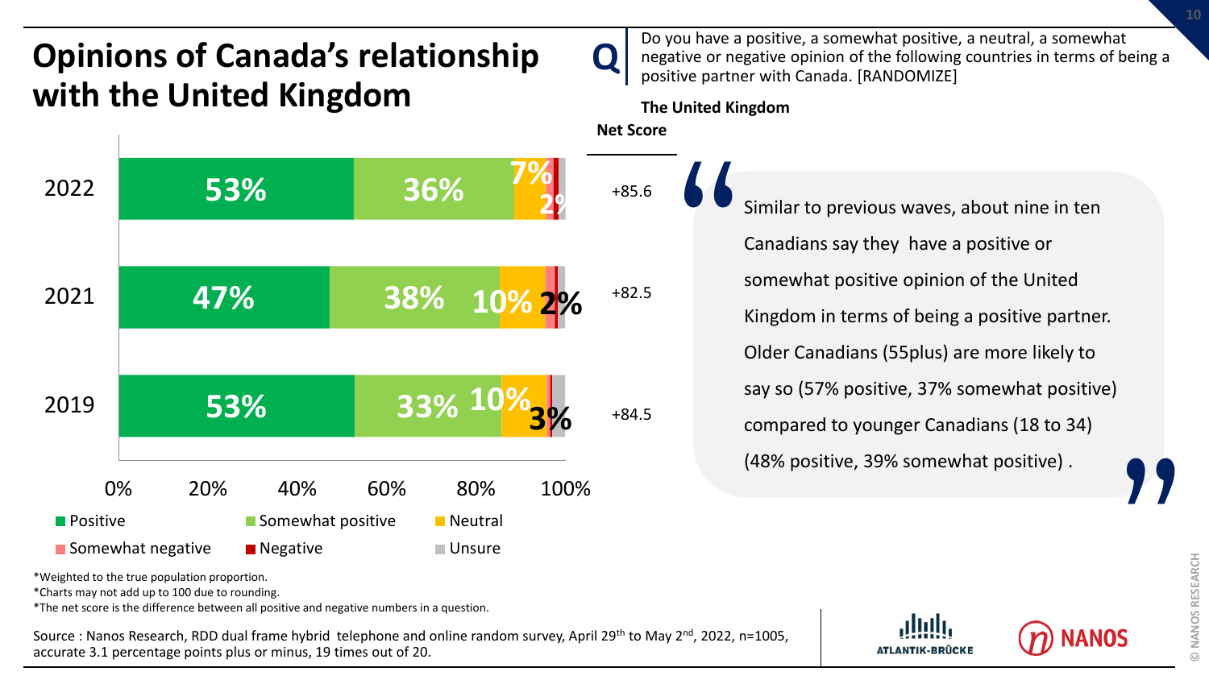# Opinions of Canada's relationship with the United Kingdom

**Q** Do you have a positive, a somewhat positive, a neutral, a somewhat negative or negative opinion of the following countries in terms of being a positive partner with Canada. [RANDOMIZE]

**The United Kingdom**

| Year | Positive | Somewhat positive | Neutral | Somewhat negative | Negative | Unsure | Net Score |
|---|---|---|---|---|---|---|---|
| 2022 | 53% | 36% | 7% | | | 2% | +85.6 |
| 2021 | 47% | 38% | 10% | | | 2% | +82.5 |
| 2019 | 53% | 33% | 10% | | | 3% | +84.5 |

> Similar to previous waves, about nine in ten Canadians say they have a positive or somewhat positive opinion of the United Kingdom in terms of being a positive partner. Older Canadians (55plus) are more likely to say so (57% positive, 37% somewhat positive) compared to younger Canadians (18 to 34) (48% positive, 39% somewhat positive) .

*Weighted to the true population proportion.
*Charts may not add up to 100 due to rounding.
*The net score is the difference between all positive and negative numbers in a question.

Source : Nanos Research, RDD dual frame hybrid telephone and online random survey, April 29th to May 2nd, 2022, n=1005, accurate 3.1 percentage points plus or minus, 19 times out of 20.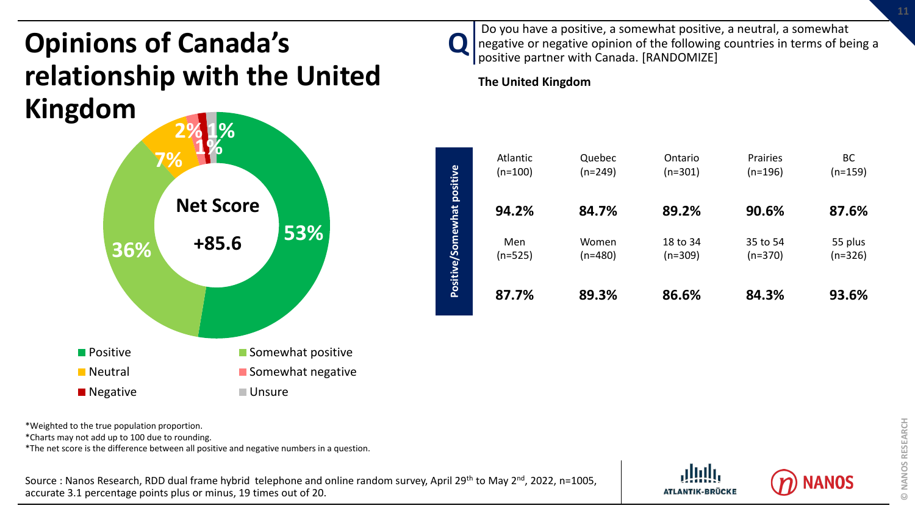# Opinions of Canada's relationship with the United Kingdom

**Q** Do you have a positive, a somewhat positive, a neutral, a somewhat negative or negative opinion of the following countries in terms of being a positive partner with Canada. [RANDOMIZE]

**The United Kingdom**

| Response | % |
|---|---|
| Positive | 53% |
| Somewhat positive | 36% |
| Neutral | 7% |
| Somewhat negative | 2% |
| Negative | 1% |
| Unsure | 1% |

**Net Score**

**+85.6**

**Positive/Somewhat positive**

| Atlantic (n=100) | Quebec (n=249) | Ontario (n=301) | Prairies (n=196) | BC (n=159) |
|---|---|---|---|---|
| **94.2%** | **84.7%** | **89.2%** | **90.6%** | **87.6%** |

| Men (n=525) | Women (n=480) | 18 to 34 (n=309) | 35 to 54 (n=370) | 55 plus (n=326) |
|---|---|---|---|---|
| **87.7%** | **89.3%** | **86.6%** | **84.3%** | **93.6%** |

*Weighted to the true population proportion.
*Charts may not add up to 100 due to rounding.
*The net score is the difference between all positive and negative numbers in a question.

Source : Nanos Research, RDD dual frame hybrid telephone and online random survey, April 29th to May 2nd, 2022, n=1005, accurate 3.1 percentage points plus or minus, 19 times out of 20.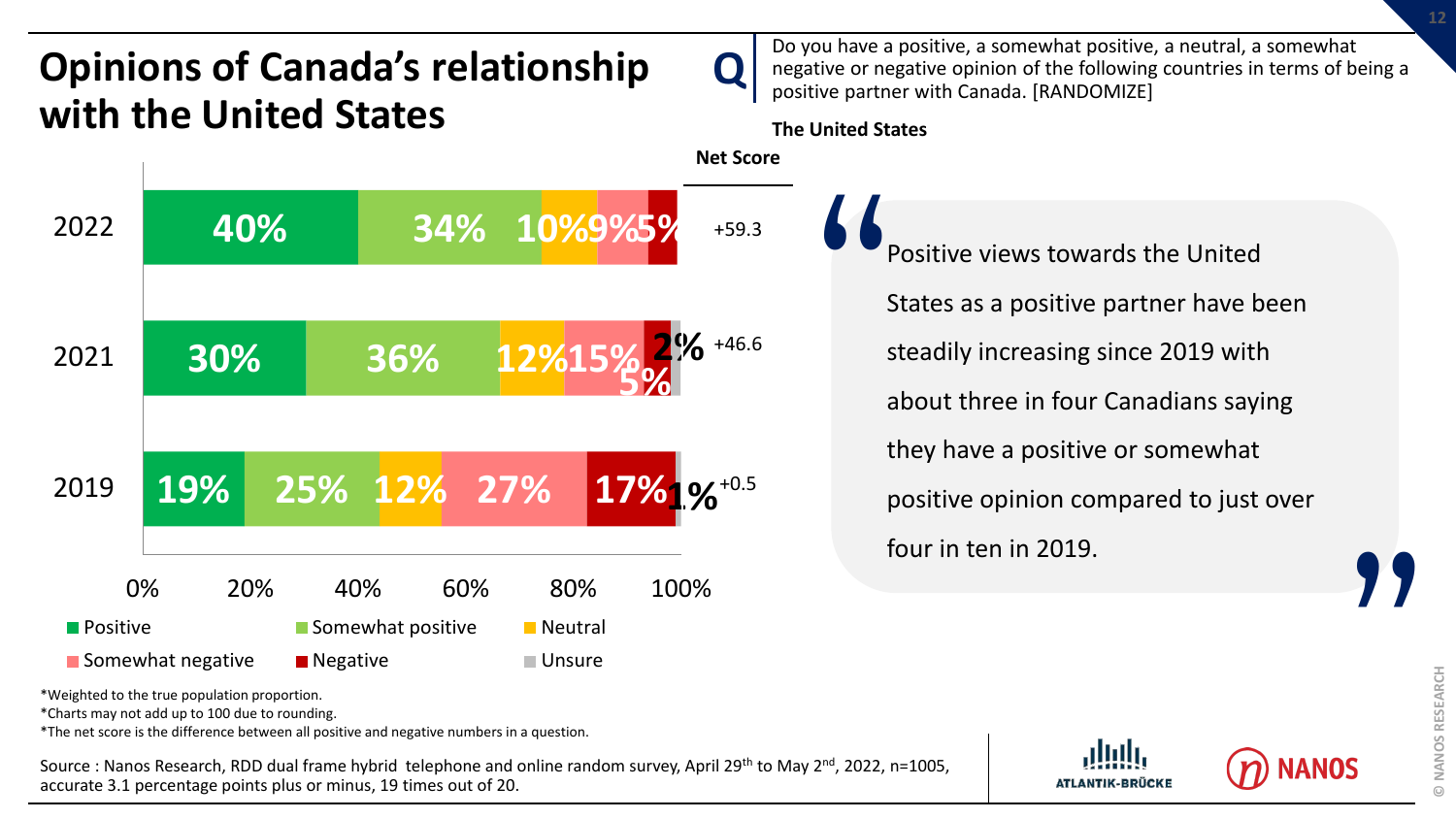# Opinions of Canada's relationship with the United States

**Q** Do you have a positive, a somewhat positive, a neutral, a somewhat negative or negative opinion of the following countries in terms of being a positive partner with Canada. [RANDOMIZE]

**The United States**

| Year | Positive | Somewhat positive | Neutral | Somewhat negative | Negative | Unsure | Net Score |
|---|---|---|---|---|---|---|---|
| 2022 | 40% | 34% | 10% | 9% | 5% | | +59.3 |
| 2021 | 30% | 36% | 12% | 15% | 5% | 2% | +46.6 |
| 2019 | 19% | 25% | 12% | 27% | 17% | 1% | +0.5 |

"Positive views towards the United States as a positive partner have been steadily increasing since 2019 with about three in four Canadians saying they have a positive or somewhat positive opinion compared to just over four in ten in 2019."

*Weighted to the true population proportion.
*Charts may not add up to 100 due to rounding.
*The net score is the difference between all positive and negative numbers in a question.

Source : Nanos Research, RDD dual frame hybrid telephone and online random survey, April 29th to May 2nd, 2022, n=1005, accurate 3.1 percentage points plus or minus, 19 times out of 20.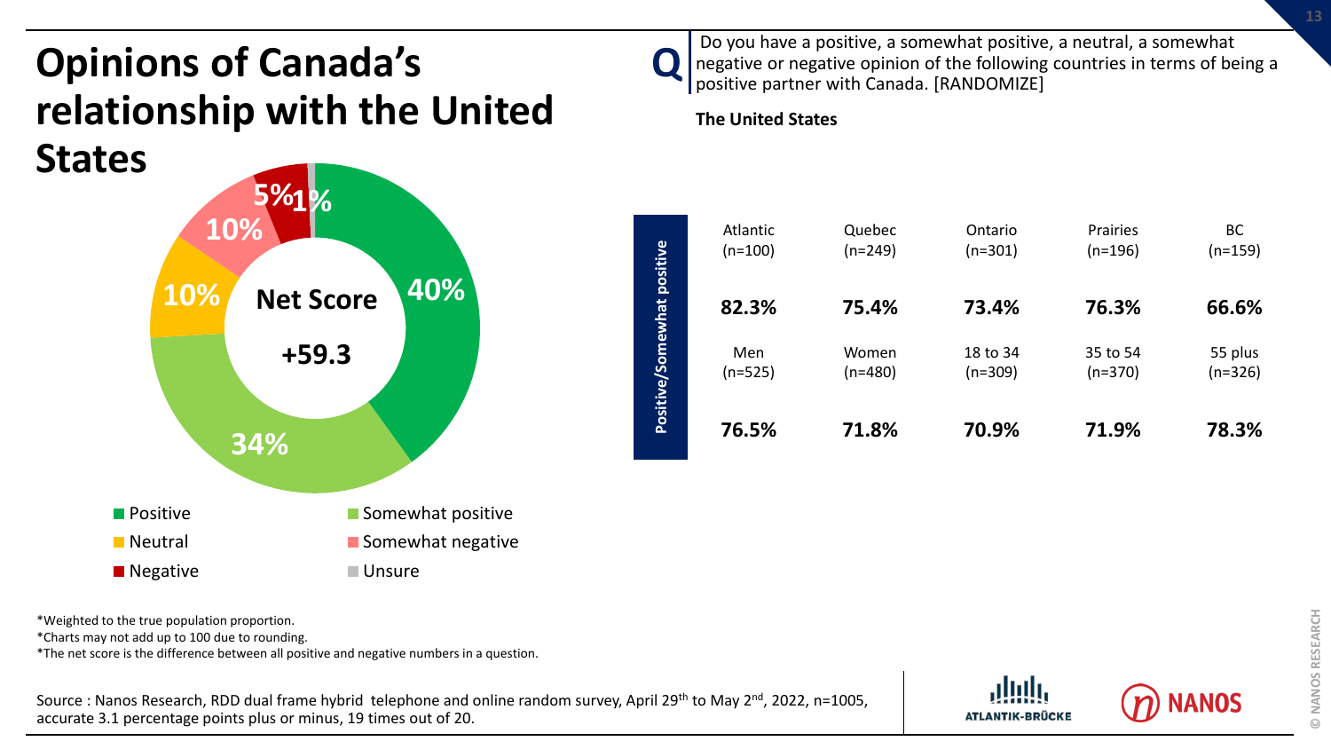# Opinions of Canada's relationship with the United States

**Q** Do you have a positive, a somewhat positive, a neutral, a somewhat negative or negative opinion of the following countries in terms of being a positive partner with Canada. [RANDOMIZE]

**The United States**

Net Score **+59.3**

| Response | % |
|---|---|
| Positive | 40% |
| Somewhat positive | 34% |
| Neutral | 10% |
| Somewhat negative | 10% |
| Negative | 5% |
| Unsure | 1% |

**Positive/Somewhat positive**

| Atlantic (n=100) | Quebec (n=249) | Ontario (n=301) | Prairies (n=196) | BC (n=159) |
|---|---|---|---|---|
| **82.3%** | **75.4%** | **73.4%** | **76.3%** | **66.6%** |

| Men (n=525) | Women (n=480) | 18 to 34 (n=309) | 35 to 54 (n=370) | 55 plus (n=326) |
|---|---|---|---|---|
| **76.5%** | **71.8%** | **70.9%** | **71.9%** | **78.3%** |

*Weighted to the true population proportion.
*Charts may not add up to 100 due to rounding.
*The net score is the difference between all positive and negative numbers in a question.

Source : Nanos Research, RDD dual frame hybrid telephone and online random survey, April 29th to May 2nd, 2022, n=1005, accurate 3.1 percentage points plus or minus, 19 times out of 20.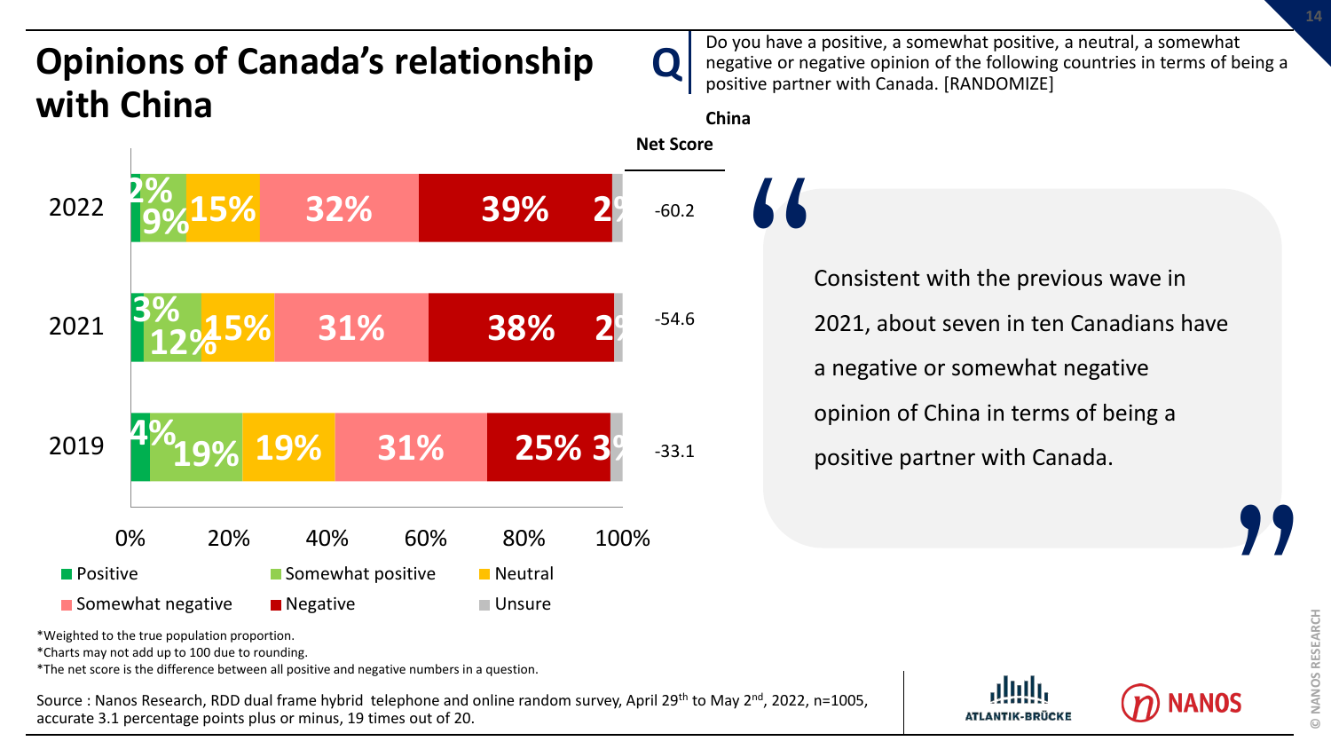# Opinions of Canada's relationship with China

**Q** Do you have a positive, a somewhat positive, a neutral, a somewhat negative or negative opinion of the following countries in terms of being a positive partner with Canada. [RANDOMIZE]

**China**

| Year | Positive | Somewhat positive | Neutral | Somewhat negative | Negative | Unsure | Net Score |
|---|---|---|---|---|---|---|---|
| 2022 | 2% | 9% | 15% | 32% | 39% | 2% | -60.2 |
| 2021 | 3% | 12% | 15% | 31% | 38% | 2% | -54.6 |
| 2019 | 4% | 19% | 19% | 31% | 25% | 3% | -33.1 |

"Consistent with the previous wave in 2021, about seven in ten Canadians have a negative or somewhat negative opinion of China in terms of being a positive partner with Canada."

*Weighted to the true population proportion.
*Charts may not add up to 100 due to rounding.
*The net score is the difference between all positive and negative numbers in a question.

Source : Nanos Research, RDD dual frame hybrid telephone and online random survey, April 29th to May 2nd, 2022, n=1005, accurate 3.1 percentage points plus or minus, 19 times out of 20.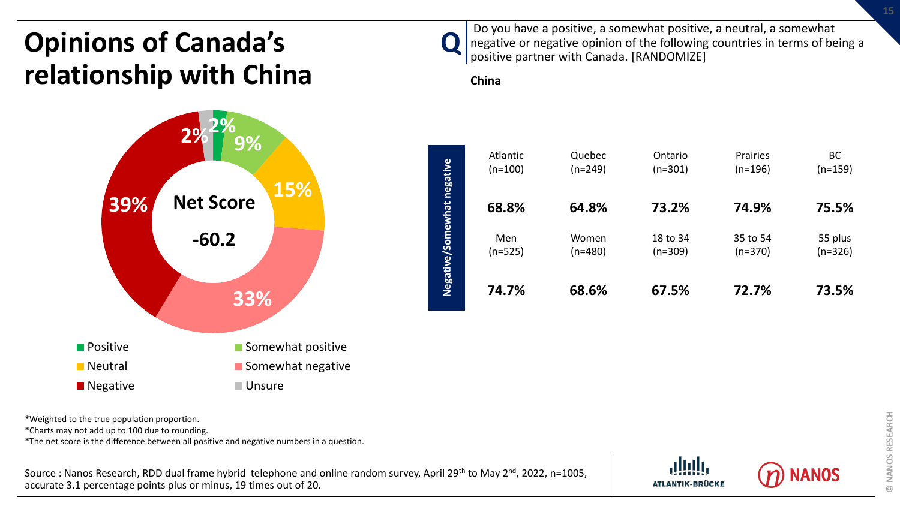# Opinions of Canada's relationship with China

**Q** Do you have a positive, a somewhat positive, a neutral, a somewhat negative or negative opinion of the following countries in terms of being a positive partner with Canada. [RANDOMIZE]

**China**

Net Score **-60.2**

| Response | % |
|---|---|
| Positive | 2% |
| Somewhat positive | 9% |
| Neutral | 15% |
| Somewhat negative | 33% |
| Negative | 39% |
| Unsure | 2% |

**Negative/Somewhat negative**

| Atlantic (n=100) | Quebec (n=249) | Ontario (n=301) | Prairies (n=196) | BC (n=159) |
|---|---|---|---|---|
| **68.8%** | **64.8%** | **73.2%** | **74.9%** | **75.5%** |

| Men (n=525) | Women (n=480) | 18 to 34 (n=309) | 35 to 54 (n=370) | 55 plus (n=326) |
|---|---|---|---|---|
| **74.7%** | **68.6%** | **67.5%** | **72.7%** | **73.5%** |

*Weighted to the true population proportion.
*Charts may not add up to 100 due to rounding.
*The net score is the difference between all positive and negative numbers in a question.

Source : Nanos Research, RDD dual frame hybrid telephone and online random survey, April 29th to May 2nd, 2022, n=1005, accurate 3.1 percentage points plus or minus, 19 times out of 20.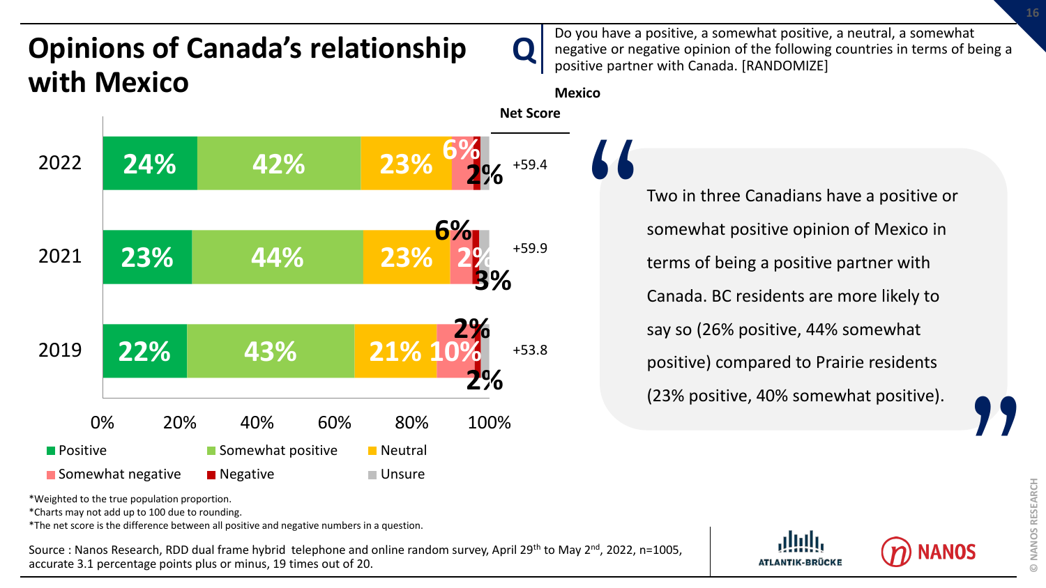# Opinions of Canada's relationship with Mexico

**Q** Do you have a positive, a somewhat positive, a neutral, a somewhat negative or negative opinion of the following countries in terms of being a positive partner with Canada. [RANDOMIZE]

**Mexico**

| Year | Positive | Somewhat positive | Neutral | Somewhat negative | Negative | Unsure | Net Score |
|---|---|---|---|---|---|---|---|
| 2022 | 24% | 42% | 23% | 6% | 2% | | +59.4 |
| 2021 | 23% | 44% | 23% | 6% | 2% | 3% | +59.9 |
| 2019 | 22% | 43% | 21% | 10% | 2% | 2% | +53.8 |

"Two in three Canadians have a positive or somewhat positive opinion of Mexico in terms of being a positive partner with Canada. BC residents are more likely to say so (26% positive, 44% somewhat positive) compared to Prairie residents (23% positive, 40% somewhat positive)."

*Weighted to the true population proportion.
*Charts may not add up to 100 due to rounding.
*The net score is the difference between all positive and negative numbers in a question.

Source : Nanos Research, RDD dual frame hybrid telephone and online random survey, April 29th to May 2nd, 2022, n=1005, accurate 3.1 percentage points plus or minus, 19 times out of 20.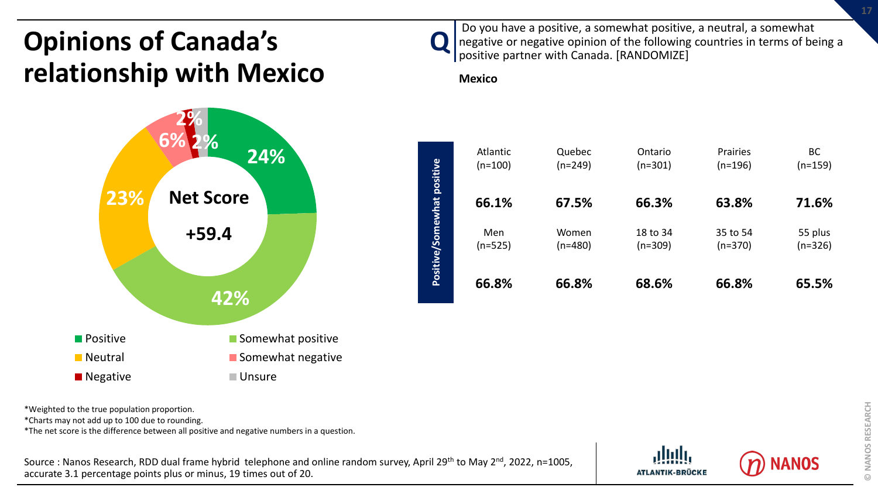# Opinions of Canada's relationship with Mexico

**Q** Do you have a positive, a somewhat positive, a neutral, a somewhat negative or negative opinion of the following countries in terms of being a positive partner with Canada. [RANDOMIZE]

**Mexico**

Net Score **+59.4**

| Response | % |
|---|---|
| Positive | 24% |
| Somewhat positive | 42% |
| Neutral | 23% |
| Somewhat negative | 6% |
| Negative | 2% |
| Unsure | 2% |

**Positive/Somewhat positive**

| Atlantic (n=100) | Quebec (n=249) | Ontario (n=301) | Prairies (n=196) | BC (n=159) |
|---|---|---|---|---|
| **66.1%** | **67.5%** | **66.3%** | **63.8%** | **71.6%** |

| Men (n=525) | Women (n=480) | 18 to 34 (n=309) | 35 to 54 (n=370) | 55 plus (n=326) |
|---|---|---|---|---|
| **66.8%** | **66.8%** | **68.6%** | **66.8%** | **65.5%** |

*Weighted to the true population proportion.
*Charts may not add up to 100 due to rounding.
*The net score is the difference between all positive and negative numbers in a question.

Source : Nanos Research, RDD dual frame hybrid telephone and online random survey, April 29th to May 2nd, 2022, n=1005, accurate 3.1 percentage points plus or minus, 19 times out of 20.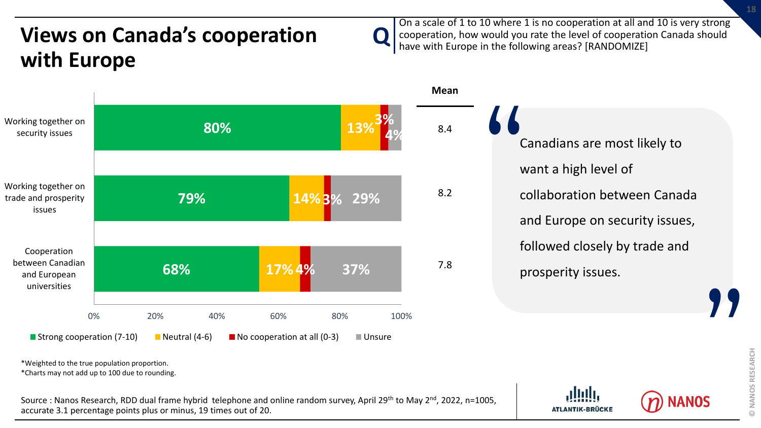# Views on Canada's cooperation with Europe

**Q** On a scale of 1 to 10 where 1 is no cooperation at all and 10 is very strong cooperation, how would you rate the level of cooperation Canada should have with Europe in the following areas? [RANDOMIZE]

| | Strong cooperation (7-10) | Neutral (4-6) | No cooperation at all (0-3) | Unsure | Mean |
|---|---|---|---|---|---|
| Working together on security issues | 80% | 13% | 3% | 4% | 8.4 |
| Working together on trade and prosperity issues | 79% | 14% | 3% | 29% | 8.2 |
| Cooperation between Canadian and European universities | 68% | 17% | 4% | 37% | 7.8 |

> "Canadians are most likely to want a high level of collaboration between Canada and Europe on security issues, followed closely by trade and prosperity issues."

*Weighted to the true population proportion.
*Charts may not add up to 100 due to rounding.

Source : Nanos Research, RDD dual frame hybrid telephone and online random survey, April 29th to May 2nd, 2022, n=1005, accurate 3.1 percentage points plus or minus, 19 times out of 20.

ATLANTIK-BRÜCKE
NANOS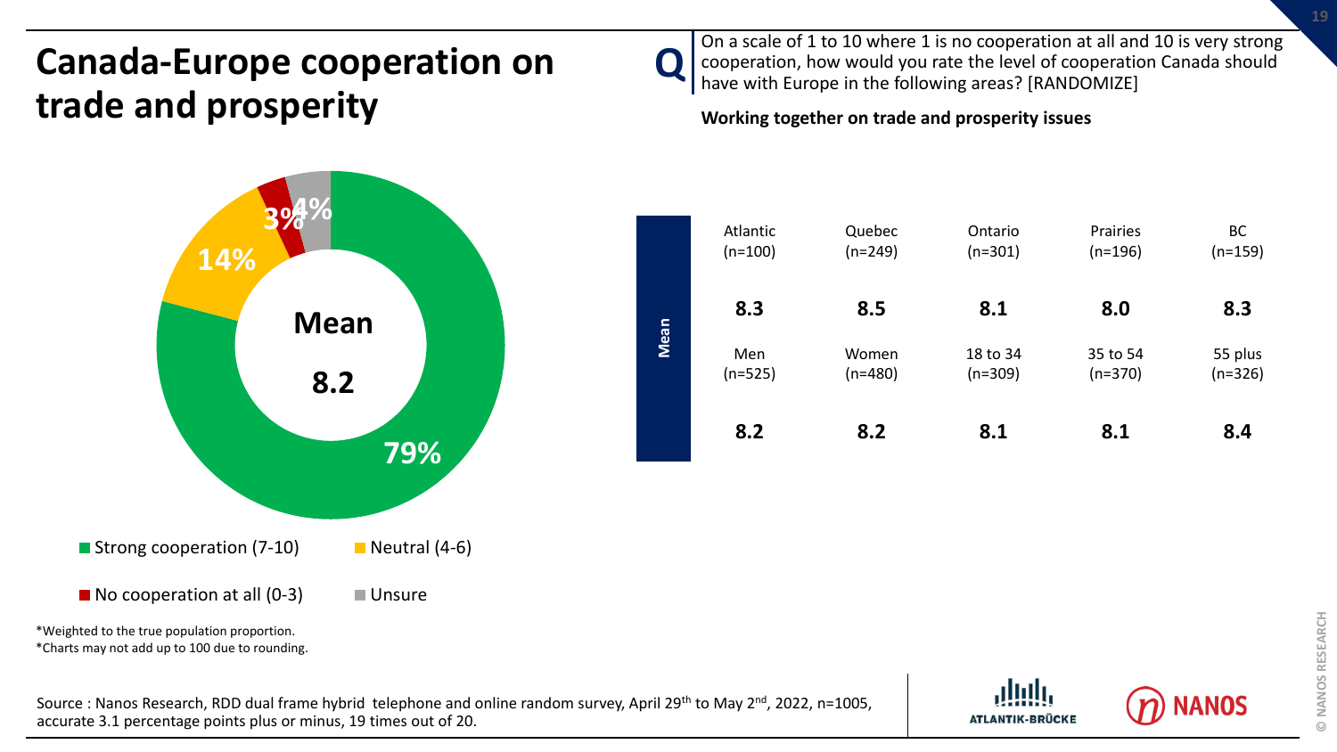# Canada-Europe cooperation on trade and prosperity

**Q** On a scale of 1 to 10 where 1 is no cooperation at all and 10 is very strong cooperation, how would you rate the level of cooperation Canada should have with Europe in the following areas? [RANDOMIZE]

**Working together on trade and prosperity issues**

**Mean 8.2**

- Strong cooperation (7-10): 79%
- Neutral (4-6): 14%
- No cooperation at all (0-3): 3%
- Unsure: 4%

| | Atlantic (n=100) | Quebec (n=249) | Ontario (n=301) | Prairies (n=196) | BC (n=159) |
|---|---|---|---|---|---|
| **Mean** | **8.3** | **8.5** | **8.1** | **8.0** | **8.3** |

| | Men (n=525) | Women (n=480) | 18 to 34 (n=309) | 35 to 54 (n=370) | 55 plus (n=326) |
|---|---|---|---|---|---|
| **Mean** | **8.2** | **8.2** | **8.1** | **8.1** | **8.4** |

*Weighted to the true population proportion.
*Charts may not add up to 100 due to rounding.

Source : Nanos Research, RDD dual frame hybrid telephone and online random survey, April 29th to May 2nd, 2022, n=1005, accurate 3.1 percentage points plus or minus, 19 times out of 20.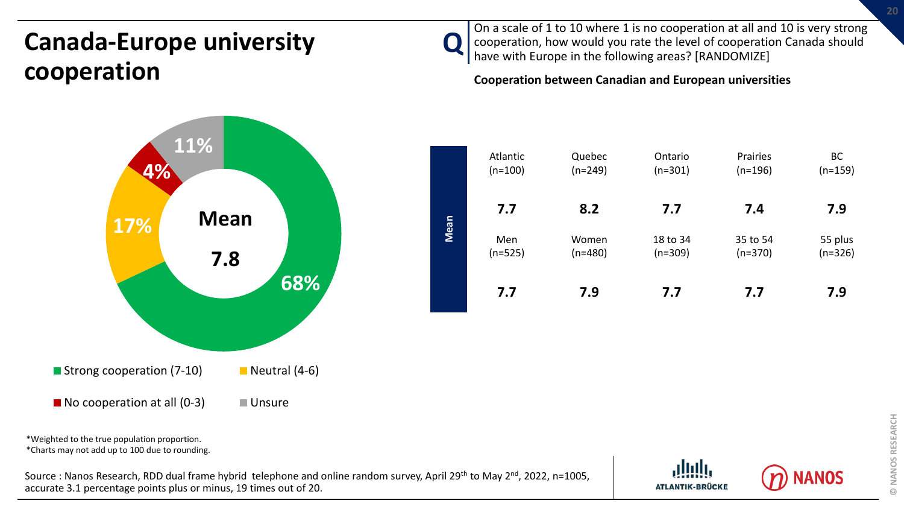# Canada-Europe university cooperation

**Q** On a scale of 1 to 10 where 1 is no cooperation at all and 10 is very strong cooperation, how would you rate the level of cooperation Canada should have with Europe in the following areas? [RANDOMIZE]

**Cooperation between Canadian and European universities**

| Response | Percentage |
|---|---|
| Strong cooperation (7-10) | 68% |
| Neutral (4-6) | 17% |
| No cooperation at all (0-3) | 4% |
| Unsure | 11% |

**Mean 7.8**

| | Atlantic (n=100) | Quebec (n=249) | Ontario (n=301) | Prairies (n=196) | BC (n=159) |
|---|---|---|---|---|---|
| **Mean** | **7.7** | **8.2** | **7.7** | **7.4** | **7.9** |

| | Men (n=525) | Women (n=480) | 18 to 34 (n=309) | 35 to 54 (n=370) | 55 plus (n=326) |
|---|---|---|---|---|---|
| **Mean** | **7.7** | **7.9** | **7.7** | **7.7** | **7.9** |

*Weighted to the true population proportion.
*Charts may not add up to 100 due to rounding.

Source : Nanos Research, RDD dual frame hybrid telephone and online random survey, April 29th to May 2nd, 2022, n=1005, accurate 3.1 percentage points plus or minus, 19 times out of 20.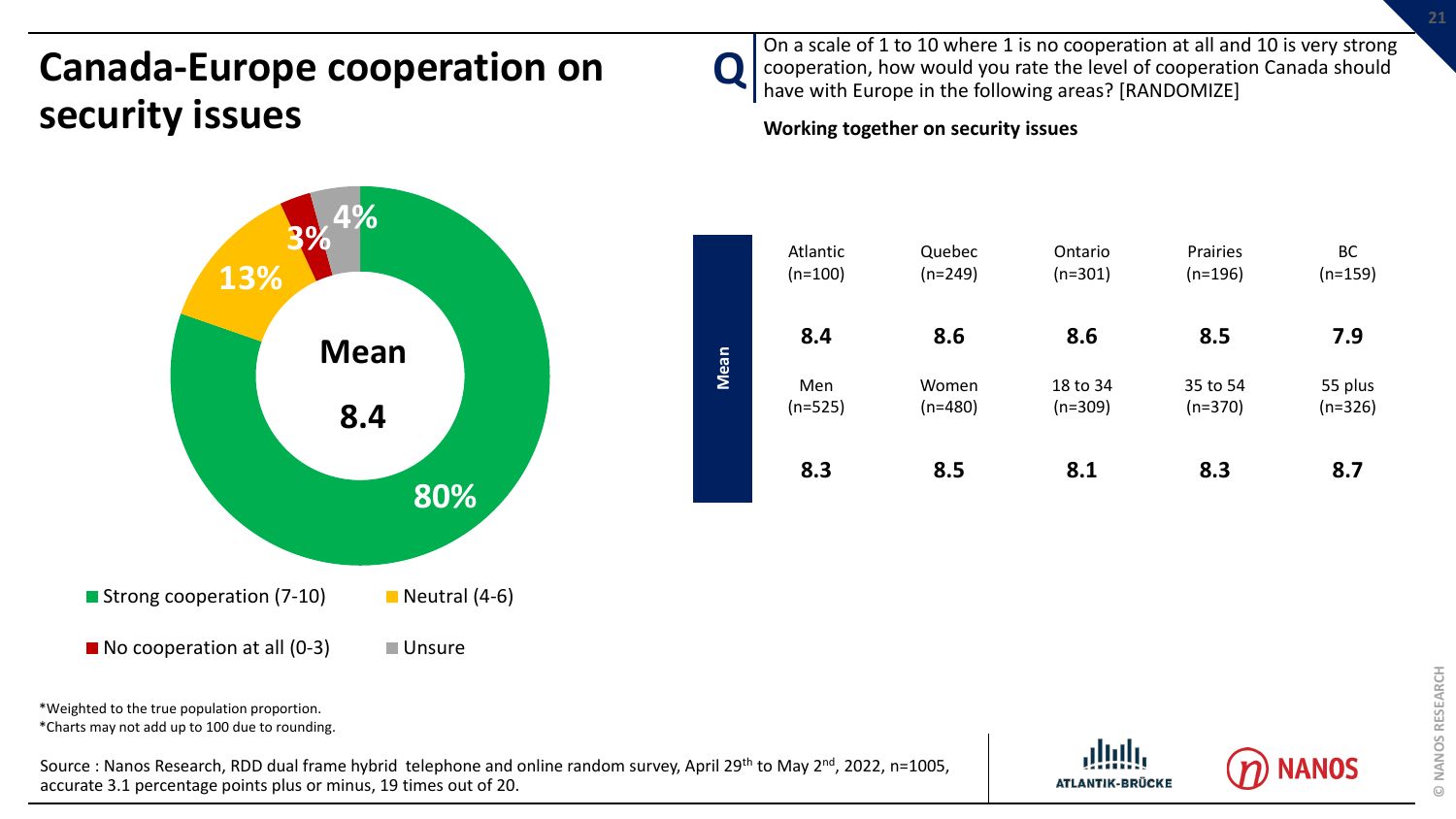# Canada-Europe cooperation on security issues

**Q** On a scale of 1 to 10 where 1 is no cooperation at all and 10 is very strong cooperation, how would you rate the level of cooperation Canada should have with Europe in the following areas? [RANDOMIZE]

**Working together on security issues**

**Mean 8.4**

- Strong cooperation (7-10): 80%
- Neutral (4-6): 13%
- No cooperation at all (0-3): 3%
- Unsure: 4%

| | Atlantic (n=100) | Quebec (n=249) | Ontario (n=301) | Prairies (n=196) | BC (n=159) |
|---|---|---|---|---|---|
| **Mean** | **8.4** | **8.6** | **8.6** | **8.5** | **7.9** |
| | **Men (n=525)** | **Women (n=480)** | **18 to 34 (n=309)** | **35 to 54 (n=370)** | **55 plus (n=326)** |
| **Mean** | **8.3** | **8.5** | **8.1** | **8.3** | **8.7** |

*Weighted to the true population proportion.
*Charts may not add up to 100 due to rounding.

Source : Nanos Research, RDD dual frame hybrid telephone and online random survey, April 29th to May 2nd, 2022, n=1005, accurate 3.1 percentage points plus or minus, 19 times out of 20.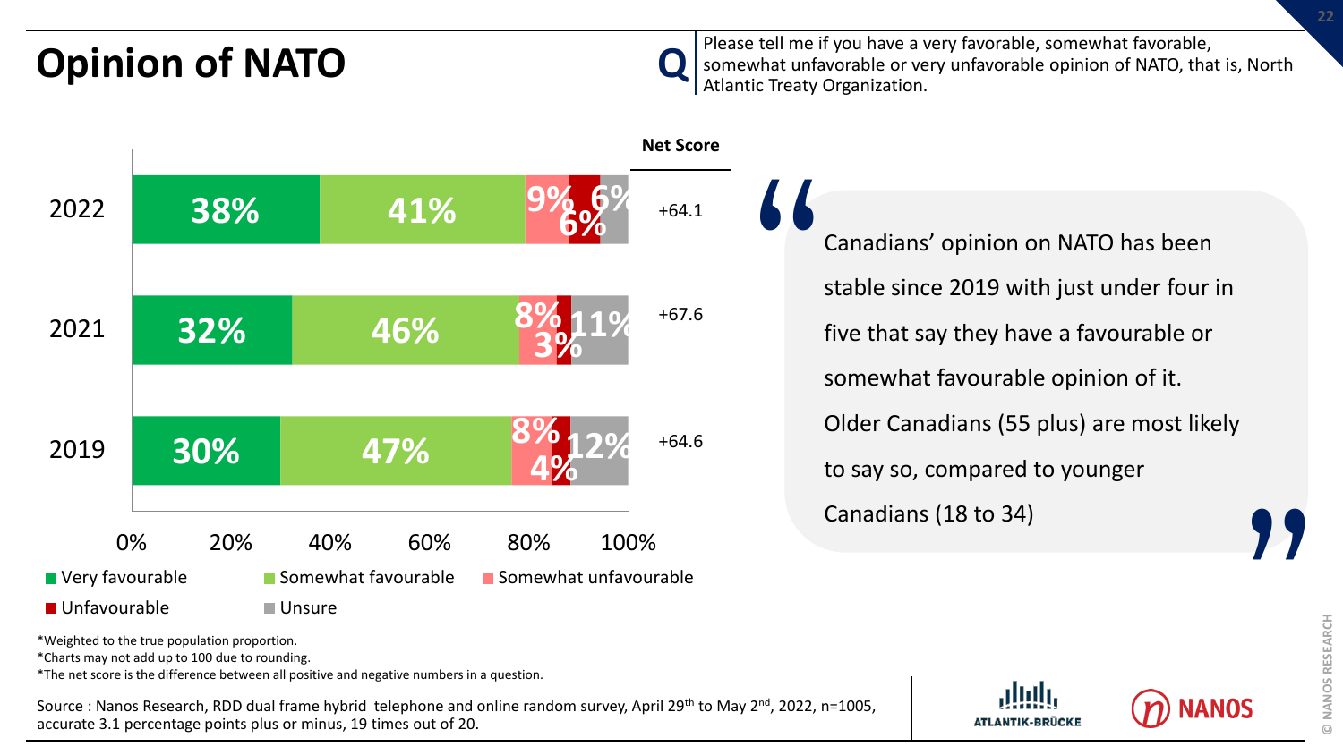# Opinion of NATO

**Q** Please tell me if you have a very favorable, somewhat favorable, somewhat unfavorable or very unfavorable opinion of NATO, that is, North Atlantic Treaty Organization.

| Year | Very favourable | Somewhat favourable | Somewhat unfavourable | Unfavourable | Unsure | Net Score |
|---|---|---|---|---|---|---|
| 2022 | 38% | 41% | 9% | 6% | 6% | +64.1 |
| 2021 | 32% | 46% | 8% | 3% | 11% | +67.6 |
| 2019 | 30% | 47% | 8% | 4% | 12% | +64.6 |

> Canadians' opinion on NATO has been stable since 2019 with just under four in five that say they have a favourable or somewhat favourable opinion of it. Older Canadians (55 plus) are most likely to say so, compared to younger Canadians (18 to 34)

*Weighted to the true population proportion.
*Charts may not add up to 100 due to rounding.
*The net score is the difference between all positive and negative numbers in a question.

Source : Nanos Research, RDD dual frame hybrid telephone and online random survey, April 29th to May 2nd, 2022, n=1005, accurate 3.1 percentage points plus or minus, 19 times out of 20.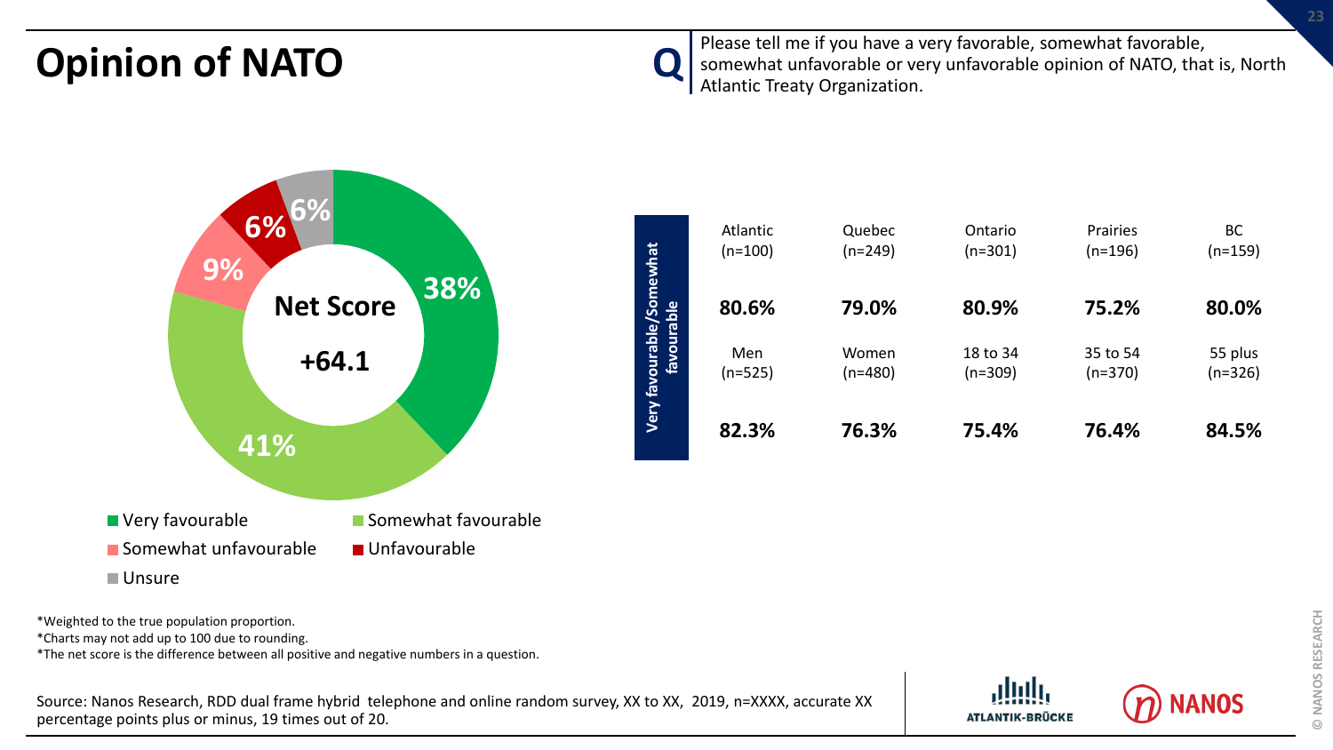# Opinion of NATO

**Q** Please tell me if you have a very favorable, somewhat favorable, somewhat unfavorable or very unfavorable opinion of NATO, that is, North Atlantic Treaty Organization.

Net Score **+64.1**

- Very favourable: 38%
- Somewhat favourable: 41%
- Somewhat unfavourable: 9%
- Unfavourable: 6%
- Unsure: 6%

**Very favourable/Somewhat favourable**

| Atlantic (n=100) | Quebec (n=249) | Ontario (n=301) | Prairies (n=196) | BC (n=159) |
|---|---|---|---|---|
| **80.6%** | **79.0%** | **80.9%** | **75.2%** | **80.0%** |

| Men (n=525) | Women (n=480) | 18 to 34 (n=309) | 35 to 54 (n=370) | 55 plus (n=326) |
|---|---|---|---|---|
| **82.3%** | **76.3%** | **75.4%** | **76.4%** | **84.5%** |

*Weighted to the true population proportion.
*Charts may not add up to 100 due to rounding.
*The net score is the difference between all positive and negative numbers in a question.

Source: Nanos Research, RDD dual frame hybrid telephone and online random survey, XX to XX, 2019, n=XXXX, accurate XX percentage points plus or minus, 19 times out of 20.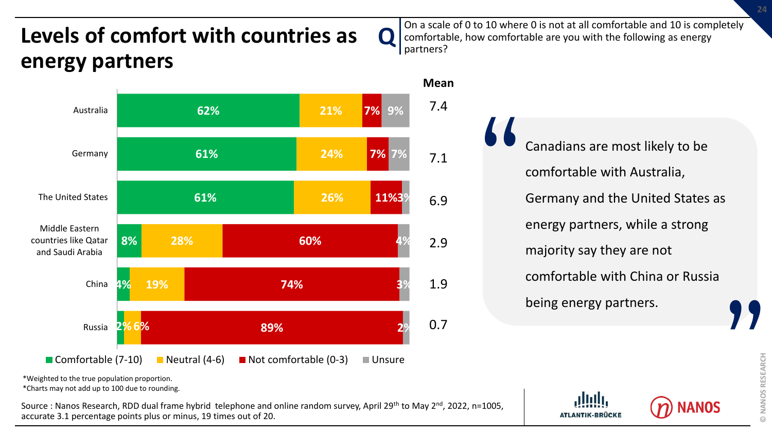# Levels of comfort with countries as energy partners

**Q** On a scale of 0 to 10 where 0 is not at all comfortable and 10 is completely comfortable, how comfortable are you with the following as energy partners?

| Country | Comfortable (7-10) | Neutral (4-6) | Not comfortable (0-3) | Unsure | Mean |
|---|---|---|---|---|---|
| Australia | 62% | 21% | 7% | 9% | 7.4 |
| Germany | 61% | 24% | 7% | 7% | 7.1 |
| The United States | 61% | 26% | 11% | 3% | 6.9 |
| Middle Eastern countries like Qatar and Saudi Arabia | 8% | 28% | 60% | 4% | 2.9 |
| China | 4% | 19% | 74% | 3% | 1.9 |
| Russia | 2% | 6% | 89% | 2% | 0.7 |

> Canadians are most likely to be comfortable with Australia, Germany and the United States as energy partners, while a strong majority say they are not comfortable with China or Russia being energy partners.

*Weighted to the true population proportion.
*Charts may not add up to 100 due to rounding.

Source : Nanos Research, RDD dual frame hybrid telephone and online random survey, April 29th to May 2nd, 2022, n=1005, accurate 3.1 percentage points plus or minus, 19 times out of 20.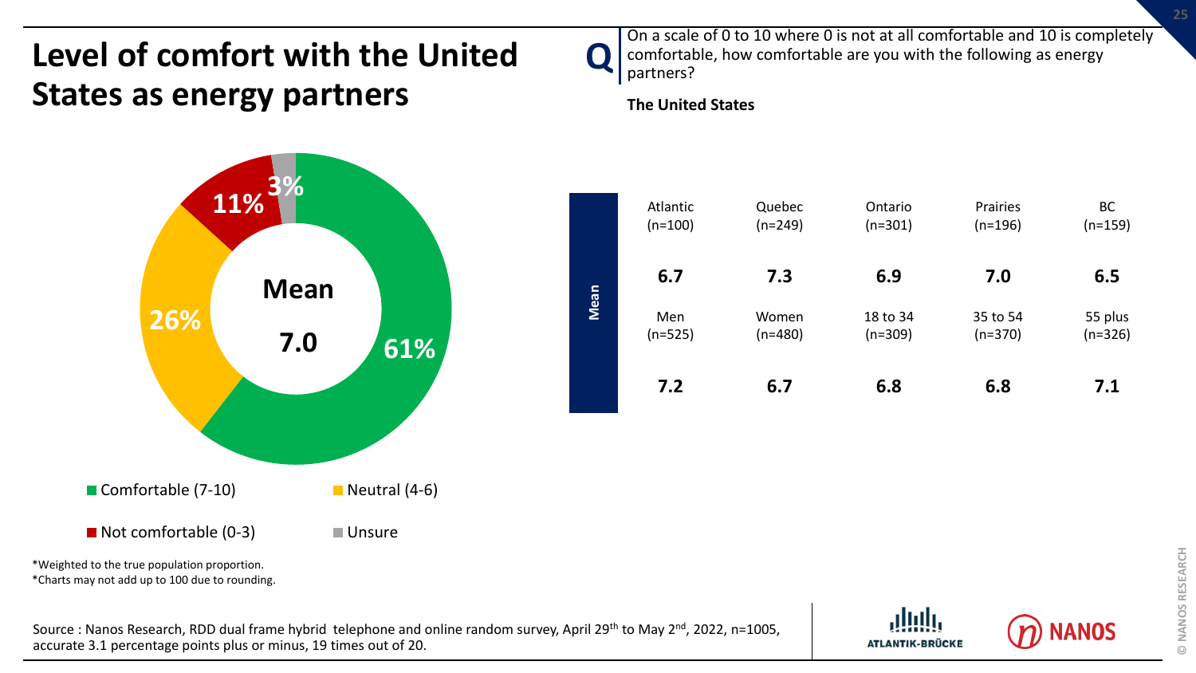# Level of comfort with the United States as energy partners

**Q** On a scale of 0 to 10 where 0 is not at all comfortable and 10 is completely comfortable, how comfortable are you with the following as energy partners?

**The United States**

| Category | Percentage |
|---|---|
| Comfortable (7-10) | 61% |
| Neutral (4-6) | 26% |
| Not comfortable (0-3) | 11% |
| Unsure | 3% |

**Mean 7.0**

| | Atlantic (n=100) | Quebec (n=249) | Ontario (n=301) | Prairies (n=196) | BC (n=159) |
|---|---|---|---|---|---|
| **Mean** | **6.7** | **7.3** | **6.9** | **7.0** | **6.5** |

| | Men (n=525) | Women (n=480) | 18 to 34 (n=309) | 35 to 54 (n=370) | 55 plus (n=326) |
|---|---|---|---|---|---|
| **Mean** | **7.2** | **6.7** | **6.8** | **6.8** | **7.1** |

*Weighted to the true population proportion.
*Charts may not add up to 100 due to rounding.

Source : Nanos Research, RDD dual frame hybrid telephone and online random survey, April 29th to May 2nd, 2022, n=1005, accurate 3.1 percentage points plus or minus, 19 times out of 20.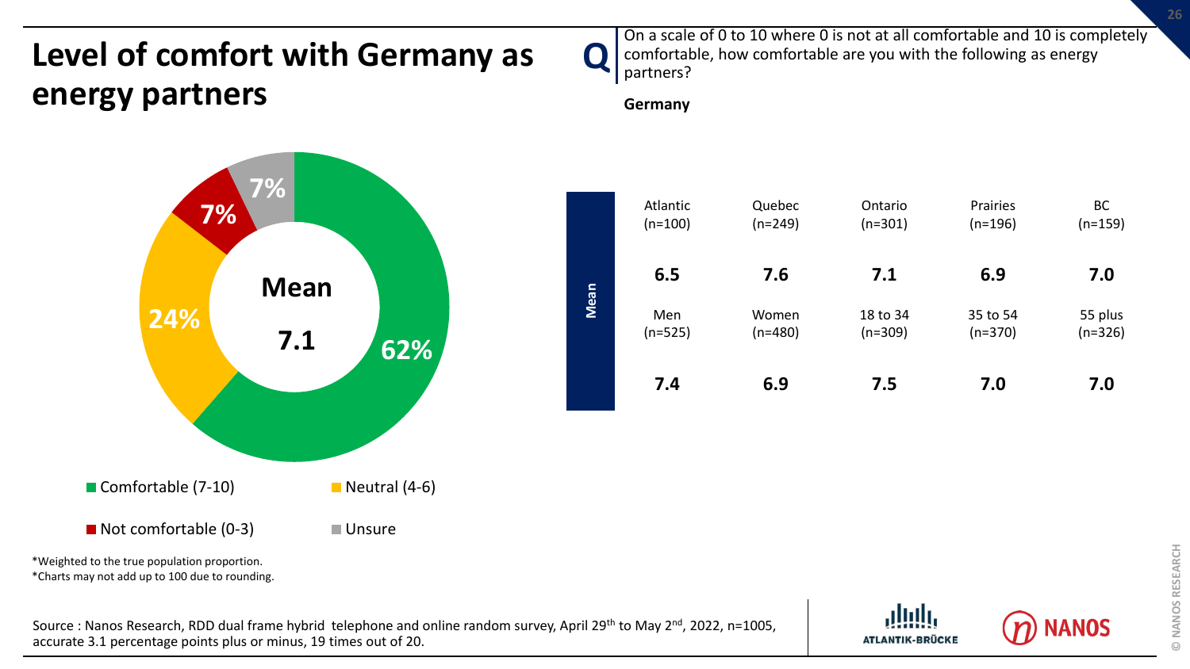# Level of comfort with Germany as energy partners

**Q** On a scale of 0 to 10 where 0 is not at all comfortable and 10 is completely comfortable, how comfortable are you with the following as energy partners?

**Germany**

Mean 7.1

- Comfortable (7-10): 62%
- Neutral (4-6): 24%
- Not comfortable (0-3): 7%
- Unsure: 7%

| | Atlantic (n=100) | Quebec (n=249) | Ontario (n=301) | Prairies (n=196) | BC (n=159) |
|---|---|---|---|---|---|
| Mean | 6.5 | 7.6 | 7.1 | 6.9 | 7.0 |

| | Men (n=525) | Women (n=480) | 18 to 34 (n=309) | 35 to 54 (n=370) | 55 plus (n=326) |
|---|---|---|---|---|---|
| Mean | 7.4 | 6.9 | 7.5 | 7.0 | 7.0 |

*Weighted to the true population proportion.
*Charts may not add up to 100 due to rounding.

Source : Nanos Research, RDD dual frame hybrid telephone and online random survey, April 29th to May 2nd, 2022, n=1005, accurate 3.1 percentage points plus or minus, 19 times out of 20.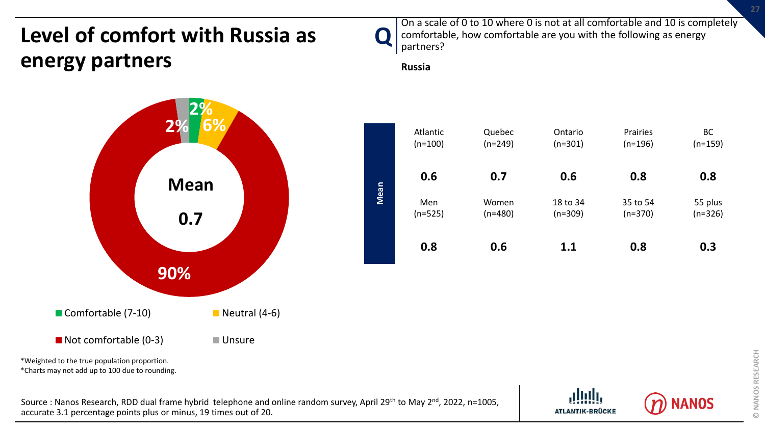# Level of comfort with Russia as energy partners

**Q** On a scale of 0 to 10 where 0 is not at all comfortable and 10 is completely comfortable, how comfortable are you with the following as energy partners?

**Russia**

**Mean 0.7**

- Comfortable (7-10): 2%
- Neutral (4-6): 6%
- Not comfortable (0-3): 90%
- Unsure: 2%

| | Atlantic (n=100) | Quebec (n=249) | Ontario (n=301) | Prairies (n=196) | BC (n=159) |
|---|---|---|---|---|---|
| **Mean** | **0.6** | **0.7** | **0.6** | **0.8** | **0.8** |

| | Men (n=525) | Women (n=480) | 18 to 34 (n=309) | 35 to 54 (n=370) | 55 plus (n=326) |
|---|---|---|---|---|---|
| **Mean** | **0.8** | **0.6** | **1.1** | **0.8** | **0.3** |

*Weighted to the true population proportion.
*Charts may not add up to 100 due to rounding.

Source : Nanos Research, RDD dual frame hybrid telephone and online random survey, April 29th to May 2nd, 2022, n=1005, accurate 3.1 percentage points plus or minus, 19 times out of 20.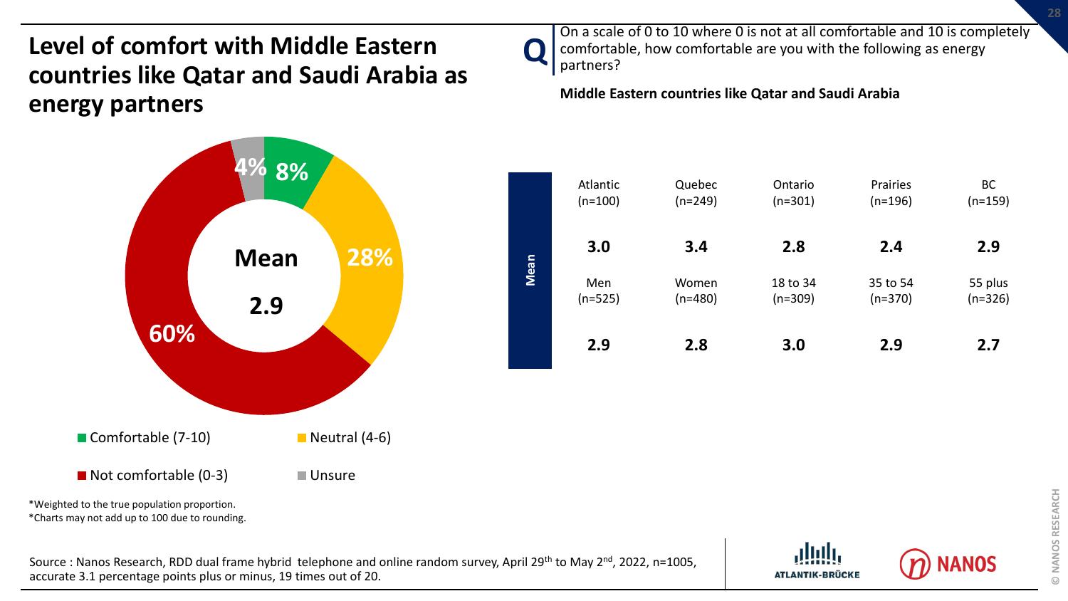# Level of comfort with Middle Eastern countries like Qatar and Saudi Arabia as energy partners

**Q** On a scale of 0 to 10 where 0 is not at all comfortable and 10 is completely comfortable, how comfortable are you with the following as energy partners?

**Middle Eastern countries like Qatar and Saudi Arabia**

**Mean 2.9**

- Comfortable (7-10): 8%
- Neutral (4-6): 28%
- Not comfortable (0-3): 60%
- Unsure: 4%

| | Atlantic (n=100) | Quebec (n=249) | Ontario (n=301) | Prairies (n=196) | BC (n=159) |
|---|---|---|---|---|---|
| **Mean** | **3.0** | **3.4** | **2.8** | **2.4** | **2.9** |

| | Men (n=525) | Women (n=480) | 18 to 34 (n=309) | 35 to 54 (n=370) | 55 plus (n=326) |
|---|---|---|---|---|---|
| **Mean** | **2.9** | **2.8** | **3.0** | **2.9** | **2.7** |

*Weighted to the true population proportion.
*Charts may not add up to 100 due to rounding.

Source : Nanos Research, RDD dual frame hybrid telephone and online random survey, April 29th to May 2nd, 2022, n=1005, accurate 3.1 percentage points plus or minus, 19 times out of 20.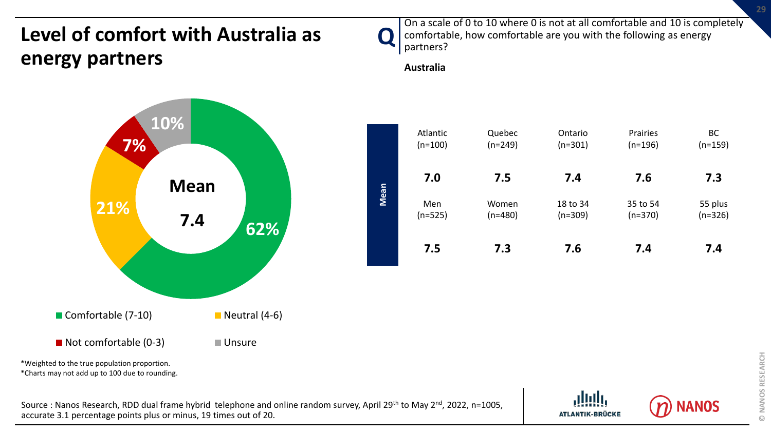# Level of comfort with Australia as energy partners

**Q** On a scale of 0 to 10 where 0 is not at all comfortable and 10 is completely comfortable, how comfortable are you with the following as energy partners?

**Australia**

**Mean 7.4**

- Comfortable (7-10): 62%
- Neutral (4-6): 21%
- Not comfortable (0-3): 7%
- Unsure: 10%

| | Atlantic (n=100) | Quebec (n=249) | Ontario (n=301) | Prairies (n=196) | BC (n=159) |
|---|---|---|---|---|---|
| **Mean** | **7.0** | **7.5** | **7.4** | **7.6** | **7.3** |

| | Men (n=525) | Women (n=480) | 18 to 34 (n=309) | 35 to 54 (n=370) | 55 plus (n=326) |
|---|---|---|---|---|---|
| **Mean** | **7.5** | **7.3** | **7.6** | **7.4** | **7.4** |

*Weighted to the true population proportion.
*Charts may not add up to 100 due to rounding.

Source : Nanos Research, RDD dual frame hybrid telephone and online random survey, April 29th to May 2nd, 2022, n=1005, accurate 3.1 percentage points plus or minus, 19 times out of 20.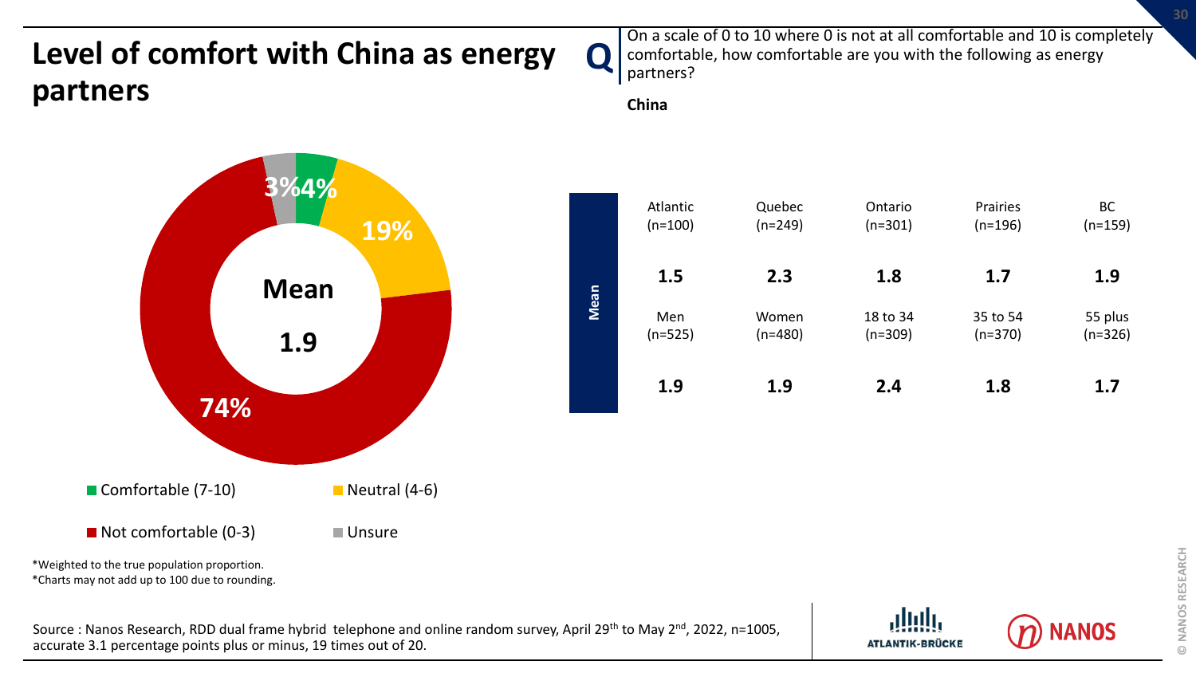# Level of comfort with China as energy partners

**Q** On a scale of 0 to 10 where 0 is not at all comfortable and 10 is completely comfortable, how comfortable are you with the following as energy partners?

**China**

**Mean 1.9**

- Comfortable (7-10): 4%
- Neutral (4-6): 19%
- Not comfortable (0-3): 74%
- Unsure: 3%

| | Atlantic (n=100) | Quebec (n=249) | Ontario (n=301) | Prairies (n=196) | BC (n=159) |
|---|---|---|---|---|---|
| Mean | **1.5** | **2.3** | **1.8** | **1.7** | **1.9** |

| | Men (n=525) | Women (n=480) | 18 to 34 (n=309) | 35 to 54 (n=370) | 55 plus (n=326) |
|---|---|---|---|---|---|
| Mean | **1.9** | **1.9** | **2.4** | **1.8** | **1.7** |

*Weighted to the true population proportion.
*Charts may not add up to 100 due to rounding.

Source : Nanos Research, RDD dual frame hybrid telephone and online random survey, April 29th to May 2nd, 2022, n=1005, accurate 3.1 percentage points plus or minus, 19 times out of 20.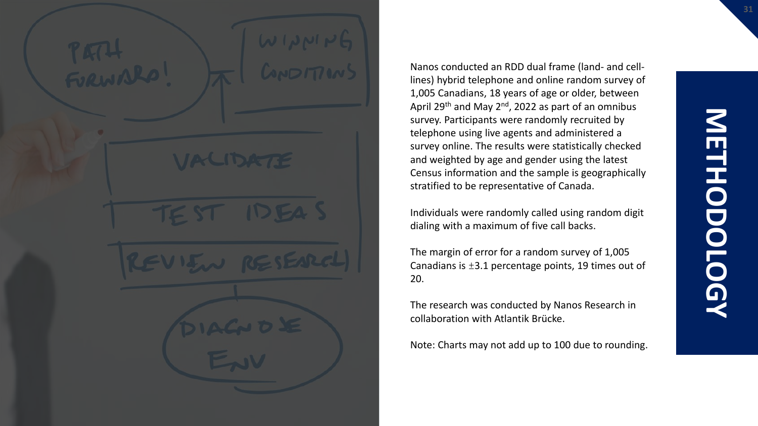# METHODOLOGY

Nanos conducted an RDD dual frame (land- and cell-lines) hybrid telephone and online random survey of 1,005 Canadians, 18 years of age or older, between April 29th and May 2nd, 2022 as part of an omnibus survey. Participants were randomly recruited by telephone using live agents and administered a survey online. The results were statistically checked and weighted by age and gender using the latest Census information and the sample is geographically stratified to be representative of Canada.

Individuals were randomly called using random digit dialing with a maximum of five call backs.

The margin of error for a random survey of 1,005 Canadians is ±3.1 percentage points, 19 times out of 20.

The research was conducted by Nanos Research in collaboration with Atlantik Brücke.

Note: Charts may not add up to 100 due to rounding.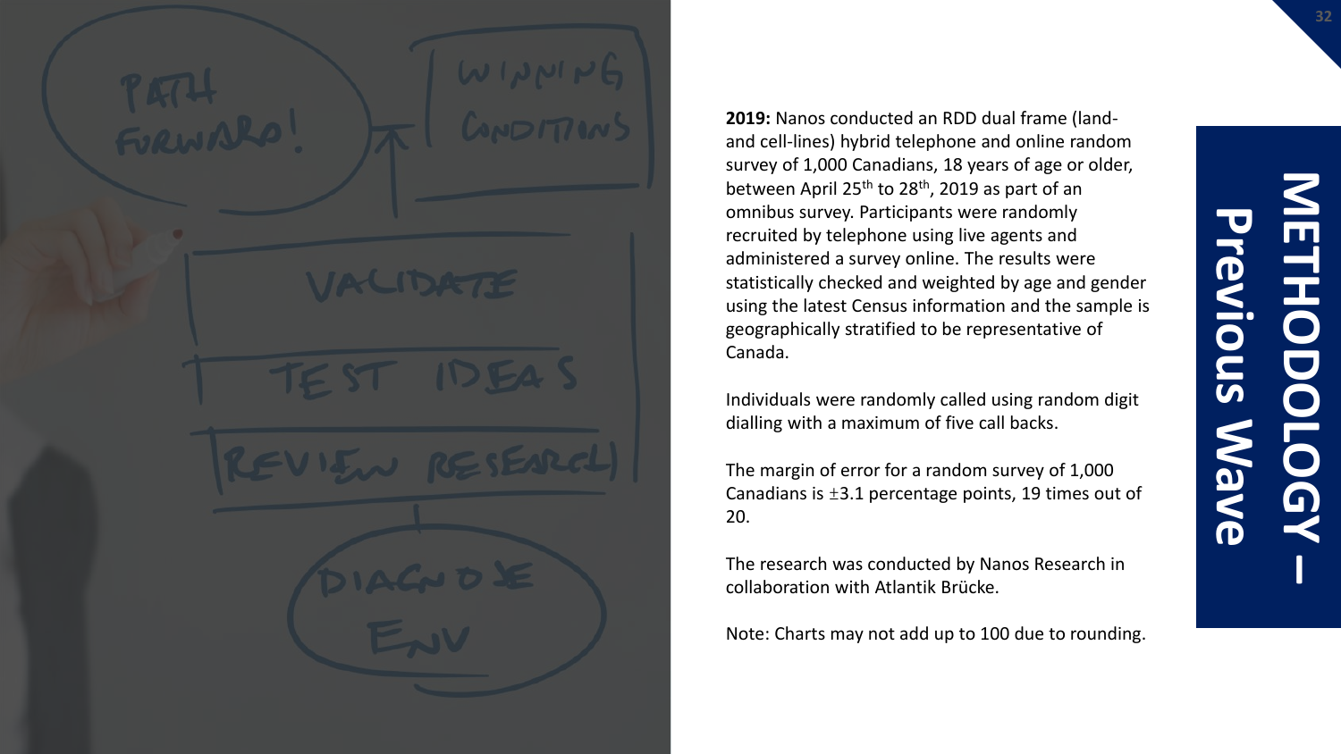# METHODOLOGY – Previous Wave

**2019:** Nanos conducted an RDD dual frame (land- and cell-lines) hybrid telephone and online random survey of 1,000 Canadians, 18 years of age or older, between April 25th to 28th, 2019 as part of an omnibus survey. Participants were randomly recruited by telephone using live agents and administered a survey online. The results were statistically checked and weighted by age and gender using the latest Census information and the sample is geographically stratified to be representative of Canada.

Individuals were randomly called using random digit dialling with a maximum of five call backs.

The margin of error for a random survey of 1,000 Canadians is ±3.1 percentage points, 19 times out of 20.

The research was conducted by Nanos Research in collaboration with Atlantik Brücke.

Note: Charts may not add up to 100 due to rounding.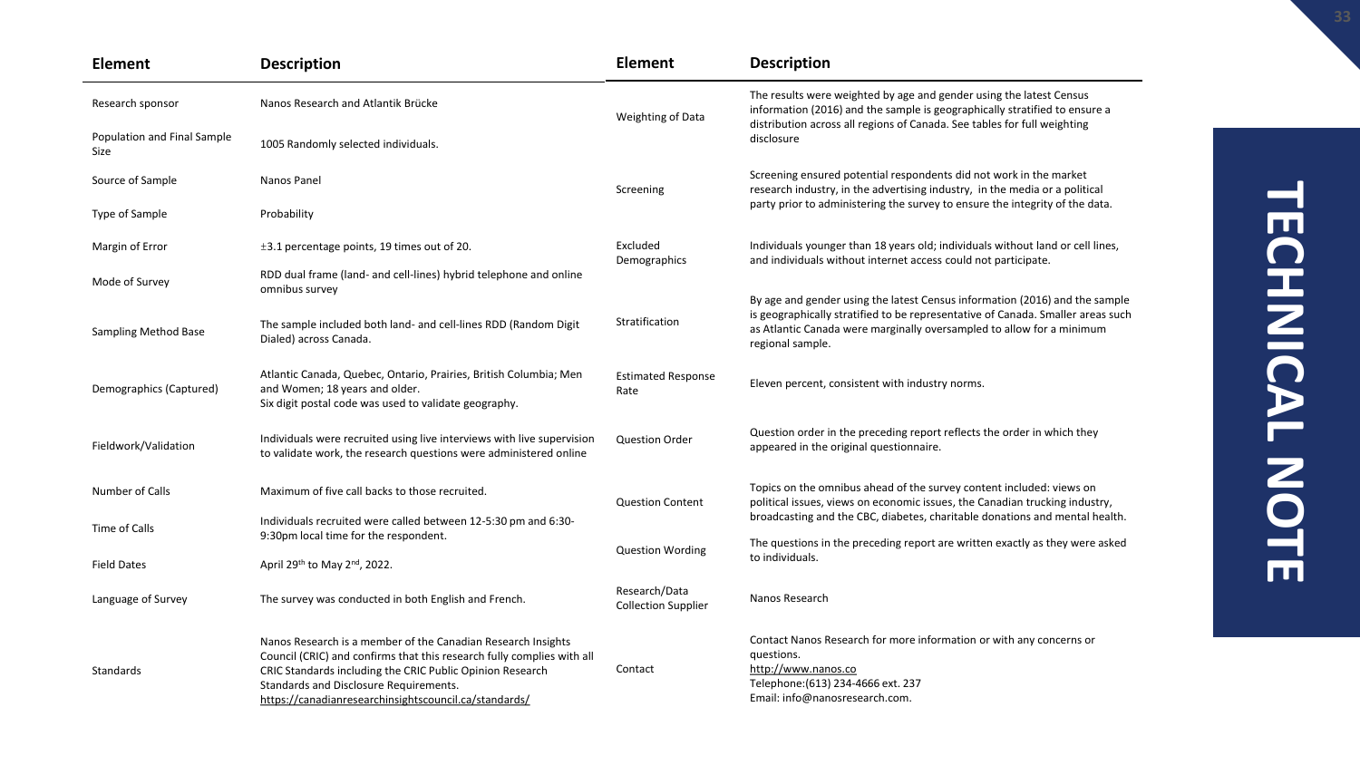# TECHNICAL NOTE

| Element | Description |
|---|---|
| Research sponsor | Nanos Research and Atlantik Brücke |
| Population and Final Sample Size | 1005 Randomly selected individuals. |
| Source of Sample | Nanos Panel |
| Type of Sample | Probability |
| Margin of Error | ±3.1 percentage points, 19 times out of 20. |
| Mode of Survey | RDD dual frame (land- and cell-lines) hybrid telephone and online omnibus survey |
| Sampling Method Base | The sample included both land- and cell-lines RDD (Random Digit Dialed) across Canada. |
| Demographics (Captured) | Atlantic Canada, Quebec, Ontario, Prairies, British Columbia; Men and Women; 18 years and older. Six digit postal code was used to validate geography. |
| Fieldwork/Validation | Individuals were recruited using live interviews with live supervision to validate work, the research questions were administered online |
| Number of Calls | Maximum of five call backs to those recruited. |
| Time of Calls | Individuals recruited were called between 12-5:30 pm and 6:30-9:30pm local time for the respondent. |
| Field Dates | April 29th to May 2nd, 2022. |
| Language of Survey | The survey was conducted in both English and French. |
| Standards | Nanos Research is a member of the Canadian Research Insights Council (CRIC) and confirms that this research fully complies with all CRIC Standards including the CRIC Public Opinion Research Standards and Disclosure Requirements. https://canadianresearchinsightscouncil.ca/standards/ |

| Element | Description |
|---|---|
| Weighting of Data | The results were weighted by age and gender using the latest Census information (2016) and the sample is geographically stratified to ensure a distribution across all regions of Canada. See tables for full weighting disclosure |
| Screening | Screening ensured potential respondents did not work in the market research industry, in the advertising industry, in the media or a political party prior to administering the survey to ensure the integrity of the data. |
| Excluded Demographics | Individuals younger than 18 years old; individuals without land or cell lines, and individuals without internet access could not participate. |
| Stratification | By age and gender using the latest Census information (2016) and the sample is geographically stratified to be representative of Canada. Smaller areas such as Atlantic Canada were marginally oversampled to allow for a minimum regional sample. |
| Estimated Response Rate | Eleven percent, consistent with industry norms. |
| Question Order | Question order in the preceding report reflects the order in which they appeared in the original questionnaire. |
| Question Content | Topics on the omnibus ahead of the survey content included: views on political issues, views on economic issues, the Canadian trucking industry, broadcasting and the CBC, diabetes, charitable donations and mental health. |
| Question Wording | The questions in the preceding report are written exactly as they were asked to individuals. |
| Research/Data Collection Supplier | Nanos Research |
| Contact | Contact Nanos Research for more information or with any concerns or questions. http://www.nanos.co Telephone:(613) 234-4666 ext. 237 Email: info@nanosresearch.com. |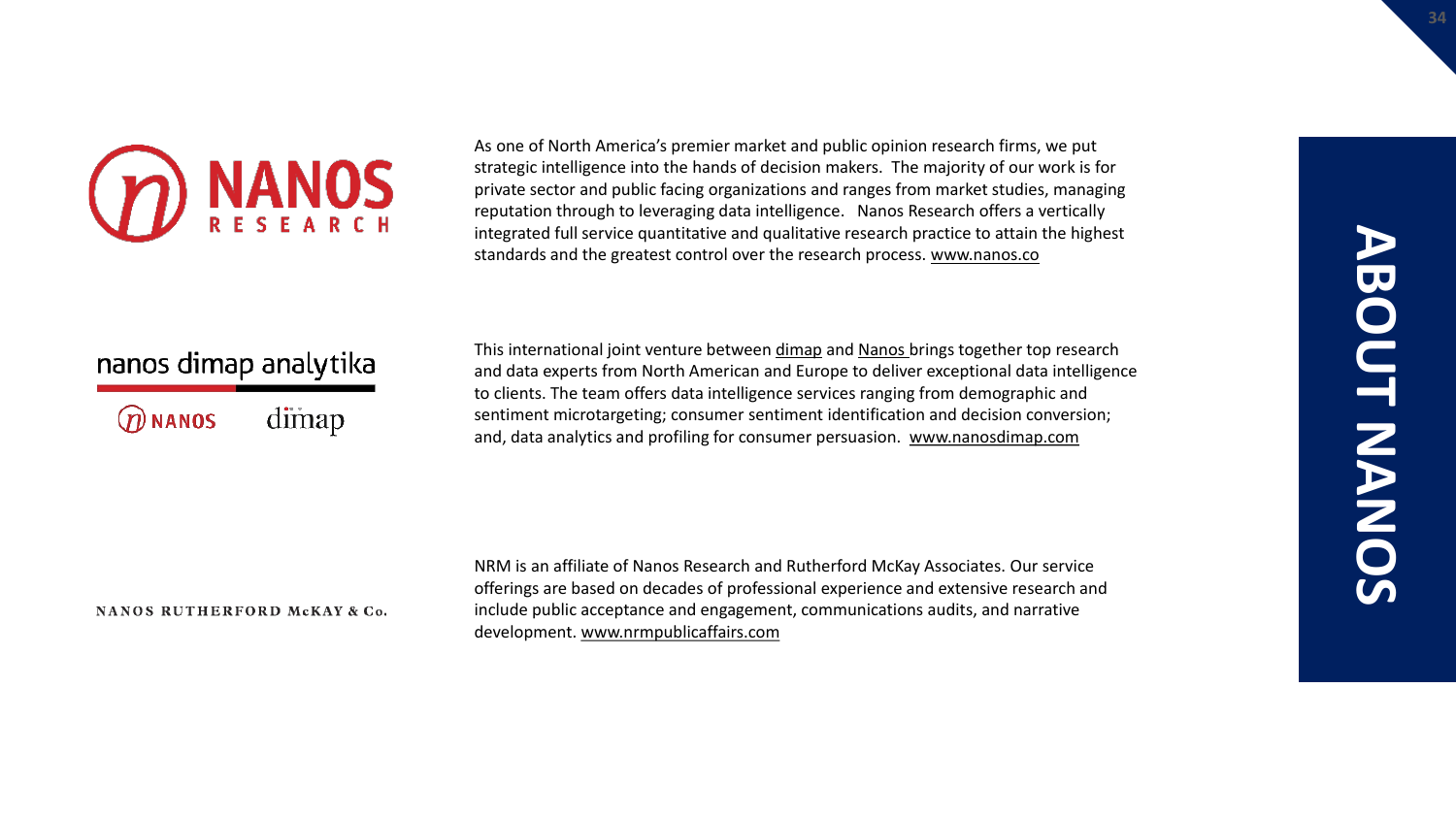# ABOUT NANOS

**NANOS RESEARCH**

As one of North America's premier market and public opinion research firms, we put strategic intelligence into the hands of decision makers. The majority of our work is for private sector and public facing organizations and ranges from market studies, managing reputation through to leveraging data intelligence. Nanos Research offers a vertically integrated full service quantitative and qualitative research practice to attain the highest standards and the greatest control over the research process. www.nanos.co

**nanos dimap analytika**

This international joint venture between dimap and Nanos brings together top research and data experts from North American and Europe to deliver exceptional data intelligence to clients. The team offers data intelligence services ranging from demographic and sentiment microtargeting; consumer sentiment identification and decision conversion; and, data analytics and profiling for consumer persuasion. www.nanosdimap.com

**NANOS RUTHERFORD McKAY & Co.**

NRM is an affiliate of Nanos Research and Rutherford McKay Associates. Our service offerings are based on decades of professional experience and extensive research and include public acceptance and engagement, communications audits, and narrative development. www.nrmpublicaffairs.com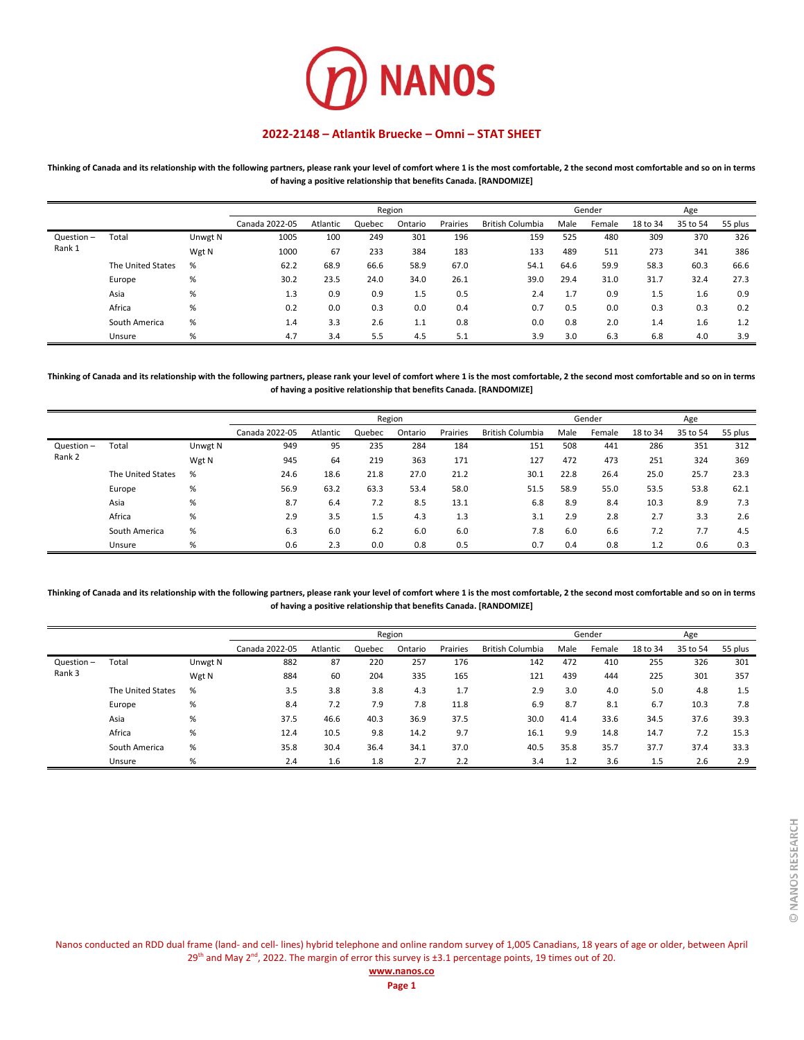# NANOS

## 2022-2148 – Atlantik Bruecke – Omni – STAT SHEET

**Thinking of Canada and its relationship with the following partners, please rank your level of comfort where 1 is the most comfortable, 2 the second most comfortable and so on in terms of having a positive relationship that benefits Canada. [RANDOMIZE]**

| | | | | Region | | | | | Gender | | Age | | |
|---|---|---|---|---|---|---|---|---|---|---|---|---|---|
| | | | Canada 2022-05 | Atlantic | Quebec | Ontario | Prairies | British Columbia | Male | Female | 18 to 34 | 35 to 54 | 55 plus |
| Question – Rank 1 | Total | Unwgt N | 1005 | 100 | 249 | 301 | 196 | 159 | 525 | 480 | 309 | 370 | 326 |
| | | Wgt N | 1000 | 67 | 233 | 384 | 183 | 133 | 489 | 511 | 273 | 341 | 386 |
| | The United States | % | 62.2 | 68.9 | 66.6 | 58.9 | 67.0 | 54.1 | 64.6 | 59.9 | 58.3 | 60.3 | 66.6 |
| | Europe | % | 30.2 | 23.5 | 24.0 | 34.0 | 26.1 | 39.0 | 29.4 | 31.0 | 31.7 | 32.4 | 27.3 |
| | Asia | % | 1.3 | 0.9 | 0.9 | 1.5 | 0.5 | 2.4 | 1.7 | 0.9 | 1.5 | 1.6 | 0.9 |
| | Africa | % | 0.2 | 0.0 | 0.3 | 0.0 | 0.4 | 0.7 | 0.5 | 0.0 | 0.3 | 0.3 | 0.2 |
| | South America | % | 1.4 | 3.3 | 2.6 | 1.1 | 0.8 | 0.0 | 0.8 | 2.0 | 1.4 | 1.6 | 1.2 |
| | Unsure | % | 4.7 | 3.4 | 5.5 | 4.5 | 5.1 | 3.9 | 3.0 | 6.3 | 6.8 | 4.0 | 3.9 |

**Thinking of Canada and its relationship with the following partners, please rank your level of comfort where 1 is the most comfortable, 2 the second most comfortable and so on in terms of having a positive relationship that benefits Canada. [RANDOMIZE]**

| | | | | Region | | | | | Gender | | Age | | |
|---|---|---|---|---|---|---|---|---|---|---|---|---|---|
| | | | Canada 2022-05 | Atlantic | Quebec | Ontario | Prairies | British Columbia | Male | Female | 18 to 34 | 35 to 54 | 55 plus |
| Question – Rank 2 | Total | Unwgt N | 949 | 95 | 235 | 284 | 184 | 151 | 508 | 441 | 286 | 351 | 312 |
| | | Wgt N | 945 | 64 | 219 | 363 | 171 | 127 | 472 | 473 | 251 | 324 | 369 |
| | The United States | % | 24.6 | 18.6 | 21.8 | 27.0 | 21.2 | 30.1 | 22.8 | 26.4 | 25.0 | 25.7 | 23.3 |
| | Europe | % | 56.9 | 63.2 | 63.3 | 53.4 | 58.0 | 51.5 | 58.9 | 55.0 | 53.5 | 53.8 | 62.1 |
| | Asia | % | 8.7 | 6.4 | 7.2 | 8.5 | 13.1 | 6.8 | 8.9 | 8.4 | 10.3 | 8.9 | 7.3 |
| | Africa | % | 2.9 | 3.5 | 1.5 | 4.3 | 1.3 | 3.1 | 2.9 | 2.8 | 2.7 | 3.3 | 2.6 |
| | South America | % | 6.3 | 6.0 | 6.2 | 6.0 | 6.0 | 7.8 | 6.0 | 6.6 | 7.2 | 7.7 | 4.5 |
| | Unsure | % | 0.6 | 2.3 | 0.0 | 0.8 | 0.5 | 0.7 | 0.4 | 0.8 | 1.2 | 0.6 | 0.3 |

**Thinking of Canada and its relationship with the following partners, please rank your level of comfort where 1 is the most comfortable, 2 the second most comfortable and so on in terms of having a positive relationship that benefits Canada. [RANDOMIZE]**

| | | | | Region | | | | | Gender | | Age | | |
|---|---|---|---|---|---|---|---|---|---|---|---|---|---|
| | | | Canada 2022-05 | Atlantic | Quebec | Ontario | Prairies | British Columbia | Male | Female | 18 to 34 | 35 to 54 | 55 plus |
| Question – Rank 3 | Total | Unwgt N | 882 | 87 | 220 | 257 | 176 | 142 | 472 | 410 | 255 | 326 | 301 |
| | | Wgt N | 884 | 60 | 204 | 335 | 165 | 121 | 439 | 444 | 225 | 301 | 357 |
| | The United States | % | 3.5 | 3.8 | 3.8 | 4.3 | 1.7 | 2.9 | 3.0 | 4.0 | 5.0 | 4.8 | 1.5 |
| | Europe | % | 8.4 | 7.2 | 7.9 | 7.8 | 11.8 | 6.9 | 8.7 | 8.1 | 6.7 | 10.3 | 7.8 |
| | Asia | % | 37.5 | 46.6 | 40.3 | 36.9 | 37.5 | 30.0 | 41.4 | 33.6 | 34.5 | 37.6 | 39.3 |
| | Africa | % | 12.4 | 10.5 | 9.8 | 14.2 | 9.7 | 16.1 | 9.9 | 14.8 | 14.7 | 7.2 | 15.3 |
| | South America | % | 35.8 | 30.4 | 36.4 | 34.1 | 37.0 | 40.5 | 35.8 | 35.7 | 37.7 | 37.4 | 33.3 |
| | Unsure | % | 2.4 | 1.6 | 1.8 | 2.7 | 2.2 | 3.4 | 1.2 | 3.6 | 1.5 | 2.6 | 2.9 |

Nanos conducted an RDD dual frame (land- and cell- lines) hybrid telephone and online random survey of 1,005 Canadians, 18 years of age or older, between April 29th and May 2nd, 2022. The margin of error this survey is ±3.1 percentage points, 19 times out of 20.

www.nanos.co

© NANOS RESEARCH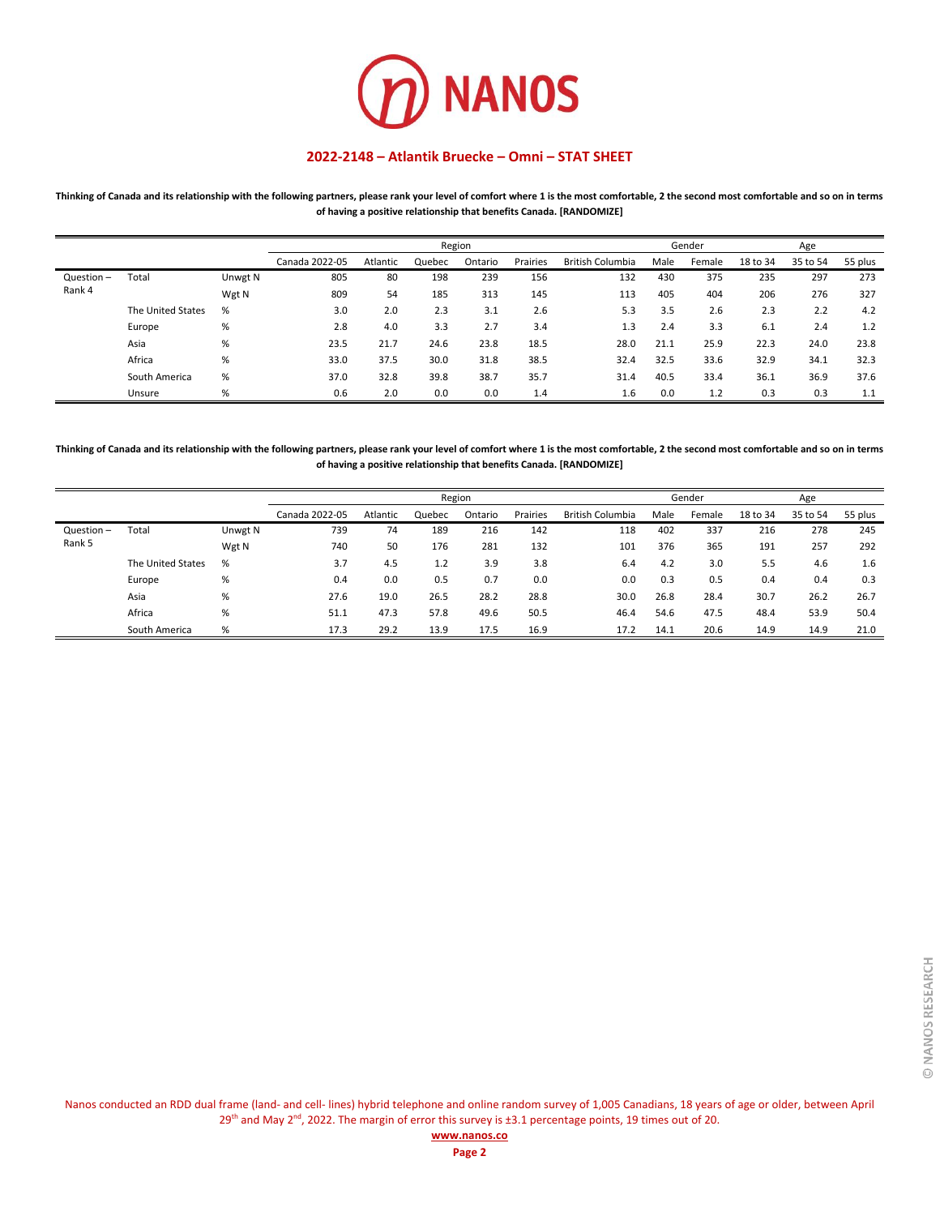## 2022-2148 – Atlantik Bruecke – Omni – STAT SHEET

**Thinking of Canada and its relationship with the following partners, please rank your level of comfort where 1 is the most comfortable, 2 the second most comfortable and so on in terms of having a positive relationship that benefits Canada. [RANDOMIZE]**

| | | | | Region | | | | | Gender | | Age | | |
|---|---|---|---|---|---|---|---|---|---|---|---|---|---|
| | | | Canada 2022-05 | Atlantic | Quebec | Ontario | Prairies | British Columbia | Male | Female | 18 to 34 | 35 to 54 | 55 plus |
| Question – Rank 4 | Total | Unwgt N | 805 | 80 | 198 | 239 | 156 | 132 | 430 | 375 | 235 | 297 | 273 |
| | | Wgt N | 809 | 54 | 185 | 313 | 145 | 113 | 405 | 404 | 206 | 276 | 327 |
| | The United States | % | 3.0 | 2.0 | 2.3 | 3.1 | 2.6 | 5.3 | 3.5 | 2.6 | 2.3 | 2.2 | 4.2 |
| | Europe | % | 2.8 | 4.0 | 3.3 | 2.7 | 3.4 | 1.3 | 2.4 | 3.3 | 6.1 | 2.4 | 1.2 |
| | Asia | % | 23.5 | 21.7 | 24.6 | 23.8 | 18.5 | 28.0 | 21.1 | 25.9 | 22.3 | 24.0 | 23.8 |
| | Africa | % | 33.0 | 37.5 | 30.0 | 31.8 | 38.5 | 32.4 | 32.5 | 33.6 | 32.9 | 34.1 | 32.3 |
| | South America | % | 37.0 | 32.8 | 39.8 | 38.7 | 35.7 | 31.4 | 40.5 | 33.4 | 36.1 | 36.9 | 37.6 |
| | Unsure | % | 0.6 | 2.0 | 0.0 | 0.0 | 1.4 | 1.6 | 0.0 | 1.2 | 0.3 | 0.3 | 1.1 |

**Thinking of Canada and its relationship with the following partners, please rank your level of comfort where 1 is the most comfortable, 2 the second most comfortable and so on in terms of having a positive relationship that benefits Canada. [RANDOMIZE]**

| | | | | Region | | | | | Gender | | Age | | |
|---|---|---|---|---|---|---|---|---|---|---|---|---|---|
| | | | Canada 2022-05 | Atlantic | Quebec | Ontario | Prairies | British Columbia | Male | Female | 18 to 34 | 35 to 54 | 55 plus |
| Question – Rank 5 | Total | Unwgt N | 739 | 74 | 189 | 216 | 142 | 118 | 402 | 337 | 216 | 278 | 245 |
| | | Wgt N | 740 | 50 | 176 | 281 | 132 | 101 | 376 | 365 | 191 | 257 | 292 |
| | The United States | % | 3.7 | 4.5 | 1.2 | 3.9 | 3.8 | 6.4 | 4.2 | 3.0 | 5.5 | 4.6 | 1.6 |
| | Europe | % | 0.4 | 0.0 | 0.5 | 0.7 | 0.0 | 0.0 | 0.3 | 0.5 | 0.4 | 0.4 | 0.3 |
| | Asia | % | 27.6 | 19.0 | 26.5 | 28.2 | 28.8 | 30.0 | 26.8 | 28.4 | 30.7 | 26.2 | 26.7 |
| | Africa | % | 51.1 | 47.3 | 57.8 | 49.6 | 50.5 | 46.4 | 54.6 | 47.5 | 48.4 | 53.9 | 50.4 |
| | South America | % | 17.3 | 29.2 | 13.9 | 17.5 | 16.9 | 17.2 | 14.1 | 20.6 | 14.9 | 14.9 | 21.0 |

Nanos conducted an RDD dual frame (land- and cell- lines) hybrid telephone and online random survey of 1,005 Canadians, 18 years of age or older, between April 29th and May 2nd, 2022. The margin of error this survey is ±3.1 percentage points, 19 times out of 20.

www.nanos.co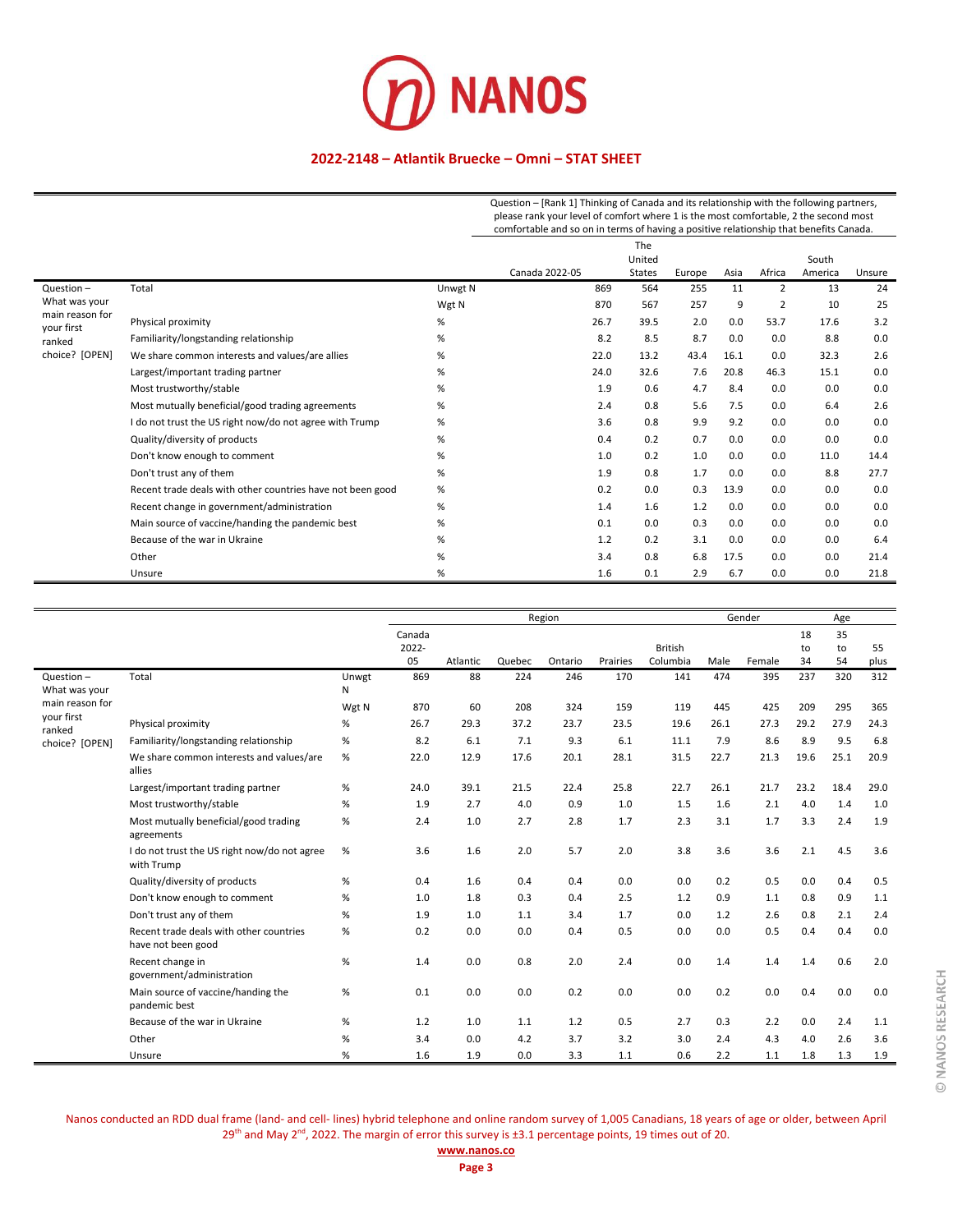# 2022-2148 – Atlantik Bruecke – Omni – STAT SHEET

| | | | Question – [Rank 1] Thinking of Canada and its relationship with the following partners, please rank your level of comfort where 1 is the most comfortable, 2 the second most comfortable and so on in terms of having a positive relationship that benefits Canada. | | | | | | |
|---|---|---|---|---|---|---|---|---|---|
| | | | Canada 2022-05 | The United States | Europe | Asia | Africa | South America | Unsure |
| Question – What was your main reason for your first ranked choice? [OPEN] | Total | Unwgt N | 869 | 564 | 255 | 11 | 2 | 13 | 24 |
| | | Wgt N | 870 | 567 | 257 | 9 | 2 | 10 | 25 |
| | Physical proximity | % | 26.7 | 39.5 | 2.0 | 0.0 | 53.7 | 17.6 | 3.2 |
| | Familiarity/longstanding relationship | % | 8.2 | 8.5 | 8.7 | 0.0 | 0.0 | 8.8 | 0.0 |
| | We share common interests and values/are allies | % | 22.0 | 13.2 | 43.4 | 16.1 | 0.0 | 32.3 | 2.6 |
| | Largest/important trading partner | % | 24.0 | 32.6 | 7.6 | 20.8 | 46.3 | 15.1 | 0.0 |
| | Most trustworthy/stable | % | 1.9 | 0.6 | 4.7 | 8.4 | 0.0 | 0.0 | 0.0 |
| | Most mutually beneficial/good trading agreements | % | 2.4 | 0.8 | 5.6 | 7.5 | 0.0 | 6.4 | 2.6 |
| | I do not trust the US right now/do not agree with Trump | % | 3.6 | 0.8 | 9.9 | 9.2 | 0.0 | 0.0 | 0.0 |
| | Quality/diversity of products | % | 0.4 | 0.2 | 0.7 | 0.0 | 0.0 | 0.0 | 0.0 |
| | Don't know enough to comment | % | 1.0 | 0.2 | 1.0 | 0.0 | 0.0 | 11.0 | 14.4 |
| | Don't trust any of them | % | 1.9 | 0.8 | 1.7 | 0.0 | 0.0 | 8.8 | 27.7 |
| | Recent trade deals with other countries have not been good | % | 0.2 | 0.0 | 0.3 | 13.9 | 0.0 | 0.0 | 0.0 |
| | Recent change in government/administration | % | 1.4 | 1.6 | 1.2 | 0.0 | 0.0 | 0.0 | 0.0 |
| | Main source of vaccine/handing the pandemic best | % | 0.1 | 0.0 | 0.3 | 0.0 | 0.0 | 0.0 | 0.0 |
| | Because of the war in Ukraine | % | 1.2 | 0.2 | 3.1 | 0.0 | 0.0 | 0.0 | 6.4 |
| | Other | % | 3.4 | 0.8 | 6.8 | 17.5 | 0.0 | 0.0 | 21.4 |
| | Unsure | % | 1.6 | 0.1 | 2.9 | 6.7 | 0.0 | 0.0 | 21.8 |

| | | | | Region | | | | | Gender | | Age | | |
|---|---|---|---|---|---|---|---|---|---|---|---|---|---|
| | | | Canada 2022-05 | Atlantic | Quebec | Ontario | Prairies | British Columbia | Male | Female | 18 to 34 | 35 to 54 | 55 plus |
| Question – What was your main reason for your first ranked choice? [OPEN] | Total | Unwgt N | 869 | 88 | 224 | 246 | 170 | 141 | 474 | 395 | 237 | 320 | 312 |
| | | Wgt N | 870 | 60 | 208 | 324 | 159 | 119 | 445 | 425 | 209 | 295 | 365 |
| | Physical proximity | % | 26.7 | 29.3 | 37.2 | 23.7 | 23.5 | 19.6 | 26.1 | 27.3 | 29.2 | 27.9 | 24.3 |
| | Familiarity/longstanding relationship | % | 8.2 | 6.1 | 7.1 | 9.3 | 6.1 | 11.1 | 7.9 | 8.6 | 8.9 | 9.5 | 6.8 |
| | We share common interests and values/are allies | % | 22.0 | 12.9 | 17.6 | 20.1 | 28.1 | 31.5 | 22.7 | 21.3 | 19.6 | 25.1 | 20.9 |
| | Largest/important trading partner | % | 24.0 | 39.1 | 21.5 | 22.4 | 25.8 | 22.7 | 26.1 | 21.7 | 23.2 | 18.4 | 29.0 |
| | Most trustworthy/stable | % | 1.9 | 2.7 | 4.0 | 0.9 | 1.0 | 1.5 | 1.6 | 2.1 | 4.0 | 1.4 | 1.0 |
| | Most mutually beneficial/good trading agreements | % | 2.4 | 1.0 | 2.7 | 2.8 | 1.7 | 2.3 | 3.1 | 1.7 | 3.3 | 2.4 | 1.9 |
| | I do not trust the US right now/do not agree with Trump | % | 3.6 | 1.6 | 2.0 | 5.7 | 2.0 | 3.8 | 3.6 | 3.6 | 2.1 | 4.5 | 3.6 |
| | Quality/diversity of products | % | 0.4 | 1.6 | 0.4 | 0.4 | 0.0 | 0.0 | 0.2 | 0.5 | 0.0 | 0.4 | 0.5 |
| | Don't know enough to comment | % | 1.0 | 1.8 | 0.3 | 0.4 | 2.5 | 1.2 | 0.9 | 1.1 | 0.8 | 0.9 | 1.1 |
| | Don't trust any of them | % | 1.9 | 1.0 | 1.1 | 3.4 | 1.7 | 0.0 | 1.2 | 2.6 | 0.8 | 2.1 | 2.4 |
| | Recent trade deals with other countries have not been good | % | 0.2 | 0.0 | 0.0 | 0.4 | 0.5 | 0.0 | 0.0 | 0.5 | 0.4 | 0.4 | 0.0 |
| | Recent change in government/administration | % | 1.4 | 0.0 | 0.8 | 2.0 | 2.4 | 0.0 | 1.4 | 1.4 | 1.4 | 0.6 | 2.0 |
| | Main source of vaccine/handing the pandemic best | % | 0.1 | 0.0 | 0.0 | 0.2 | 0.0 | 0.0 | 0.2 | 0.0 | 0.4 | 0.0 | 0.0 |
| | Because of the war in Ukraine | % | 1.2 | 1.0 | 1.1 | 1.2 | 0.5 | 2.7 | 0.3 | 2.2 | 0.0 | 2.4 | 1.1 |
| | Other | % | 3.4 | 0.0 | 4.2 | 3.7 | 3.2 | 3.0 | 2.4 | 4.3 | 4.0 | 2.6 | 3.6 |
| | Unsure | % | 1.6 | 1.9 | 0.0 | 3.3 | 1.1 | 0.6 | 2.2 | 1.1 | 1.8 | 1.3 | 1.9 |

Nanos conducted an RDD dual frame (land- and cell- lines) hybrid telephone and online random survey of 1,005 Canadians, 18 years of age or older, between April 29th and May 2nd, 2022. The margin of error this survey is ±3.1 percentage points, 19 times out of 20.

www.nanos.co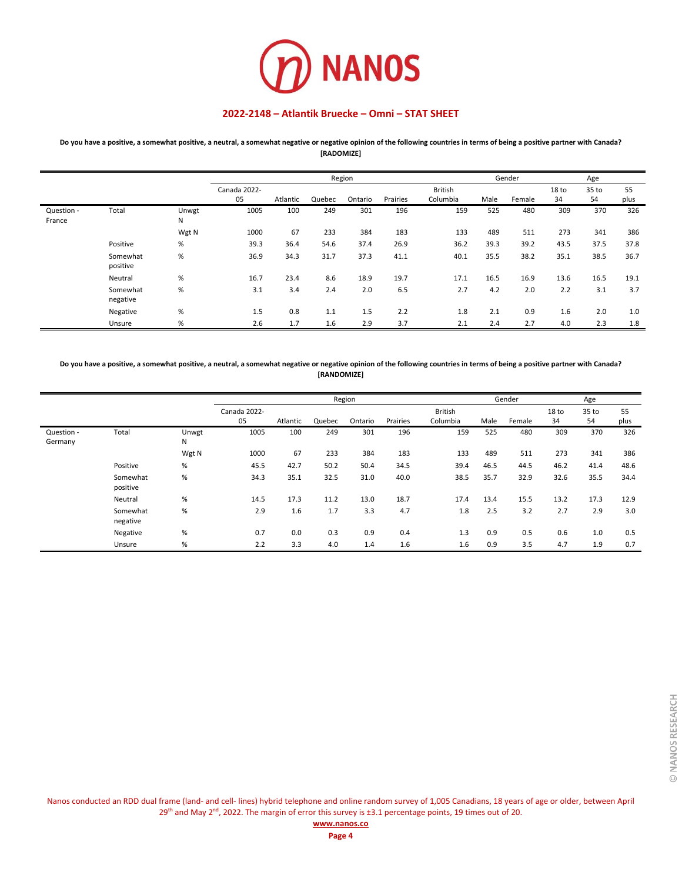# 2022-2148 – Atlantik Bruecke – Omni – STAT SHEET

**Do you have a positive, a somewhat positive, a neutral, a somewhat negative or negative opinion of the following countries in terms of being a positive partner with Canada? [RADOMIZE]**

| | | | | Region | | | | | Gender | | Age | | |
|---|---|---|---|---|---|---|---|---|---|---|---|---|---|
| | | | Canada 2022-05 | Atlantic | Quebec | Ontario | Prairies | British Columbia | Male | Female | 18 to 34 | 35 to 54 | 55 plus |
| Question - France | Total | Unwgt N | 1005 | 100 | 249 | 301 | 196 | 159 | 525 | 480 | 309 | 370 | 326 |
| | | Wgt N | 1000 | 67 | 233 | 384 | 183 | 133 | 489 | 511 | 273 | 341 | 386 |
| | Positive | % | 39.3 | 36.4 | 54.6 | 37.4 | 26.9 | 36.2 | 39.3 | 39.2 | 43.5 | 37.5 | 37.8 |
| | Somewhat positive | % | 36.9 | 34.3 | 31.7 | 37.3 | 41.1 | 40.1 | 35.5 | 38.2 | 35.1 | 38.5 | 36.7 |
| | Neutral | % | 16.7 | 23.4 | 8.6 | 18.9 | 19.7 | 17.1 | 16.5 | 16.9 | 13.6 | 16.5 | 19.1 |
| | Somewhat negative | % | 3.1 | 3.4 | 2.4 | 2.0 | 6.5 | 2.7 | 4.2 | 2.0 | 2.2 | 3.1 | 3.7 |
| | Negative | % | 1.5 | 0.8 | 1.1 | 1.5 | 2.2 | 1.8 | 2.1 | 0.9 | 1.6 | 2.0 | 1.0 |
| | Unsure | % | 2.6 | 1.7 | 1.6 | 2.9 | 3.7 | 2.1 | 2.4 | 2.7 | 4.0 | 2.3 | 1.8 |

**Do you have a positive, a somewhat positive, a neutral, a somewhat negative or negative opinion of the following countries in terms of being a positive partner with Canada? [RANDOMIZE]**

| | | | | Region | | | | | Gender | | Age | | |
|---|---|---|---|---|---|---|---|---|---|---|---|---|---|
| | | | Canada 2022-05 | Atlantic | Quebec | Ontario | Prairies | British Columbia | Male | Female | 18 to 34 | 35 to 54 | 55 plus |
| Question - Germany | Total | Unwgt N | 1005 | 100 | 249 | 301 | 196 | 159 | 525 | 480 | 309 | 370 | 326 |
| | | Wgt N | 1000 | 67 | 233 | 384 | 183 | 133 | 489 | 511 | 273 | 341 | 386 |
| | Positive | % | 45.5 | 42.7 | 50.2 | 50.4 | 34.5 | 39.4 | 46.5 | 44.5 | 46.2 | 41.4 | 48.6 |
| | Somewhat positive | % | 34.3 | 35.1 | 32.5 | 31.0 | 40.0 | 38.5 | 35.7 | 32.9 | 32.6 | 35.5 | 34.4 |
| | Neutral | % | 14.5 | 17.3 | 11.2 | 13.0 | 18.7 | 17.4 | 13.4 | 15.5 | 13.2 | 17.3 | 12.9 |
| | Somewhat negative | % | 2.9 | 1.6 | 1.7 | 3.3 | 4.7 | 1.8 | 2.5 | 3.2 | 2.7 | 2.9 | 3.0 |
| | Negative | % | 0.7 | 0.0 | 0.3 | 0.9 | 0.4 | 1.3 | 0.9 | 0.5 | 0.6 | 1.0 | 0.5 |
| | Unsure | % | 2.2 | 3.3 | 4.0 | 1.4 | 1.6 | 1.6 | 0.9 | 3.5 | 4.7 | 1.9 | 0.7 |

Nanos conducted an RDD dual frame (land- and cell- lines) hybrid telephone and online random survey of 1,005 Canadians, 18 years of age or older, between April 29th and May 2nd, 2022. The margin of error for this survey is ±3.1 percentage points, 19 times out of 20.

www.nanos.co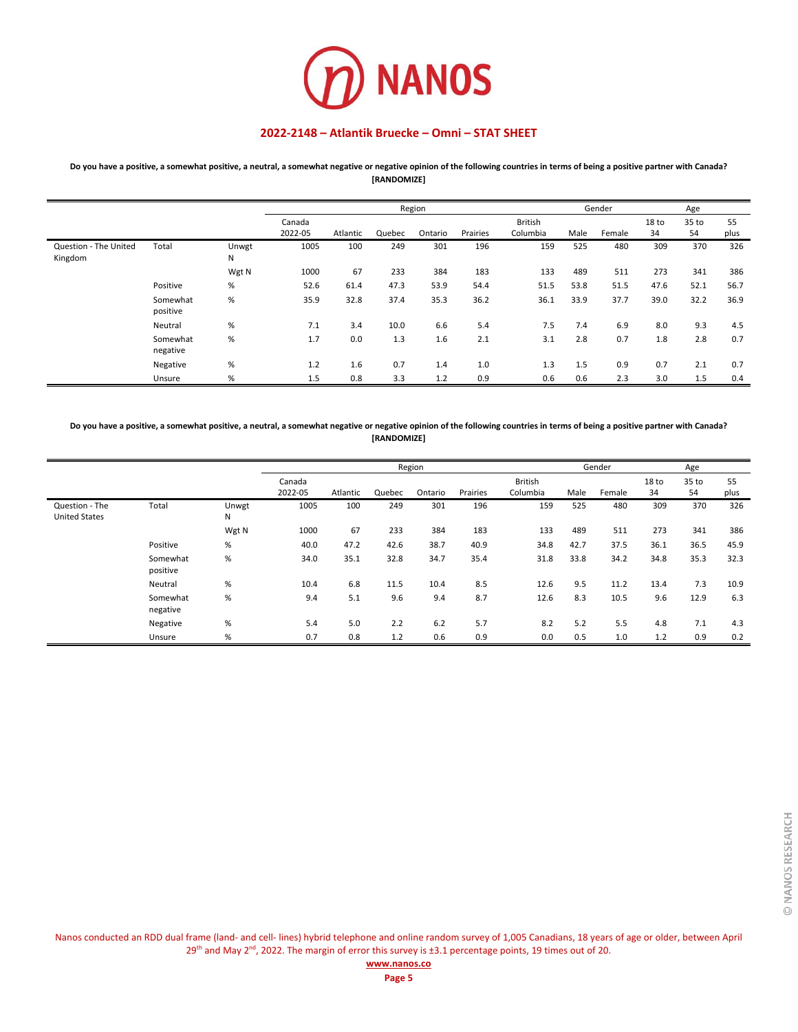NANOS

## 2022-2148 – Atlantik Bruecke – Omni – STAT SHEET

**Do you have a positive, a somewhat positive, a neutral, a somewhat negative or negative opinion of the following countries in terms of being a positive partner with Canada? [RANDOMIZE]**

| | | | | Region | | | | | Gender | | Age | | |
|---|---|---|---|---|---|---|---|---|---|---|---|---|---|
| | | | Canada 2022-05 | Atlantic | Quebec | Ontario | Prairies | British Columbia | Male | Female | 18 to 34 | 35 to 54 | 55 plus |
| Question - The United Kingdom | Total | Unwgt N | 1005 | 100 | 249 | 301 | 196 | 159 | 525 | 480 | 309 | 370 | 326 |
| | | Wgt N | 1000 | 67 | 233 | 384 | 183 | 133 | 489 | 511 | 273 | 341 | 386 |
| | Positive | % | 52.6 | 61.4 | 47.3 | 53.9 | 54.4 | 51.5 | 53.8 | 51.5 | 47.6 | 52.1 | 56.7 |
| | Somewhat positive | % | 35.9 | 32.8 | 37.4 | 35.3 | 36.2 | 36.1 | 33.9 | 37.7 | 39.0 | 32.2 | 36.9 |
| | Neutral | % | 7.1 | 3.4 | 10.0 | 6.6 | 5.4 | 7.5 | 7.4 | 6.9 | 8.0 | 9.3 | 4.5 |
| | Somewhat negative | % | 1.7 | 0.0 | 1.3 | 1.6 | 2.1 | 3.1 | 2.8 | 0.7 | 1.8 | 2.8 | 0.7 |
| | Negative | % | 1.2 | 1.6 | 0.7 | 1.4 | 1.0 | 1.3 | 1.5 | 0.9 | 0.7 | 2.1 | 0.7 |
| | Unsure | % | 1.5 | 0.8 | 3.3 | 1.2 | 0.9 | 0.6 | 0.6 | 2.3 | 3.0 | 1.5 | 0.4 |

**Do you have a positive, a somewhat positive, a neutral, a somewhat negative or negative opinion of the following countries in terms of being a positive partner with Canada? [RANDOMIZE]**

| | | | | Region | | | | | Gender | | Age | | |
|---|---|---|---|---|---|---|---|---|---|---|---|---|---|
| | | | Canada 2022-05 | Atlantic | Quebec | Ontario | Prairies | British Columbia | Male | Female | 18 to 34 | 35 to 54 | 55 plus |
| Question - The United States | Total | Unwgt N | 1005 | 100 | 249 | 301 | 196 | 159 | 525 | 480 | 309 | 370 | 326 |
| | | Wgt N | 1000 | 67 | 233 | 384 | 183 | 133 | 489 | 511 | 273 | 341 | 386 |
| | Positive | % | 40.0 | 47.2 | 42.6 | 38.7 | 40.9 | 34.8 | 42.7 | 37.5 | 36.1 | 36.5 | 45.9 |
| | Somewhat positive | % | 34.0 | 35.1 | 32.8 | 34.7 | 35.4 | 31.8 | 33.8 | 34.2 | 34.8 | 35.3 | 32.3 |
| | Neutral | % | 10.4 | 6.8 | 11.5 | 10.4 | 8.5 | 12.6 | 9.5 | 11.2 | 13.4 | 7.3 | 10.9 |
| | Somewhat negative | % | 9.4 | 5.1 | 9.6 | 9.4 | 8.7 | 12.6 | 8.3 | 10.5 | 9.6 | 12.9 | 6.3 |
| | Negative | % | 5.4 | 5.0 | 2.2 | 6.2 | 5.7 | 8.2 | 5.2 | 5.5 | 4.8 | 7.1 | 4.3 |
| | Unsure | % | 0.7 | 0.8 | 1.2 | 0.6 | 0.9 | 0.0 | 0.5 | 1.0 | 1.2 | 0.9 | 0.2 |

Nanos conducted an RDD dual frame (land- and cell- lines) hybrid telephone and online random survey of 1,005 Canadians, 18 years of age or older, between April 29th and May 2nd, 2022. The margin of error this survey is ±3.1 percentage points, 19 times out of 20.

www.nanos.co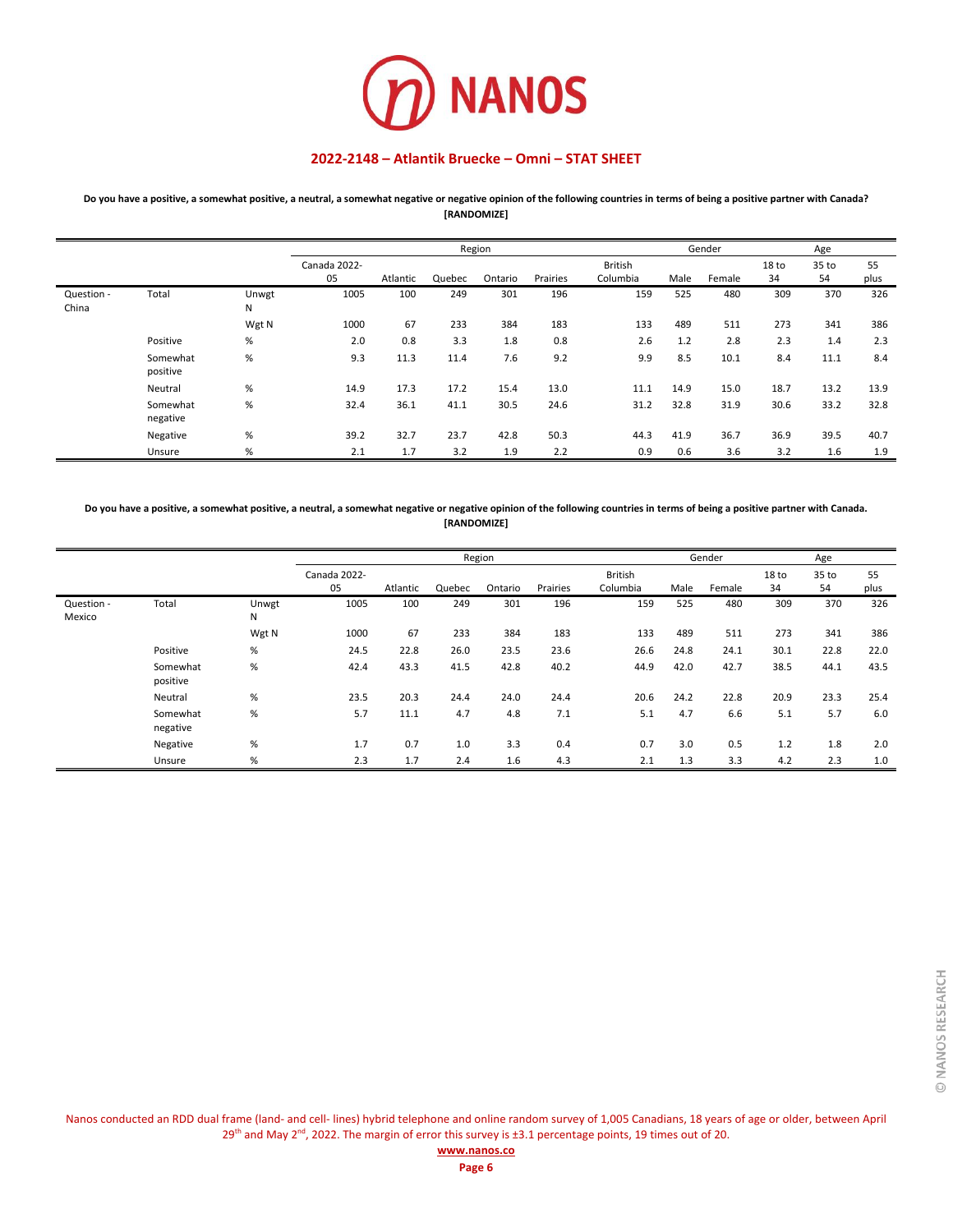# 2022-2148 – Atlantik Bruecke – Omni – STAT SHEET

**Do you have a positive, a somewhat positive, a neutral, a somewhat negative or negative opinion of the following countries in terms of being a positive partner with Canada? [RANDOMIZE]**

| | | | | Region | | | | | Gender | | Age | | |
|---|---|---|---|---|---|---|---|---|---|---|---|---|---|
| | | | Canada 2022-05 | Atlantic | Quebec | Ontario | Prairies | British Columbia | Male | Female | 18 to 34 | 35 to 54 | 55 plus |
| Question - China | Total | Unwgt N | 1005 | 100 | 249 | 301 | 196 | 159 | 525 | 480 | 309 | 370 | 326 |
| | | Wgt N | 1000 | 67 | 233 | 384 | 183 | 133 | 489 | 511 | 273 | 341 | 386 |
| | Positive | % | 2.0 | 0.8 | 3.3 | 1.8 | 0.8 | 2.6 | 1.2 | 2.8 | 2.3 | 1.4 | 2.3 |
| | Somewhat positive | % | 9.3 | 11.3 | 11.4 | 7.6 | 9.2 | 9.9 | 8.5 | 10.1 | 8.4 | 11.1 | 8.4 |
| | Neutral | % | 14.9 | 17.3 | 17.2 | 15.4 | 13.0 | 11.1 | 14.9 | 15.0 | 18.7 | 13.2 | 13.9 |
| | Somewhat negative | % | 32.4 | 36.1 | 41.1 | 30.5 | 24.6 | 31.2 | 32.8 | 31.9 | 30.6 | 33.2 | 32.8 |
| | Negative | % | 39.2 | 32.7 | 23.7 | 42.8 | 50.3 | 44.3 | 41.9 | 36.7 | 36.9 | 39.5 | 40.7 |
| | Unsure | % | 2.1 | 1.7 | 3.2 | 1.9 | 2.2 | 0.9 | 0.6 | 3.6 | 3.2 | 1.6 | 1.9 |

**Do you have a positive, a somewhat positive, a neutral, a somewhat negative or negative opinion of the following countries in terms of being a positive partner with Canada. [RANDOMIZE]**

| | | | | Region | | | | | Gender | | Age | | |
|---|---|---|---|---|---|---|---|---|---|---|---|---|---|
| | | | Canada 2022-05 | Atlantic | Quebec | Ontario | Prairies | British Columbia | Male | Female | 18 to 34 | 35 to 54 | 55 plus |
| Question - Mexico | Total | Unwgt N | 1005 | 100 | 249 | 301 | 196 | 159 | 525 | 480 | 309 | 370 | 326 |
| | | Wgt N | 1000 | 67 | 233 | 384 | 183 | 133 | 489 | 511 | 273 | 341 | 386 |
| | Positive | % | 24.5 | 22.8 | 26.0 | 23.5 | 23.6 | 26.6 | 24.8 | 24.1 | 30.1 | 22.8 | 22.0 |
| | Somewhat positive | % | 42.4 | 43.3 | 41.5 | 42.8 | 40.2 | 44.9 | 42.0 | 42.7 | 38.5 | 44.1 | 43.5 |
| | Neutral | % | 23.5 | 20.3 | 24.4 | 24.0 | 24.4 | 20.6 | 24.2 | 22.8 | 20.9 | 23.3 | 25.4 |
| | Somewhat negative | % | 5.7 | 11.1 | 4.7 | 4.8 | 7.1 | 5.1 | 4.7 | 6.6 | 5.1 | 5.7 | 6.0 |
| | Negative | % | 1.7 | 0.7 | 1.0 | 3.3 | 0.4 | 0.7 | 3.0 | 0.5 | 1.2 | 1.8 | 2.0 |
| | Unsure | % | 2.3 | 1.7 | 2.4 | 1.6 | 4.3 | 2.1 | 1.3 | 3.3 | 4.2 | 2.3 | 1.0 |

Nanos conducted an RDD dual frame (land- and cell- lines) hybrid telephone and online random survey of 1,005 Canadians, 18 years of age or older, between April 29th and May 2nd, 2022. The margin of error this survey is ±3.1 percentage points, 19 times out of 20.

www.nanos.co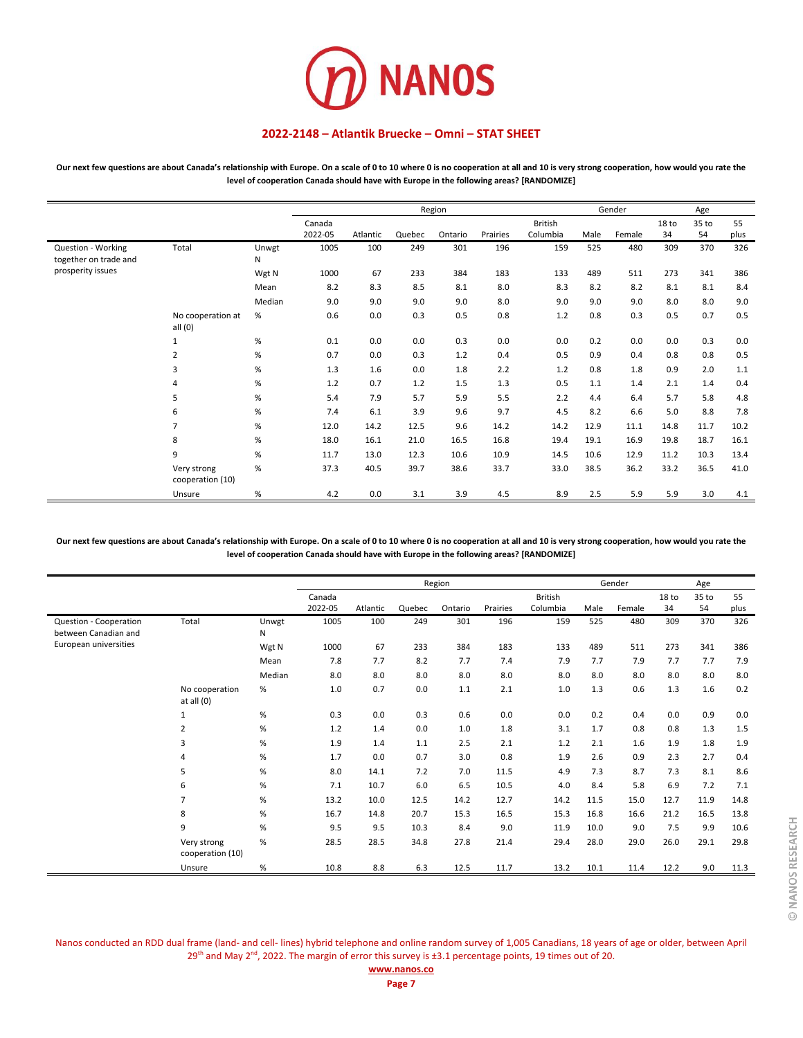# 2022-2148 – Atlantik Bruecke – Omni – STAT SHEET

**Our next few questions are about Canada's relationship with Europe. On a scale of 0 to 10 where 0 is no cooperation at all and 10 is very strong cooperation, how would you rate the level of cooperation Canada should have with Europe in the following areas? [RANDOMIZE]**

| | | | | Region | | | | | Gender | | Age | | |
|---|---|---|---|---|---|---|---|---|---|---|---|---|---|
| | | | Canada 2022-05 | Atlantic | Quebec | Ontario | Prairies | British Columbia | Male | Female | 18 to 34 | 35 to 54 | 55 plus |
| Question - Working together on trade and prosperity issues | Total | Unwgt N | 1005 | 100 | 249 | 301 | 196 | 159 | 525 | 480 | 309 | 370 | 326 |
| | | Wgt N | 1000 | 67 | 233 | 384 | 183 | 133 | 489 | 511 | 273 | 341 | 386 |
| | | Mean | 8.2 | 8.3 | 8.5 | 8.1 | 8.0 | 8.3 | 8.2 | 8.2 | 8.1 | 8.1 | 8.4 |
| | | Median | 9.0 | 9.0 | 9.0 | 9.0 | 8.0 | 9.0 | 9.0 | 9.0 | 8.0 | 8.0 | 9.0 |
| | No cooperation at all (0) | % | 0.6 | 0.0 | 0.3 | 0.5 | 0.8 | 1.2 | 0.8 | 0.3 | 0.5 | 0.7 | 0.5 |
| | 1 | % | 0.1 | 0.0 | 0.0 | 0.3 | 0.0 | 0.0 | 0.2 | 0.0 | 0.0 | 0.3 | 0.0 |
| | 2 | % | 0.7 | 0.0 | 0.3 | 1.2 | 0.4 | 0.5 | 0.9 | 0.4 | 0.8 | 0.8 | 0.5 |
| | 3 | % | 1.3 | 1.6 | 0.0 | 1.8 | 2.2 | 1.2 | 0.8 | 1.8 | 0.9 | 2.0 | 1.1 |
| | 4 | % | 1.2 | 0.7 | 1.2 | 1.5 | 1.3 | 0.5 | 1.1 | 1.4 | 2.1 | 1.4 | 0.4 |
| | 5 | % | 5.4 | 7.9 | 5.7 | 5.9 | 5.5 | 2.2 | 4.4 | 6.4 | 5.7 | 5.8 | 4.8 |
| | 6 | % | 7.4 | 6.1 | 3.9 | 9.6 | 9.7 | 4.5 | 8.2 | 6.6 | 5.0 | 8.8 | 7.8 |
| | 7 | % | 12.0 | 14.2 | 12.5 | 9.6 | 14.2 | 14.2 | 12.9 | 11.1 | 14.8 | 11.7 | 10.2 |
| | 8 | % | 18.0 | 16.1 | 21.0 | 16.5 | 16.8 | 19.4 | 19.1 | 16.9 | 19.8 | 18.7 | 16.1 |
| | 9 | % | 11.7 | 13.0 | 12.3 | 10.6 | 10.9 | 14.5 | 10.6 | 12.9 | 11.2 | 10.3 | 13.4 |
| | Very strong cooperation (10) | % | 37.3 | 40.5 | 39.7 | 38.6 | 33.7 | 33.0 | 38.5 | 36.2 | 33.2 | 36.5 | 41.0 |
| | Unsure | % | 4.2 | 0.0 | 3.1 | 3.9 | 4.5 | 8.9 | 2.5 | 5.9 | 5.9 | 3.0 | 4.1 |

**Our next few questions are about Canada's relationship with Europe. On a scale of 0 to 10 where 0 is no cooperation at all and 10 is very strong cooperation, how would you rate the level of cooperation Canada should have with Europe in the following areas? [RANDOMIZE]**

| | | | | Region | | | | | Gender | | Age | | |
|---|---|---|---|---|---|---|---|---|---|---|---|---|---|
| | | | Canada 2022-05 | Atlantic | Quebec | Ontario | Prairies | British Columbia | Male | Female | 18 to 34 | 35 to 54 | 55 plus |
| Question - Cooperation between Canadian and European universities | Total | Unwgt N | 1005 | 100 | 249 | 301 | 196 | 159 | 525 | 480 | 309 | 370 | 326 |
| | | Wgt N | 1000 | 67 | 233 | 384 | 183 | 133 | 489 | 511 | 273 | 341 | 386 |
| | | Mean | 7.8 | 7.7 | 8.2 | 7.7 | 7.4 | 7.9 | 7.7 | 7.9 | 7.7 | 7.7 | 7.9 |
| | | Median | 8.0 | 8.0 | 8.0 | 8.0 | 8.0 | 8.0 | 8.0 | 8.0 | 8.0 | 8.0 | 8.0 |
| | No cooperation at all (0) | % | 1.0 | 0.7 | 0.0 | 1.1 | 2.1 | 1.0 | 1.3 | 0.6 | 1.3 | 1.6 | 0.2 |
| | 1 | % | 0.3 | 0.0 | 0.3 | 0.6 | 0.0 | 0.0 | 0.2 | 0.4 | 0.0 | 0.9 | 0.0 |
| | 2 | % | 1.2 | 1.4 | 0.0 | 1.0 | 1.8 | 3.1 | 1.7 | 0.8 | 0.8 | 1.3 | 1.5 |
| | 3 | % | 1.9 | 1.4 | 1.1 | 2.5 | 2.1 | 1.2 | 2.1 | 1.6 | 1.9 | 1.8 | 1.9 |
| | 4 | % | 1.7 | 0.0 | 0.7 | 3.0 | 0.8 | 1.9 | 2.6 | 0.9 | 2.3 | 2.7 | 0.4 |
| | 5 | % | 8.0 | 14.1 | 7.2 | 7.0 | 11.5 | 4.9 | 7.3 | 8.7 | 7.3 | 8.1 | 8.6 |
| | 6 | % | 7.1 | 10.7 | 6.0 | 6.5 | 10.5 | 4.0 | 8.4 | 5.8 | 6.9 | 7.2 | 7.1 |
| | 7 | % | 13.2 | 10.0 | 12.5 | 14.2 | 12.7 | 14.2 | 11.5 | 15.0 | 12.7 | 11.9 | 14.8 |
| | 8 | % | 16.7 | 14.8 | 20.7 | 15.3 | 16.5 | 15.3 | 16.8 | 16.6 | 21.2 | 16.5 | 13.8 |
| | 9 | % | 9.5 | 9.5 | 10.3 | 8.4 | 9.0 | 11.9 | 10.0 | 9.0 | 7.5 | 9.9 | 10.6 |
| | Very strong cooperation (10) | % | 28.5 | 28.5 | 34.8 | 27.8 | 21.4 | 29.4 | 28.0 | 29.0 | 26.0 | 29.1 | 29.8 |
| | Unsure | % | 10.8 | 8.8 | 6.3 | 12.5 | 11.7 | 13.2 | 10.1 | 11.4 | 12.2 | 9.0 | 11.3 |

Nanos conducted an RDD dual frame (land- and cell- lines) hybrid telephone and online random survey of 1,005 Canadians, 18 years of age or older, between April 29th and May 2nd, 2022. The margin of error this survey is ±3.1 percentage points, 19 times out of 20.

www.nanos.co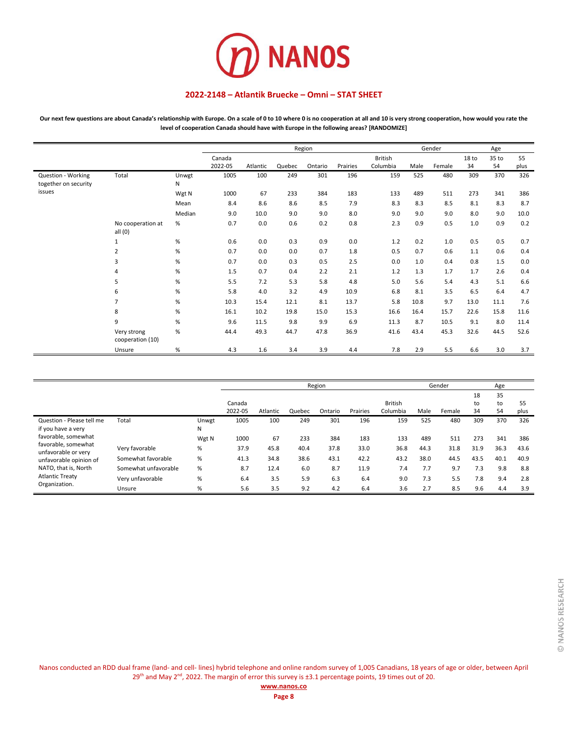# 2022-2148 – Atlantik Bruecke – Omni – STAT SHEET

**Our next few questions are about Canada's relationship with Europe. On a scale of 0 to 10 where 0 is no cooperation at all and 10 is very strong cooperation, how would you rate the level of cooperation Canada should have with Europe in the following areas? [RANDOMIZE]**

| | | | | Region | | | | | Gender | | Age | | |
|---|---|---|---|---|---|---|---|---|---|---|---|---|---|
| | | | Canada 2022-05 | Atlantic | Quebec | Ontario | Prairies | British Columbia | Male | Female | 18 to 34 | 35 to 54 | 55 plus |
| Question - Working together on security issues | Total | Unwgt N | 1005 | 100 | 249 | 301 | 196 | 159 | 525 | 480 | 309 | 370 | 326 |
| | | Wgt N | 1000 | 67 | 233 | 384 | 183 | 133 | 489 | 511 | 273 | 341 | 386 |
| | | Mean | 8.4 | 8.6 | 8.6 | 8.5 | 7.9 | 8.3 | 8.3 | 8.5 | 8.1 | 8.3 | 8.7 |
| | | Median | 9.0 | 10.0 | 9.0 | 9.0 | 8.0 | 9.0 | 9.0 | 9.0 | 8.0 | 9.0 | 10.0 |
| | No cooperation at all (0) | % | 0.7 | 0.0 | 0.6 | 0.2 | 0.8 | 2.3 | 0.9 | 0.5 | 1.0 | 0.9 | 0.2 |
| | 1 | % | 0.6 | 0.0 | 0.3 | 0.9 | 0.0 | 1.2 | 0.2 | 1.0 | 0.5 | 0.5 | 0.7 |
| | 2 | % | 0.7 | 0.0 | 0.0 | 0.7 | 1.8 | 0.5 | 0.7 | 0.6 | 1.1 | 0.6 | 0.4 |
| | 3 | % | 0.7 | 0.0 | 0.3 | 0.5 | 2.5 | 0.0 | 1.0 | 0.4 | 0.8 | 1.5 | 0.0 |
| | 4 | % | 1.5 | 0.7 | 0.4 | 2.2 | 2.1 | 1.2 | 1.3 | 1.7 | 1.7 | 2.6 | 0.4 |
| | 5 | % | 5.5 | 7.2 | 5.3 | 5.8 | 4.8 | 5.0 | 5.6 | 5.4 | 4.3 | 5.1 | 6.6 |
| | 6 | % | 5.8 | 4.0 | 3.2 | 4.9 | 10.9 | 6.8 | 8.1 | 3.5 | 6.5 | 6.4 | 4.7 |
| | 7 | % | 10.3 | 15.4 | 12.1 | 8.1 | 13.7 | 5.8 | 10.8 | 9.7 | 13.0 | 11.1 | 7.6 |
| | 8 | % | 16.1 | 10.2 | 19.8 | 15.0 | 15.3 | 16.6 | 16.4 | 15.7 | 22.6 | 15.8 | 11.6 |
| | 9 | % | 9.6 | 11.5 | 9.8 | 9.9 | 6.9 | 11.3 | 8.7 | 10.5 | 9.1 | 8.0 | 11.4 |
| | Very strong cooperation (10) | % | 44.4 | 49.3 | 44.7 | 47.8 | 36.9 | 41.6 | 43.4 | 45.3 | 32.6 | 44.5 | 52.6 |
| | Unsure | % | 4.3 | 1.6 | 3.4 | 3.9 | 4.4 | 7.8 | 2.9 | 5.5 | 6.6 | 3.0 | 3.7 |

| | | | | Region | | | | | Gender | | Age | | |
|---|---|---|---|---|---|---|---|---|---|---|---|---|---|
| | | | Canada 2022-05 | Atlantic | Quebec | Ontario | Prairies | British Columbia | Male | Female | 18 to 34 | 35 to 54 | 55 plus |
| Question - Please tell me if you have a very favorable, somewhat favorable, somewhat unfavorable or very unfavorable opinion of NATO, that is, North Atlantic Treaty Organization. | Total | Unwgt N | 1005 | 100 | 249 | 301 | 196 | 159 | 525 | 480 | 309 | 370 | 326 |
| | | Wgt N | 1000 | 67 | 233 | 384 | 183 | 133 | 489 | 511 | 273 | 341 | 386 |
| | Very favorable | % | 37.9 | 45.8 | 40.4 | 37.8 | 33.0 | 36.8 | 44.3 | 31.8 | 31.9 | 36.3 | 43.6 |
| | Somewhat favorable | % | 41.3 | 34.8 | 38.6 | 43.1 | 42.2 | 43.2 | 38.0 | 44.5 | 43.5 | 40.1 | 40.9 |
| | Somewhat unfavorable | % | 8.7 | 12.4 | 6.0 | 8.7 | 11.9 | 7.4 | 7.7 | 9.7 | 7.3 | 9.8 | 8.8 |
| | Very unfavorable | % | 6.4 | 3.5 | 5.9 | 6.3 | 6.4 | 9.0 | 7.3 | 5.5 | 7.8 | 9.4 | 2.8 |
| | Unsure | % | 5.6 | 3.5 | 9.2 | 4.2 | 6.4 | 3.6 | 2.7 | 8.5 | 9.6 | 4.4 | 3.9 |

Nanos conducted an RDD dual frame (land- and cell- lines) hybrid telephone and online random survey of 1,005 Canadians, 18 years of age or older, between April 29th and May 2nd, 2022. The margin of error this survey is ±3.1 percentage points, 19 times out of 20.

www.nanos.co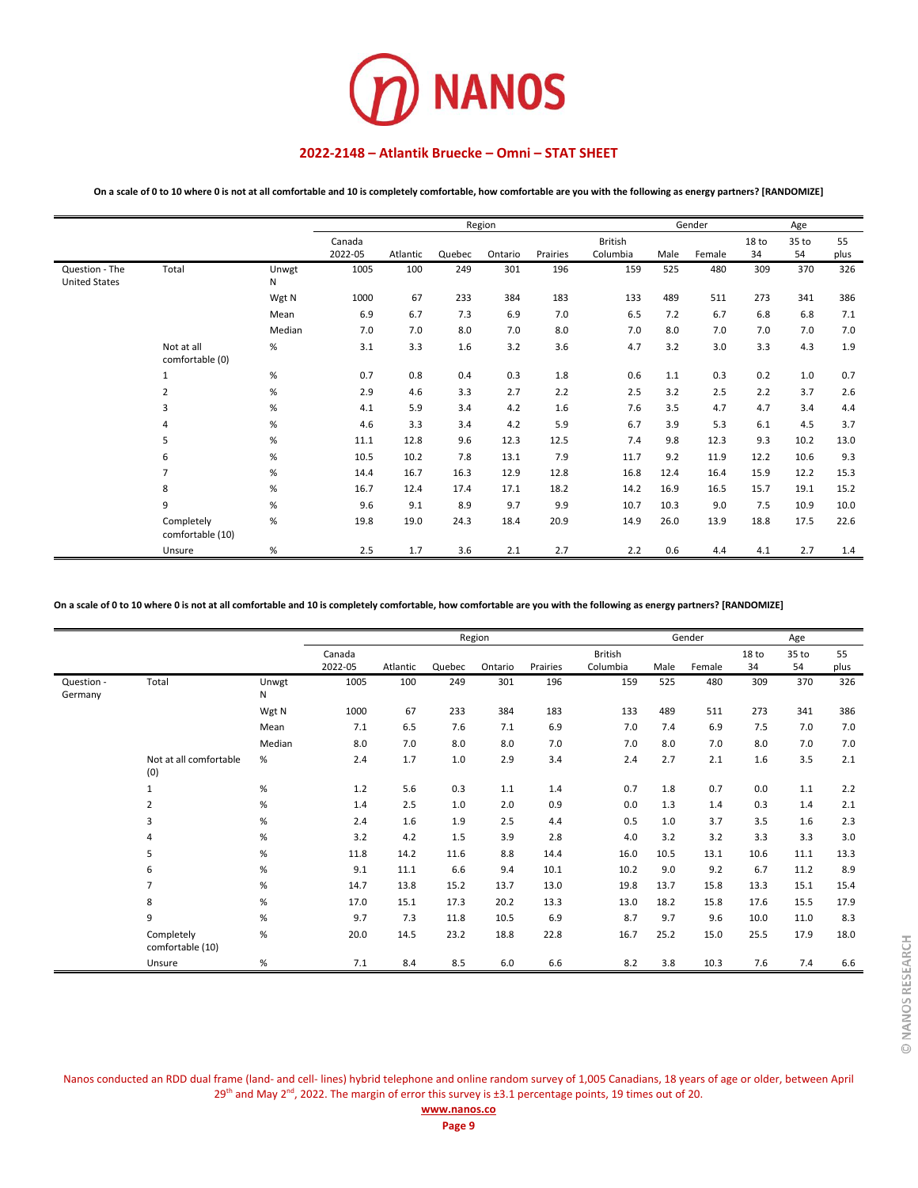## 2022-2148 – Atlantik Bruecke – Omni – STAT SHEET

**On a scale of 0 to 10 where 0 is not at all comfortable and 10 is completely comfortable, how comfortable are you with the following as energy partners? [RANDOMIZE]**

| | | | | Region | | | | | Gender | | Age | | |
|---|---|---|---|---|---|---|---|---|---|---|---|---|---|
| | | | Canada 2022-05 | Atlantic | Quebec | Ontario | Prairies | British Columbia | Male | Female | 18 to 34 | 35 to 54 | 55 plus |
| Question - The United States | Total | Unwgt N | 1005 | 100 | 249 | 301 | 196 | 159 | 525 | 480 | 309 | 370 | 326 |
| | | Wgt N | 1000 | 67 | 233 | 384 | 183 | 133 | 489 | 511 | 273 | 341 | 386 |
| | | Mean | 6.9 | 6.7 | 7.3 | 6.9 | 7.0 | 6.5 | 7.2 | 6.7 | 6.8 | 6.8 | 7.1 |
| | | Median | 7.0 | 7.0 | 8.0 | 7.0 | 8.0 | 7.0 | 8.0 | 7.0 | 7.0 | 7.0 | 7.0 |
| | Not at all comfortable (0) | % | 3.1 | 3.3 | 1.6 | 3.2 | 3.6 | 4.7 | 3.2 | 3.0 | 3.3 | 4.3 | 1.9 |
| | 1 | % | 0.7 | 0.8 | 0.4 | 0.3 | 1.8 | 0.6 | 1.1 | 0.3 | 0.2 | 1.0 | 0.7 |
| | 2 | % | 2.9 | 4.6 | 3.3 | 2.7 | 2.2 | 2.5 | 3.2 | 2.5 | 2.2 | 3.7 | 2.6 |
| | 3 | % | 4.1 | 5.9 | 3.4 | 4.2 | 1.6 | 7.6 | 3.5 | 4.7 | 4.7 | 3.4 | 4.4 |
| | 4 | % | 4.6 | 3.3 | 3.4 | 4.2 | 5.9 | 6.7 | 3.9 | 5.3 | 6.1 | 4.5 | 3.7 |
| | 5 | % | 11.1 | 12.8 | 9.6 | 12.3 | 12.5 | 7.4 | 9.8 | 12.3 | 9.3 | 10.2 | 13.0 |
| | 6 | % | 10.5 | 10.2 | 7.8 | 13.1 | 7.9 | 11.7 | 9.2 | 11.9 | 12.2 | 10.6 | 9.3 |
| | 7 | % | 14.4 | 16.7 | 16.3 | 12.9 | 12.8 | 16.8 | 12.4 | 16.4 | 15.9 | 12.2 | 15.3 |
| | 8 | % | 16.7 | 12.4 | 17.4 | 17.1 | 18.2 | 14.2 | 16.9 | 16.5 | 15.7 | 19.1 | 15.2 |
| | 9 | % | 9.6 | 9.1 | 8.9 | 9.7 | 9.9 | 10.7 | 10.3 | 9.0 | 7.5 | 10.9 | 10.0 |
| | Completely comfortable (10) | % | 19.8 | 19.0 | 24.3 | 18.4 | 20.9 | 14.9 | 26.0 | 13.9 | 18.8 | 17.5 | 22.6 |
| | Unsure | % | 2.5 | 1.7 | 3.6 | 2.1 | 2.7 | 2.2 | 0.6 | 4.4 | 4.1 | 2.7 | 1.4 |

**On a scale of 0 to 10 where 0 is not at all comfortable and 10 is completely comfortable, how comfortable are you with the following as energy partners? [RANDOMIZE]**

| | | | | Region | | | | | Gender | | Age | | |
|---|---|---|---|---|---|---|---|---|---|---|---|---|---|
| | | | Canada 2022-05 | Atlantic | Quebec | Ontario | Prairies | British Columbia | Male | Female | 18 to 34 | 35 to 54 | 55 plus |
| Question - Germany | Total | Unwgt N | 1005 | 100 | 249 | 301 | 196 | 159 | 525 | 480 | 309 | 370 | 326 |
| | | Wgt N | 1000 | 67 | 233 | 384 | 183 | 133 | 489 | 511 | 273 | 341 | 386 |
| | | Mean | 7.1 | 6.5 | 7.6 | 7.1 | 6.9 | 7.0 | 7.4 | 6.9 | 7.5 | 7.0 | 7.0 |
| | | Median | 8.0 | 7.0 | 8.0 | 8.0 | 7.0 | 7.0 | 8.0 | 7.0 | 8.0 | 7.0 | 7.0 |
| | Not at all comfortable (0) | % | 2.4 | 1.7 | 1.0 | 2.9 | 3.4 | 2.4 | 2.7 | 2.1 | 1.6 | 3.5 | 2.1 |
| | 1 | % | 1.2 | 5.6 | 0.3 | 1.1 | 1.4 | 0.7 | 1.8 | 0.7 | 0.0 | 1.1 | 2.2 |
| | 2 | % | 1.4 | 2.5 | 1.0 | 2.0 | 0.9 | 0.0 | 1.3 | 1.4 | 0.3 | 1.4 | 2.1 |
| | 3 | % | 2.4 | 1.6 | 1.9 | 2.5 | 4.4 | 0.5 | 1.0 | 3.7 | 3.5 | 1.6 | 2.3 |
| | 4 | % | 3.2 | 4.2 | 1.5 | 3.9 | 2.8 | 4.0 | 3.2 | 3.2 | 3.3 | 3.3 | 3.0 |
| | 5 | % | 11.8 | 14.2 | 11.6 | 8.8 | 14.4 | 16.0 | 10.5 | 13.1 | 10.6 | 11.1 | 13.3 |
| | 6 | % | 9.1 | 11.1 | 6.6 | 9.4 | 10.1 | 10.2 | 9.0 | 9.2 | 6.7 | 11.2 | 8.9 |
| | 7 | % | 14.7 | 13.8 | 15.2 | 13.7 | 13.0 | 19.8 | 13.7 | 15.8 | 13.3 | 15.1 | 15.4 |
| | 8 | % | 17.0 | 15.1 | 17.3 | 20.2 | 13.3 | 13.0 | 18.2 | 15.8 | 17.6 | 15.5 | 17.9 |
| | 9 | % | 9.7 | 7.3 | 11.8 | 10.5 | 6.9 | 8.7 | 9.7 | 9.6 | 10.0 | 11.0 | 8.3 |
| | Completely comfortable (10) | % | 20.0 | 14.5 | 23.2 | 18.8 | 22.8 | 16.7 | 25.2 | 15.0 | 25.5 | 17.9 | 18.0 |
| | Unsure | % | 7.1 | 8.4 | 8.5 | 6.0 | 6.6 | 8.2 | 3.8 | 10.3 | 7.6 | 7.4 | 6.6 |

Nanos conducted an RDD dual frame (land- and cell- lines) hybrid telephone and online random survey of 1,005 Canadians, 18 years of age or older, between April 29th and May 2nd, 2022. The margin of error this survey is ±3.1 percentage points, 19 times out of 20.

www.nanos.co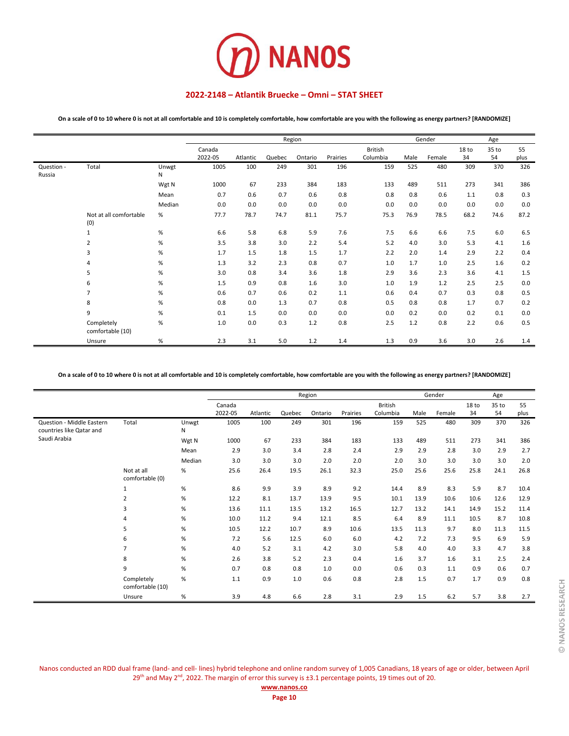# 2022-2148 – Atlantik Bruecke – Omni – STAT SHEET

**On a scale of 0 to 10 where 0 is not at all comfortable and 10 is completely comfortable, how comfortable are you with the following as energy partners? [RANDOMIZE]**

| | | | | Region | | | | | Gender | | Age | | |
|---|---|---|---|---|---|---|---|---|---|---|---|---|---|
| | | | Canada 2022-05 | Atlantic | Quebec | Ontario | Prairies | British Columbia | Male | Female | 18 to 34 | 35 to 54 | 55 plus |
| Question - Russia | Total | Unwgt N | 1005 | 100 | 249 | 301 | 196 | 159 | 525 | 480 | 309 | 370 | 326 |
| | | Wgt N | 1000 | 67 | 233 | 384 | 183 | 133 | 489 | 511 | 273 | 341 | 386 |
| | | Mean | 0.7 | 0.6 | 0.7 | 0.6 | 0.8 | 0.8 | 0.8 | 0.6 | 1.1 | 0.8 | 0.3 |
| | | Median | 0.0 | 0.0 | 0.0 | 0.0 | 0.0 | 0.0 | 0.0 | 0.0 | 0.0 | 0.0 | 0.0 |
| | Not at all comfortable (0) | % | 77.7 | 78.7 | 74.7 | 81.1 | 75.7 | 75.3 | 76.9 | 78.5 | 68.2 | 74.6 | 87.2 |
| | 1 | % | 6.6 | 5.8 | 6.8 | 5.9 | 7.6 | 7.5 | 6.6 | 6.6 | 7.5 | 6.0 | 6.5 |
| | 2 | % | 3.5 | 3.8 | 3.0 | 2.2 | 5.4 | 5.2 | 4.0 | 3.0 | 5.3 | 4.1 | 1.6 |
| | 3 | % | 1.7 | 1.5 | 1.8 | 1.5 | 1.7 | 2.2 | 2.0 | 1.4 | 2.9 | 2.2 | 0.4 |
| | 4 | % | 1.3 | 3.2 | 2.3 | 0.8 | 0.7 | 1.0 | 1.7 | 1.0 | 2.5 | 1.6 | 0.2 |
| | 5 | % | 3.0 | 0.8 | 3.4 | 3.6 | 1.8 | 2.9 | 3.6 | 2.3 | 3.6 | 4.1 | 1.5 |
| | 6 | % | 1.5 | 0.9 | 0.8 | 1.6 | 3.0 | 1.0 | 1.9 | 1.2 | 2.5 | 2.5 | 0.0 |
| | 7 | % | 0.6 | 0.7 | 0.6 | 0.2 | 1.1 | 0.6 | 0.4 | 0.7 | 0.3 | 0.8 | 0.5 |
| | 8 | % | 0.8 | 0.0 | 1.3 | 0.7 | 0.8 | 0.5 | 0.8 | 0.8 | 1.7 | 0.7 | 0.2 |
| | 9 | % | 0.1 | 1.5 | 0.0 | 0.0 | 0.0 | 0.0 | 0.2 | 0.0 | 0.2 | 0.1 | 0.0 |
| | Completely comfortable (10) | % | 1.0 | 0.0 | 0.3 | 1.2 | 0.8 | 2.5 | 1.2 | 0.8 | 2.2 | 0.6 | 0.5 |
| | Unsure | % | 2.3 | 3.1 | 5.0 | 1.2 | 1.4 | 1.3 | 0.9 | 3.6 | 3.0 | 2.6 | 1.4 |

**On a scale of 0 to 10 where 0 is not at all comfortable and 10 is completely comfortable, how comfortable are you with the following as energy partners? [RANDOMIZE]**

| | | | | Region | | | | | Gender | | Age | | |
|---|---|---|---|---|---|---|---|---|---|---|---|---|---|
| | | | Canada 2022-05 | Atlantic | Quebec | Ontario | Prairies | British Columbia | Male | Female | 18 to 34 | 35 to 54 | 55 plus |
| Question - Middle Eastern countries like Qatar and Saudi Arabia | Total | Unwgt N | 1005 | 100 | 249 | 301 | 196 | 159 | 525 | 480 | 309 | 370 | 326 |
| | | Wgt N | 1000 | 67 | 233 | 384 | 183 | 133 | 489 | 511 | 273 | 341 | 386 |
| | | Mean | 2.9 | 3.0 | 3.4 | 2.8 | 2.4 | 2.9 | 2.9 | 2.8 | 3.0 | 2.9 | 2.7 |
| | | Median | 3.0 | 3.0 | 3.0 | 2.0 | 2.0 | 2.0 | 3.0 | 3.0 | 3.0 | 3.0 | 2.0 |
| | Not at all comfortable (0) | % | 25.6 | 26.4 | 19.5 | 26.1 | 32.3 | 25.0 | 25.6 | 25.6 | 25.8 | 24.1 | 26.8 |
| | 1 | % | 8.6 | 9.9 | 3.9 | 8.9 | 9.2 | 14.4 | 8.9 | 8.3 | 5.9 | 8.7 | 10.4 |
| | 2 | % | 12.2 | 8.1 | 13.7 | 13.9 | 9.5 | 10.1 | 13.9 | 10.6 | 10.6 | 12.6 | 12.9 |
| | 3 | % | 13.6 | 11.1 | 13.5 | 13.2 | 16.5 | 12.7 | 13.2 | 14.1 | 14.9 | 15.2 | 11.4 |
| | 4 | % | 10.0 | 11.2 | 9.4 | 12.1 | 8.5 | 6.4 | 8.9 | 11.1 | 10.5 | 8.7 | 10.8 |
| | 5 | % | 10.5 | 12.2 | 10.7 | 8.9 | 10.6 | 13.5 | 11.3 | 9.7 | 8.0 | 11.3 | 11.5 |
| | 6 | % | 7.2 | 5.6 | 12.5 | 6.0 | 6.0 | 4.2 | 7.2 | 7.3 | 9.5 | 6.9 | 5.9 |
| | 7 | % | 4.0 | 5.2 | 3.1 | 4.2 | 3.0 | 5.8 | 4.0 | 4.0 | 3.3 | 4.7 | 3.8 |
| | 8 | % | 2.6 | 3.8 | 5.2 | 2.3 | 0.4 | 1.6 | 3.7 | 1.6 | 3.1 | 2.5 | 2.4 |
| | 9 | % | 0.7 | 0.8 | 0.8 | 1.0 | 0.0 | 0.6 | 0.3 | 1.1 | 0.9 | 0.6 | 0.7 |
| | Completely comfortable (10) | % | 1.1 | 0.9 | 1.0 | 0.6 | 0.8 | 2.8 | 1.5 | 0.7 | 1.7 | 0.9 | 0.8 |
| | Unsure | % | 3.9 | 4.8 | 6.6 | 2.8 | 3.1 | 2.9 | 1.5 | 6.2 | 5.7 | 3.8 | 2.7 |

Nanos conducted an RDD dual frame (land- and cell- lines) hybrid telephone and online random survey of 1,005 Canadians, 18 years of age or older, between April 29th and May 2nd, 2022. The margin of error this survey is ±3.1 percentage points, 19 times out of 20.

www.nanos.co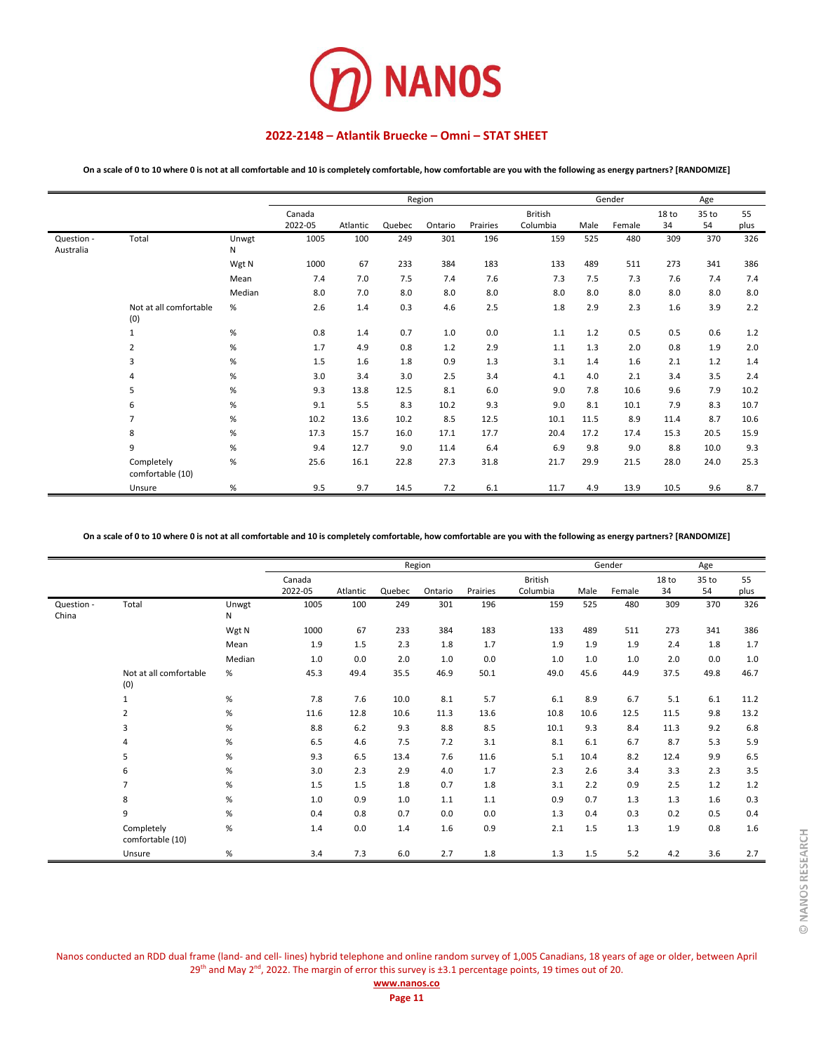## 2022-2148 – Atlantik Bruecke – Omni – STAT SHEET

**On a scale of 0 to 10 where 0 is not at all comfortable and 10 is completely comfortable, how comfortable are you with the following as energy partners? [RANDOMIZE]**

| | | | | Region | | | | | Gender | | Age | | |
|---|---|---|---|---|---|---|---|---|---|---|---|---|---|
| | | | Canada 2022-05 | Atlantic | Quebec | Ontario | Prairies | British Columbia | Male | Female | 18 to 34 | 35 to 54 | 55 plus |
| Question - Australia | Total | Unwgt N | 1005 | 100 | 249 | 301 | 196 | 159 | 525 | 480 | 309 | 370 | 326 |
| | | Wgt N | 1000 | 67 | 233 | 384 | 183 | 133 | 489 | 511 | 273 | 341 | 386 |
| | | Mean | 7.4 | 7.0 | 7.5 | 7.4 | 7.6 | 7.3 | 7.5 | 7.3 | 7.6 | 7.4 | 7.4 |
| | | Median | 8.0 | 7.0 | 8.0 | 8.0 | 8.0 | 8.0 | 8.0 | 8.0 | 8.0 | 8.0 | 8.0 |
| | Not at all comfortable (0) | % | 2.6 | 1.4 | 0.3 | 4.6 | 2.5 | 1.8 | 2.9 | 2.3 | 1.6 | 3.9 | 2.2 |
| | 1 | % | 0.8 | 1.4 | 0.7 | 1.0 | 0.0 | 1.1 | 1.2 | 0.5 | 0.5 | 0.6 | 1.2 |
| | 2 | % | 1.7 | 4.9 | 0.8 | 1.2 | 2.9 | 1.1 | 1.3 | 2.0 | 0.8 | 1.9 | 2.0 |
| | 3 | % | 1.5 | 1.6 | 1.8 | 0.9 | 1.3 | 3.1 | 1.4 | 1.6 | 2.1 | 1.2 | 1.4 |
| | 4 | % | 3.0 | 3.4 | 3.0 | 2.5 | 3.4 | 4.1 | 4.0 | 2.1 | 3.4 | 3.5 | 2.4 |
| | 5 | % | 9.3 | 13.8 | 12.5 | 8.1 | 6.0 | 9.0 | 7.8 | 10.6 | 9.6 | 7.9 | 10.2 |
| | 6 | % | 9.1 | 5.5 | 8.3 | 10.2 | 9.3 | 9.0 | 8.1 | 10.1 | 7.9 | 8.3 | 10.7 |
| | 7 | % | 10.2 | 13.6 | 10.2 | 8.5 | 12.5 | 10.1 | 11.5 | 8.9 | 11.4 | 8.7 | 10.6 |
| | 8 | % | 17.3 | 15.7 | 16.0 | 17.1 | 17.7 | 20.4 | 17.2 | 17.4 | 15.3 | 20.5 | 15.9 |
| | 9 | % | 9.4 | 12.7 | 9.0 | 11.4 | 6.4 | 6.9 | 9.8 | 9.0 | 8.8 | 10.0 | 9.3 |
| | Completely comfortable (10) | % | 25.6 | 16.1 | 22.8 | 27.3 | 31.8 | 21.7 | 29.9 | 21.5 | 28.0 | 24.0 | 25.3 |
| | Unsure | % | 9.5 | 9.7 | 14.5 | 7.2 | 6.1 | 11.7 | 4.9 | 13.9 | 10.5 | 9.6 | 8.7 |

**On a scale of 0 to 10 where 0 is not at all comfortable and 10 is completely comfortable, how comfortable are you with the following as energy partners? [RANDOMIZE]**

| | | | | Region | | | | | Gender | | Age | | |
|---|---|---|---|---|---|---|---|---|---|---|---|---|---|
| | | | Canada 2022-05 | Atlantic | Quebec | Ontario | Prairies | British Columbia | Male | Female | 18 to 34 | 35 to 54 | 55 plus |
| Question - China | Total | Unwgt N | 1005 | 100 | 249 | 301 | 196 | 159 | 525 | 480 | 309 | 370 | 326 |
| | | Wgt N | 1000 | 67 | 233 | 384 | 183 | 133 | 489 | 511 | 273 | 341 | 386 |
| | | Mean | 1.9 | 1.5 | 2.3 | 1.8 | 1.7 | 1.9 | 1.9 | 1.9 | 2.4 | 1.8 | 1.7 |
| | | Median | 1.0 | 0.0 | 2.0 | 1.0 | 0.0 | 1.0 | 1.0 | 1.0 | 2.0 | 0.0 | 1.0 |
| | Not at all comfortable (0) | % | 45.3 | 49.4 | 35.5 | 46.9 | 50.1 | 49.0 | 45.6 | 44.9 | 37.5 | 49.8 | 46.7 |
| | 1 | % | 7.8 | 7.6 | 10.0 | 8.1 | 5.7 | 6.1 | 8.9 | 6.7 | 5.1 | 6.1 | 11.2 |
| | 2 | % | 11.6 | 12.8 | 10.6 | 11.3 | 13.6 | 10.8 | 10.6 | 12.5 | 11.5 | 9.8 | 13.2 |
| | 3 | % | 8.8 | 6.2 | 9.3 | 8.8 | 8.5 | 10.1 | 9.3 | 8.4 | 11.3 | 9.2 | 6.8 |
| | 4 | % | 6.5 | 4.6 | 7.5 | 7.2 | 3.1 | 8.1 | 6.1 | 6.7 | 8.7 | 5.3 | 5.9 |
| | 5 | % | 9.3 | 6.5 | 13.4 | 7.6 | 11.6 | 5.1 | 10.4 | 8.2 | 12.4 | 9.9 | 6.5 |
| | 6 | % | 3.0 | 2.3 | 2.9 | 4.0 | 1.7 | 2.3 | 2.6 | 3.4 | 3.3 | 2.3 | 3.5 |
| | 7 | % | 1.5 | 1.5 | 1.8 | 0.7 | 1.8 | 3.1 | 2.2 | 0.9 | 2.5 | 1.2 | 1.2 |
| | 8 | % | 1.0 | 0.9 | 1.0 | 1.1 | 1.1 | 0.9 | 0.7 | 1.3 | 1.3 | 1.6 | 0.3 |
| | 9 | % | 0.4 | 0.8 | 0.7 | 0.0 | 0.0 | 1.3 | 0.4 | 0.3 | 0.2 | 0.5 | 0.4 |
| | Completely comfortable (10) | % | 1.4 | 0.0 | 1.4 | 1.6 | 0.9 | 2.1 | 1.5 | 1.3 | 1.9 | 0.8 | 1.6 |
| | Unsure | % | 3.4 | 7.3 | 6.0 | 2.7 | 1.8 | 1.3 | 1.5 | 5.2 | 4.2 | 3.6 | 2.7 |

Nanos conducted an RDD dual frame (land- and cell- lines) hybrid telephone and online random survey of 1,005 Canadians, 18 years of age or older, between April 29th and May 2nd, 2022. The margin of error this survey is ±3.1 percentage points, 19 times out of 20.

www.nanos.co